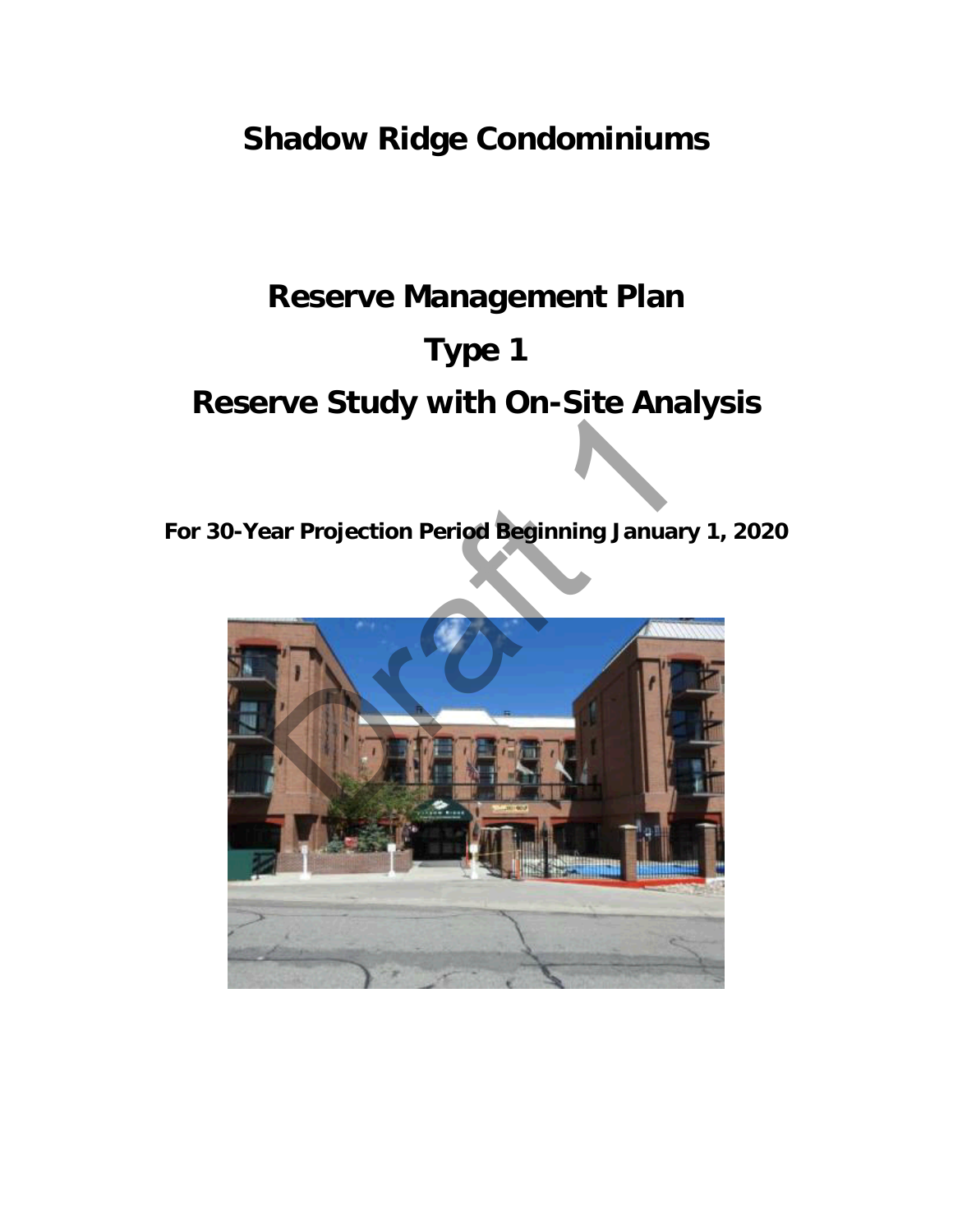# Shadow Ridge Condominiums

## Reserve Management Plan

## Type 1

## Reserve Study with On-Site Analysis

**For 30-Year Projection Period Beginning January 1, 2020**

Draft 1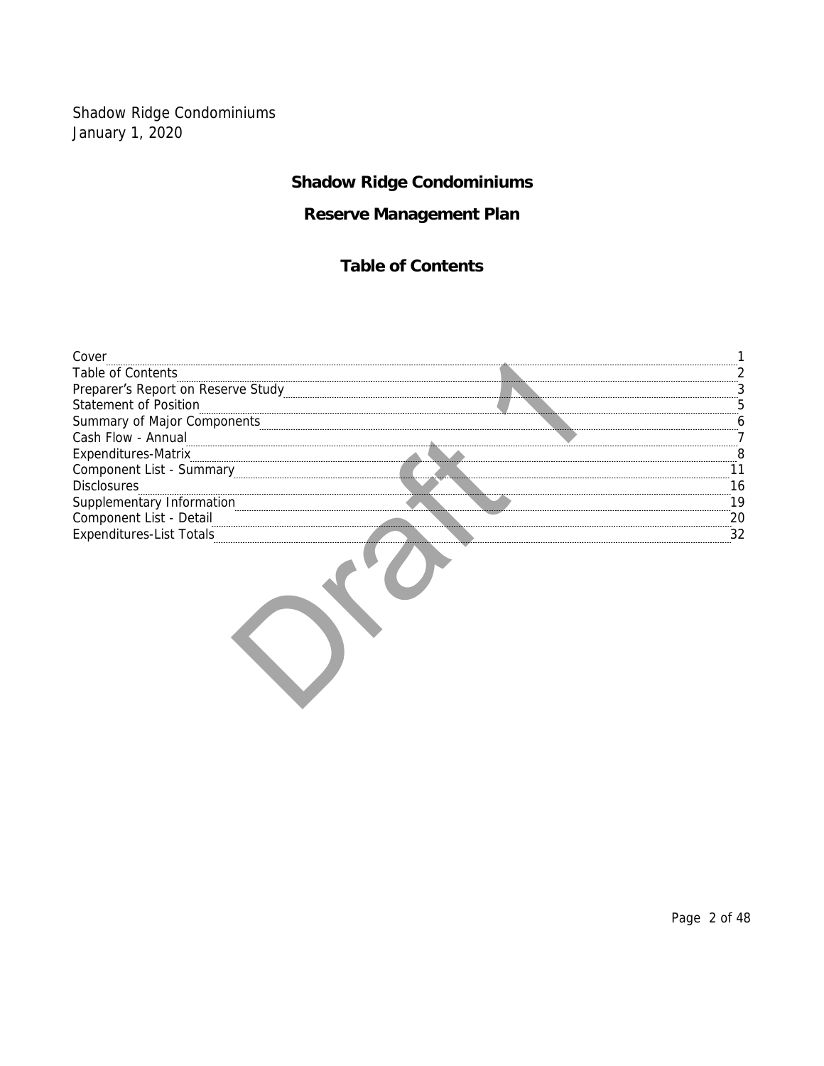Shadow Ridge Condominiums
January 1, 2020

## Shadow Ridge Condominiums

## Reserve Management Plan

### Table of Contents

| | |
|---|---|
| Cover | 1 |
| Table of Contents | 2 |
| Preparer's Report on Reserve Study | 3 |
| Statement of Position | 5 |
| Summary of Major Components | 6 |
| Cash Flow - Annual | 7 |
| Expenditures-Matrix | 8 |
| Component List - Summary | 11 |
| Disclosures | 16 |
| Supplementary Information | 19 |
| Component List - Detail | 20 |
| Expenditures-List Totals | 32 |

Draft 1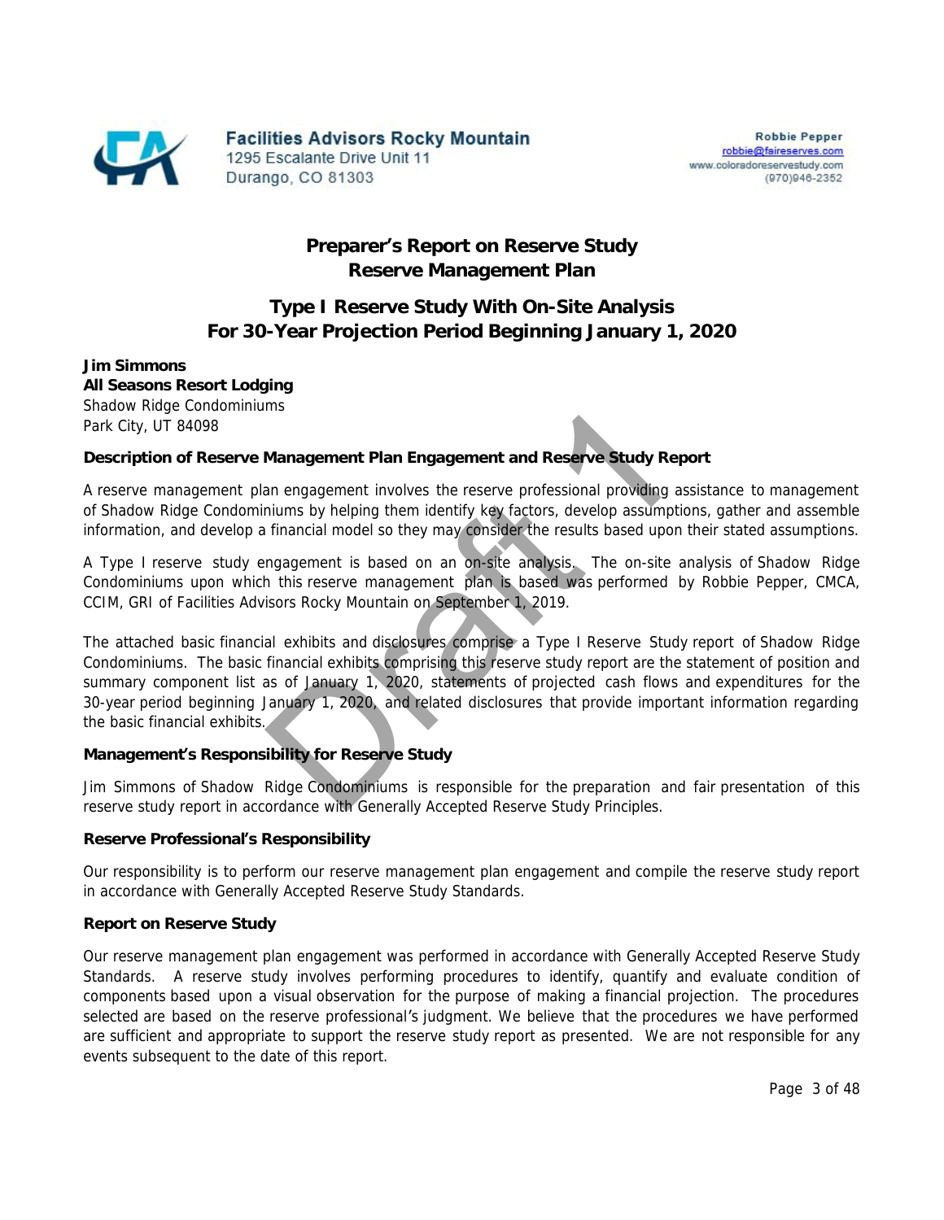**Facilities Advisors Rocky Mountain**
1295 Escalante Drive Unit 11
Durango, CO 81303

**Robbie Pepper**
robbie@faireserves.com
www.coloradoreservestudy.com
(970)946-2352

## Preparer's Report on Reserve Study
## Reserve Management Plan

## Type I Reserve Study With On-Site Analysis
## For 30-Year Projection Period Beginning January 1, 2020

**Jim Simmons**
**All Seasons Resort Lodging**
Shadow Ridge Condominiums
Park City, UT 84098

### Description of Reserve Management Plan Engagement and Reserve Study Report

A reserve management plan engagement involves the reserve professional providing assistance to management of Shadow Ridge Condominiums by helping them identify key factors, develop assumptions, gather and assemble information, and develop a financial model so they may consider the results based upon their stated assumptions.

A Type I reserve study engagement is based on an on-site analysis. The on-site analysis of Shadow Ridge Condominiums upon which this reserve management plan is based was performed by Robbie Pepper, CMCA, CCIM, GRI of Facilities Advisors Rocky Mountain on September 1, 2019.

The attached basic financial exhibits and disclosures comprise a Type I Reserve Study report of Shadow Ridge Condominiums. The basic financial exhibits comprising this reserve study report are the statement of position and summary component list as of January 1, 2020, statements of projected cash flows and expenditures for the 30-year period beginning January 1, 2020, and related disclosures that provide important information regarding the basic financial exhibits.

### Management's Responsibility for Reserve Study

Jim Simmons of Shadow Ridge Condominiums is responsible for the preparation and fair presentation of this reserve study report in accordance with Generally Accepted Reserve Study Principles.

### Reserve Professional's Responsibility

Our responsibility is to perform our reserve management plan engagement and compile the reserve study report in accordance with Generally Accepted Reserve Study Standards.

### Report on Reserve Study

Our reserve management plan engagement was performed in accordance with Generally Accepted Reserve Study Standards. A reserve study involves performing procedures to identify, quantify and evaluate condition of components based upon a visual observation for the purpose of making a financial projection. The procedures selected are based on the reserve professional's judgment. We believe that the procedures we have performed are sufficient and appropriate to support the reserve study report as presented. We are not responsible for any events subsequent to the date of this report.

Draft 1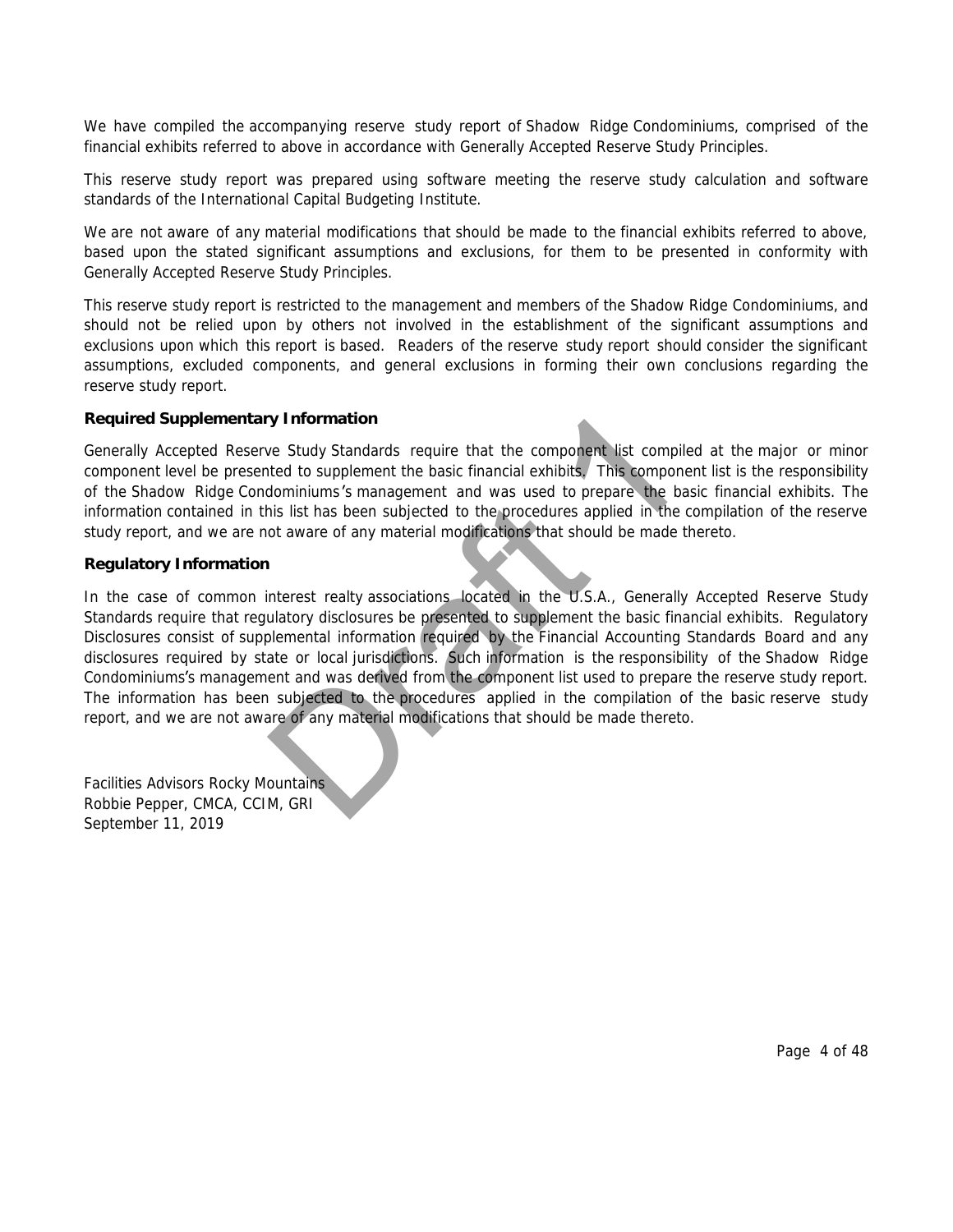We have compiled the accompanying reserve study report of Shadow Ridge Condominiums, comprised of the financial exhibits referred to above in accordance with Generally Accepted Reserve Study Principles.

This reserve study report was prepared using software meeting the reserve study calculation and software standards of the International Capital Budgeting Institute.

We are not aware of any material modifications that should be made to the financial exhibits referred to above, based upon the stated significant assumptions and exclusions, for them to be presented in conformity with Generally Accepted Reserve Study Principles.

This reserve study report is restricted to the management and members of the Shadow Ridge Condominiums, and should not be relied upon by others not involved in the establishment of the significant assumptions and exclusions upon which this report is based. Readers of the reserve study report should consider the significant assumptions, excluded components, and general exclusions in forming their own conclusions regarding the reserve study report.

**Required Supplementary Information**

Generally Accepted Reserve Study Standards require that the component list compiled at the major or minor component level be presented to supplement the basic financial exhibits. This component list is the responsibility of the Shadow Ridge Condominiums's management and was used to prepare the basic financial exhibits. The information contained in this list has been subjected to the procedures applied in the compilation of the reserve study report, and we are not aware of any material modifications that should be made thereto.

**Regulatory Information**

In the case of common interest realty associations located in the U.S.A., Generally Accepted Reserve Study Standards require that regulatory disclosures be presented to supplement the basic financial exhibits. Regulatory Disclosures consist of supplemental information required by the Financial Accounting Standards Board and any disclosures required by state or local jurisdictions. Such information is the responsibility of the Shadow Ridge Condominiums's management and was derived from the component list used to prepare the reserve study report. The information has been subjected to the procedures applied in the compilation of the basic reserve study report, and we are not aware of any material modifications that should be made thereto.

Facilities Advisors Rocky Mountains
Robbie Pepper, CMCA, CCIM, GRI
September 11, 2019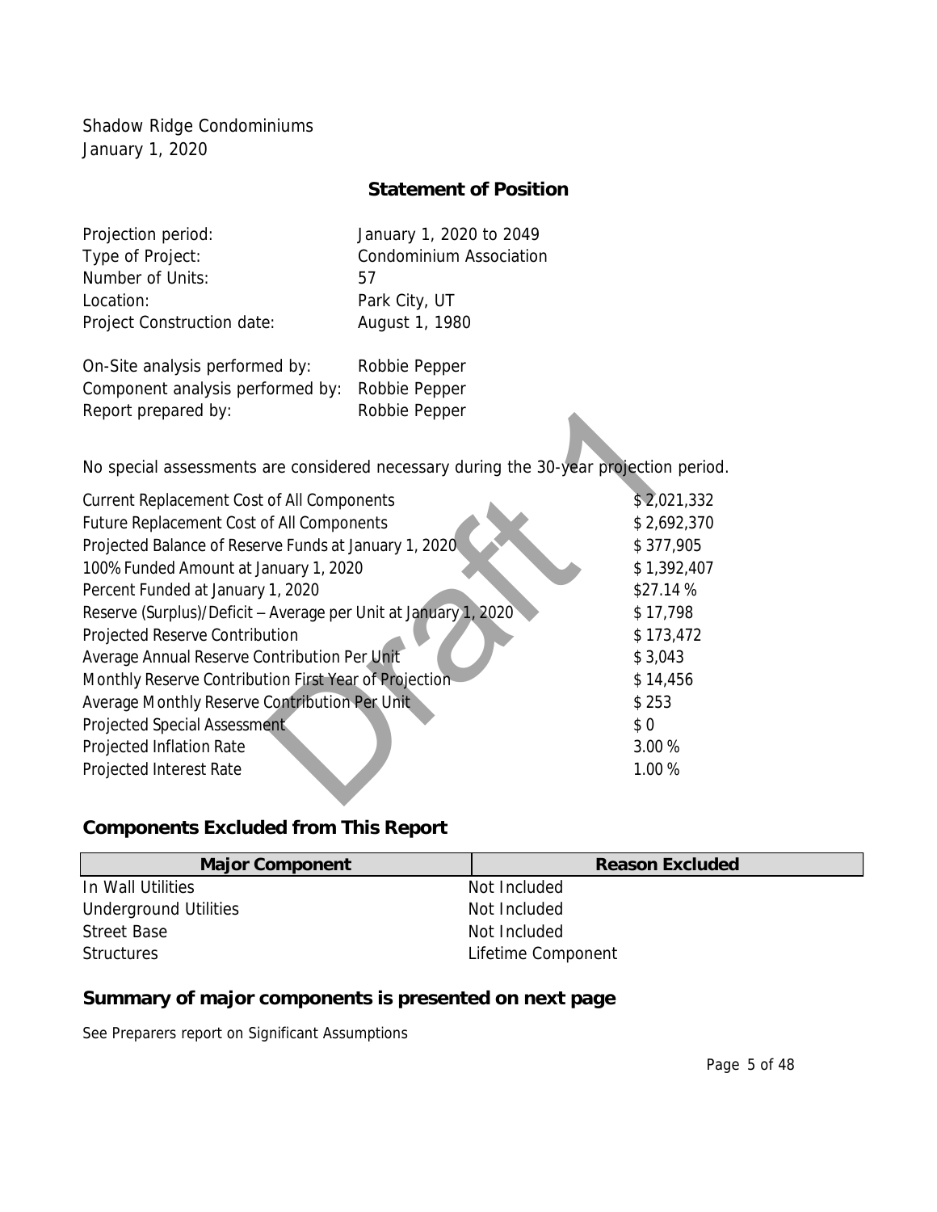Shadow Ridge Condominiums
January 1, 2020

## Statement of Position

| | |
|---|---|
| Projection period: | January 1, 2020 to 2049 |
| Type of Project: | Condominium Association |
| Number of Units: | 57 |
| Location: | Park City, UT |
| Project Construction date: | August 1, 1980 |

| | |
|---|---|
| On-Site analysis performed by: | Robbie Pepper |
| Component analysis performed by: | Robbie Pepper |
| Report prepared by: | Robbie Pepper |

No special assessments are considered necessary during the 30-year projection period.

| | |
|---|---|
| Current Replacement Cost of All Components | $ 2,021,332 |
| Future Replacement Cost of All Components | $ 2,692,370 |
| Projected Balance of Reserve Funds at January 1, 2020 | $ 377,905 |
| 100% Funded Amount at January 1, 2020 | $ 1,392,407 |
| Percent Funded at January 1, 2020 | $27.14 % |
| Reserve (Surplus)/Deficit – Average per Unit at January 1, 2020 | $ 17,798 |
| Projected Reserve Contribution | $ 173,472 |
| Average Annual Reserve Contribution Per Unit | $ 3,043 |
| Monthly Reserve Contribution First Year of Projection | $ 14,456 |
| Average Monthly Reserve Contribution Per Unit | $ 253 |
| Projected Special Assessment | $ 0 |
| Projected Inflation Rate | 3.00 % |
| Projected Interest Rate | 1.00 % |

## Components Excluded from This Report

| Major Component | Reason Excluded |
|---|---|
| In Wall Utilities | Not Included |
| Underground Utilities | Not Included |
| Street Base | Not Included |
| Structures | Lifetime Component |

## Summary of major components is presented on next page

See Preparers report on Significant Assumptions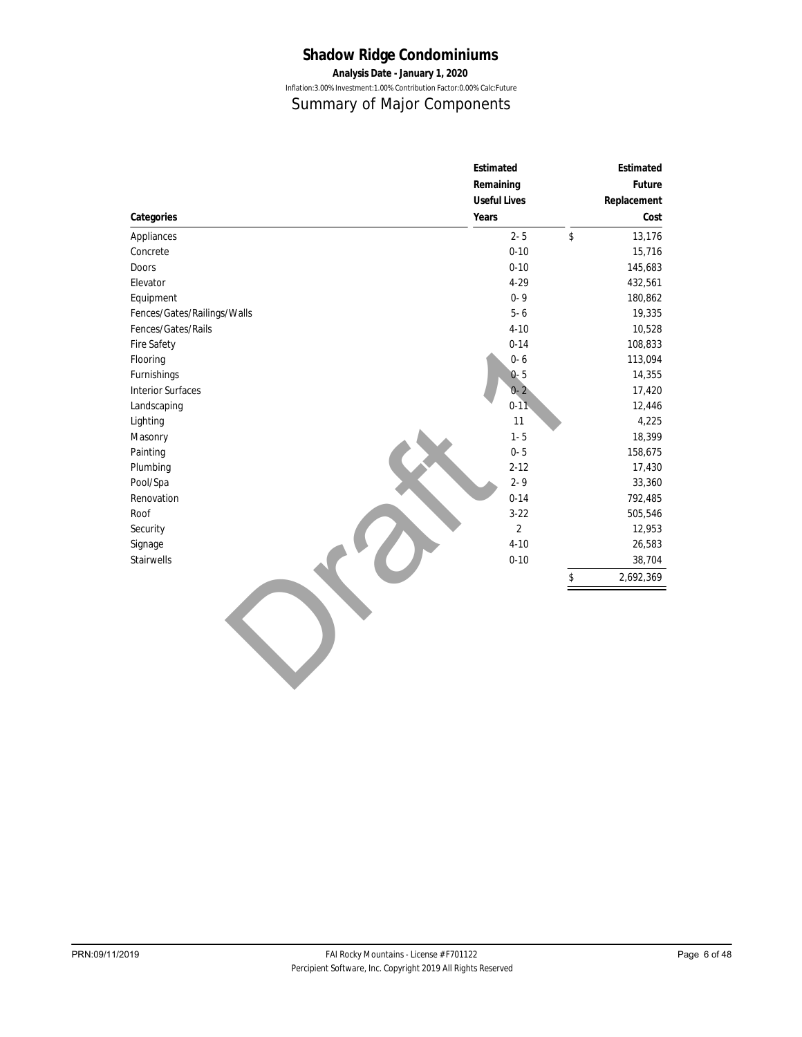# Shadow Ridge Condominiums

**Analysis Date - January 1, 2020**

Inflation:3.00% Investment:1.00% Contribution Factor:0.00% Calc:Future

## Summary of Major Components

| Categories | Estimated Remaining Useful Lives Years | | Estimated Future Replacement Cost |
|---|---|---|---|
| Appliances | 2- 5 | $ | 13,176 |
| Concrete | 0-10 | | 15,716 |
| Doors | 0-10 | | 145,683 |
| Elevator | 4-29 | | 432,561 |
| Equipment | 0- 9 | | 180,862 |
| Fences/Gates/Railings/Walls | 5- 6 | | 19,335 |
| Fences/Gates/Rails | 4-10 | | 10,528 |
| Fire Safety | 0-14 | | 108,833 |
| Flooring | 0- 6 | | 113,094 |
| Furnishings | 0- 5 | | 14,355 |
| Interior Surfaces | 0- 2 | | 17,420 |
| Landscaping | 0-11 | | 12,446 |
| Lighting | 11 | | 4,225 |
| Masonry | 1- 5 | | 18,399 |
| Painting | 0- 5 | | 158,675 |
| Plumbing | 2-12 | | 17,430 |
| Pool/Spa | 2- 9 | | 33,360 |
| Renovation | 0-14 | | 792,485 |
| Roof | 3-22 | | 505,546 |
| Security | 2 | | 12,953 |
| Signage | 4-10 | | 26,583 |
| Stairwells | 0-10 | | 38,704 |
| | | $ | 2,692,369 |

Draft 1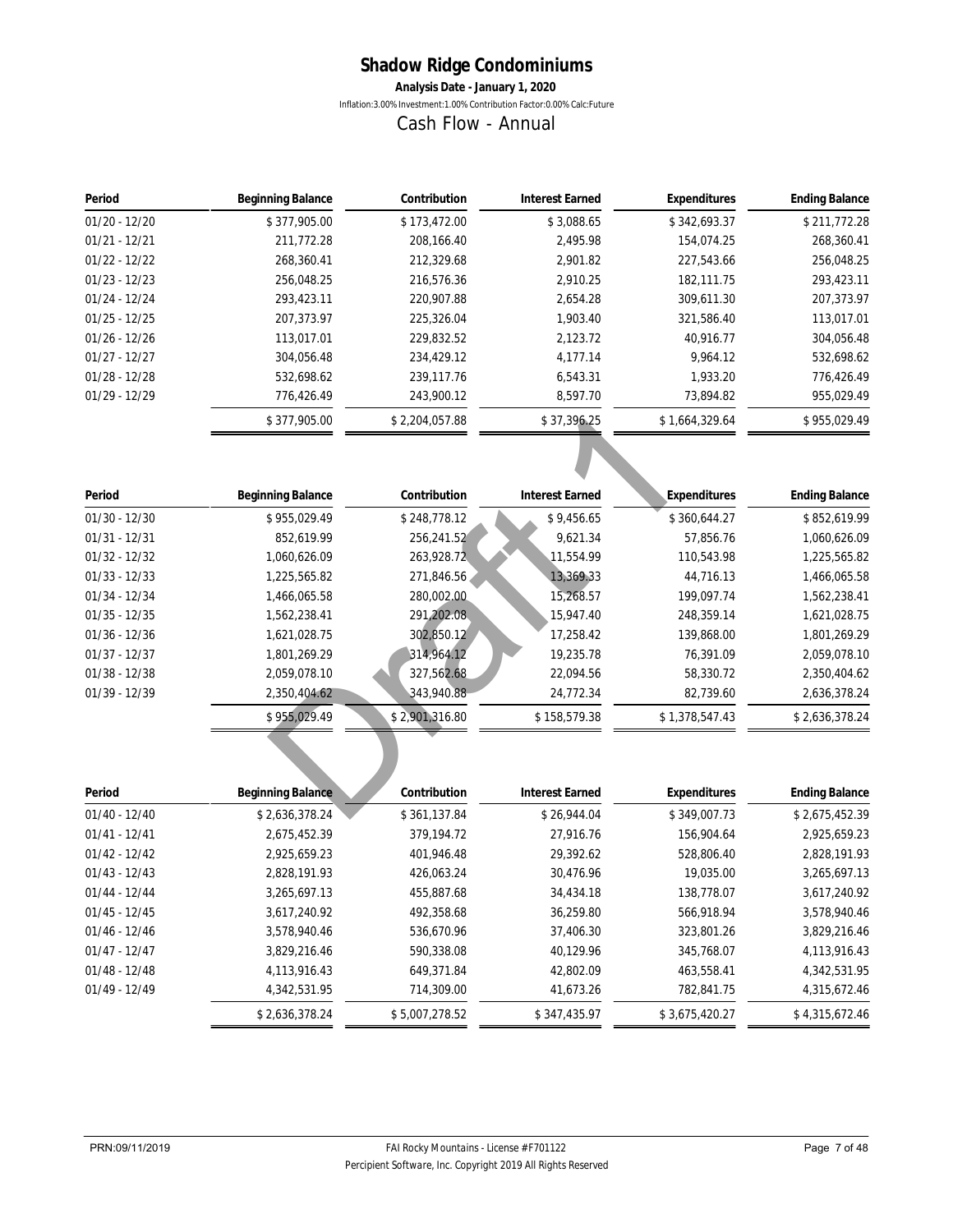# Shadow Ridge Condominiums

**Analysis Date - January 1, 2020**

Inflation:3.00% Investment:1.00% Contribution Factor:0.00% Calc:Future

## Cash Flow - Annual

| Period | Beginning Balance | Contribution | Interest Earned | Expenditures | Ending Balance |
|---|---|---|---|---|---|
| 01/20 - 12/20 | $ 377,905.00 | $ 173,472.00 | $ 3,088.65 | $ 342,693.37 | $ 211,772.28 |
| 01/21 - 12/21 | 211,772.28 | 208,166.40 | 2,495.98 | 154,074.25 | 268,360.41 |
| 01/22 - 12/22 | 268,360.41 | 212,329.68 | 2,901.82 | 227,543.66 | 256,048.25 |
| 01/23 - 12/23 | 256,048.25 | 216,576.36 | 2,910.25 | 182,111.75 | 293,423.11 |
| 01/24 - 12/24 | 293,423.11 | 220,907.88 | 2,654.28 | 309,611.30 | 207,373.97 |
| 01/25 - 12/25 | 207,373.97 | 225,326.04 | 1,903.40 | 321,586.40 | 113,017.01 |
| 01/26 - 12/26 | 113,017.01 | 229,832.52 | 2,123.72 | 40,916.77 | 304,056.48 |
| 01/27 - 12/27 | 304,056.48 | 234,429.12 | 4,177.14 | 9,964.12 | 532,698.62 |
| 01/28 - 12/28 | 532,698.62 | 239,117.76 | 6,543.31 | 1,933.20 | 776,426.49 |
| 01/29 - 12/29 | 776,426.49 | 243,900.12 | 8,597.70 | 73,894.82 | 955,029.49 |
| | $ 377,905.00 | $ 2,204,057.88 | $ 37,396.25 | $ 1,664,329.64 | $ 955,029.49 |

| Period | Beginning Balance | Contribution | Interest Earned | Expenditures | Ending Balance |
|---|---|---|---|---|---|
| 01/30 - 12/30 | $ 955,029.49 | $ 248,778.12 | $ 9,456.65 | $ 360,644.27 | $ 852,619.99 |
| 01/31 - 12/31 | 852,619.99 | 256,241.52 | 9,621.34 | 57,856.76 | 1,060,626.09 |
| 01/32 - 12/32 | 1,060,626.09 | 263,928.72 | 11,554.99 | 110,543.98 | 1,225,565.82 |
| 01/33 - 12/33 | 1,225,565.82 | 271,846.56 | 13,369.33 | 44,716.13 | 1,466,065.58 |
| 01/34 - 12/34 | 1,466,065.58 | 280,002.00 | 15,268.57 | 199,097.74 | 1,562,238.41 |
| 01/35 - 12/35 | 1,562,238.41 | 291,202.08 | 15,947.40 | 248,359.14 | 1,621,028.75 |
| 01/36 - 12/36 | 1,621,028.75 | 302,850.12 | 17,258.42 | 139,868.00 | 1,801,269.29 |
| 01/37 - 12/37 | 1,801,269.29 | 314,964.12 | 19,235.78 | 76,391.09 | 2,059,078.10 |
| 01/38 - 12/38 | 2,059,078.10 | 327,562.68 | 22,094.56 | 58,330.72 | 2,350,404.62 |
| 01/39 - 12/39 | 2,350,404.62 | 343,940.88 | 24,772.34 | 82,739.60 | 2,636,378.24 |
| | $ 955,029.49 | $ 2,901,316.80 | $ 158,579.38 | $ 1,378,547.43 | $ 2,636,378.24 |

| Period | Beginning Balance | Contribution | Interest Earned | Expenditures | Ending Balance |
|---|---|---|---|---|---|
| 01/40 - 12/40 | $ 2,636,378.24 | $ 361,137.84 | $ 26,944.04 | $ 349,007.73 | $ 2,675,452.39 |
| 01/41 - 12/41 | 2,675,452.39 | 379,194.72 | 27,916.76 | 156,904.64 | 2,925,659.23 |
| 01/42 - 12/42 | 2,925,659.23 | 401,946.48 | 29,392.62 | 528,806.40 | 2,828,191.93 |
| 01/43 - 12/43 | 2,828,191.93 | 426,063.24 | 30,476.96 | 19,035.00 | 3,265,697.13 |
| 01/44 - 12/44 | 3,265,697.13 | 455,887.68 | 34,434.18 | 138,778.07 | 3,617,240.92 |
| 01/45 - 12/45 | 3,617,240.92 | 492,358.68 | 36,259.80 | 566,918.94 | 3,578,940.46 |
| 01/46 - 12/46 | 3,578,940.46 | 536,670.96 | 37,406.30 | 323,801.26 | 3,829,216.46 |
| 01/47 - 12/47 | 3,829,216.46 | 590,338.08 | 40,129.96 | 345,768.07 | 4,113,916.43 |
| 01/48 - 12/48 | 4,113,916.43 | 649,371.84 | 42,802.09 | 463,558.41 | 4,342,531.95 |
| 01/49 - 12/49 | 4,342,531.95 | 714,309.00 | 41,673.26 | 782,841.75 | 4,315,672.46 |
| | $ 2,636,378.24 | $ 5,007,278.52 | $ 347,435.97 | $ 3,675,420.27 | $ 4,315,672.46 |

PRN:09/11/2019

FAI Rocky Mountains - License # F701122

Percipient Software, Inc. Copyright 2019 All Rights Reserved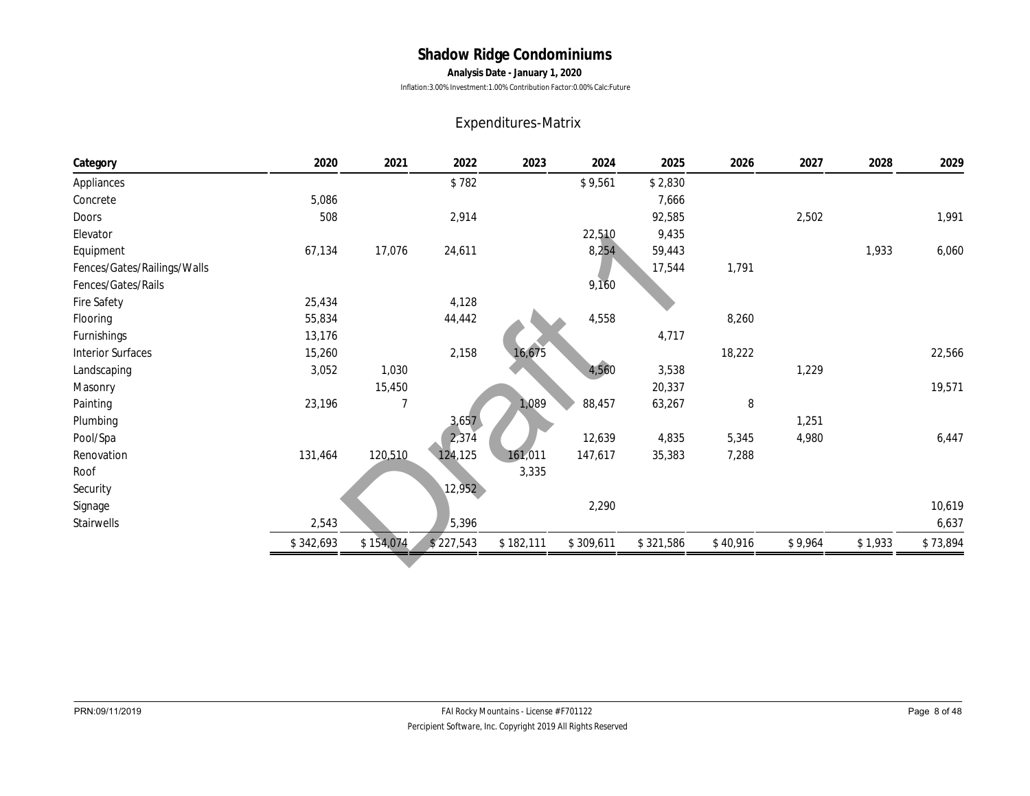# Shadow Ridge Condominiums

**Analysis Date - January 1, 2020**

Inflation:3.00% Investment:1.00% Contribution Factor:0.00% Calc:Future

## Expenditures-Matrix

| Category | 2020 | 2021 | 2022 | 2023 | 2024 | 2025 | 2026 | 2027 | 2028 | 2029 |
|---|---|---|---|---|---|---|---|---|---|---|
| Appliances | | | $ 782 | | $ 9,561 | $ 2,830 | | | | |
| Concrete | 5,086 | | | | | 7,666 | | | | |
| Doors | 508 | | 2,914 | | | 92,585 | | 2,502 | | 1,991 |
| Elevator | | | | | 22,510 | 9,435 | | | | |
| Equipment | 67,134 | 17,076 | 24,611 | | 8,254 | 59,443 | | | 1,933 | 6,060 |
| Fences/Gates/Railings/Walls | | | | | | 17,544 | 1,791 | | | |
| Fences/Gates/Rails | | | | | 9,160 | | | | | |
| Fire Safety | 25,434 | | 4,128 | | | | | | | |
| Flooring | 55,834 | | 44,442 | | 4,558 | | 8,260 | | | |
| Furnishings | 13,176 | | | | | 4,717 | | | | |
| Interior Surfaces | 15,260 | | 2,158 | 16,675 | | | 18,222 | | | 22,566 |
| Landscaping | 3,052 | 1,030 | | | 4,560 | 3,538 | | 1,229 | | |
| Masonry | | 15,450 | | | | 20,337 | | | | 19,571 |
| Painting | 23,196 | 7 | | 1,089 | 88,457 | 63,267 | 8 | | | |
| Plumbing | | | 3,657 | | | | | 1,251 | | |
| Pool/Spa | | | 2,374 | | 12,639 | 4,835 | 5,345 | 4,980 | | 6,447 |
| Renovation | 131,464 | 120,510 | 124,125 | 161,011 | 147,617 | 35,383 | 7,288 | | | |
| Roof | | | | 3,335 | | | | | | |
| Security | | | 12,952 | | | | | | | |
| Signage | | | | | 2,290 | | | | | 10,619 |
| Stairwells | 2,543 | | 5,396 | | | | | | | 6,637 |
| | $ 342,693 | $ 154,074 | $ 227,543 | $ 182,111 | $ 309,611 | $ 321,586 | $ 40,916 | $ 9,964 | $ 1,933 | $ 73,894 |

Draft 1

PRN:09/11/2019

FAI Rocky Mountains - License # F701122

Percipient Software, Inc. Copyright 2019 All Rights Reserved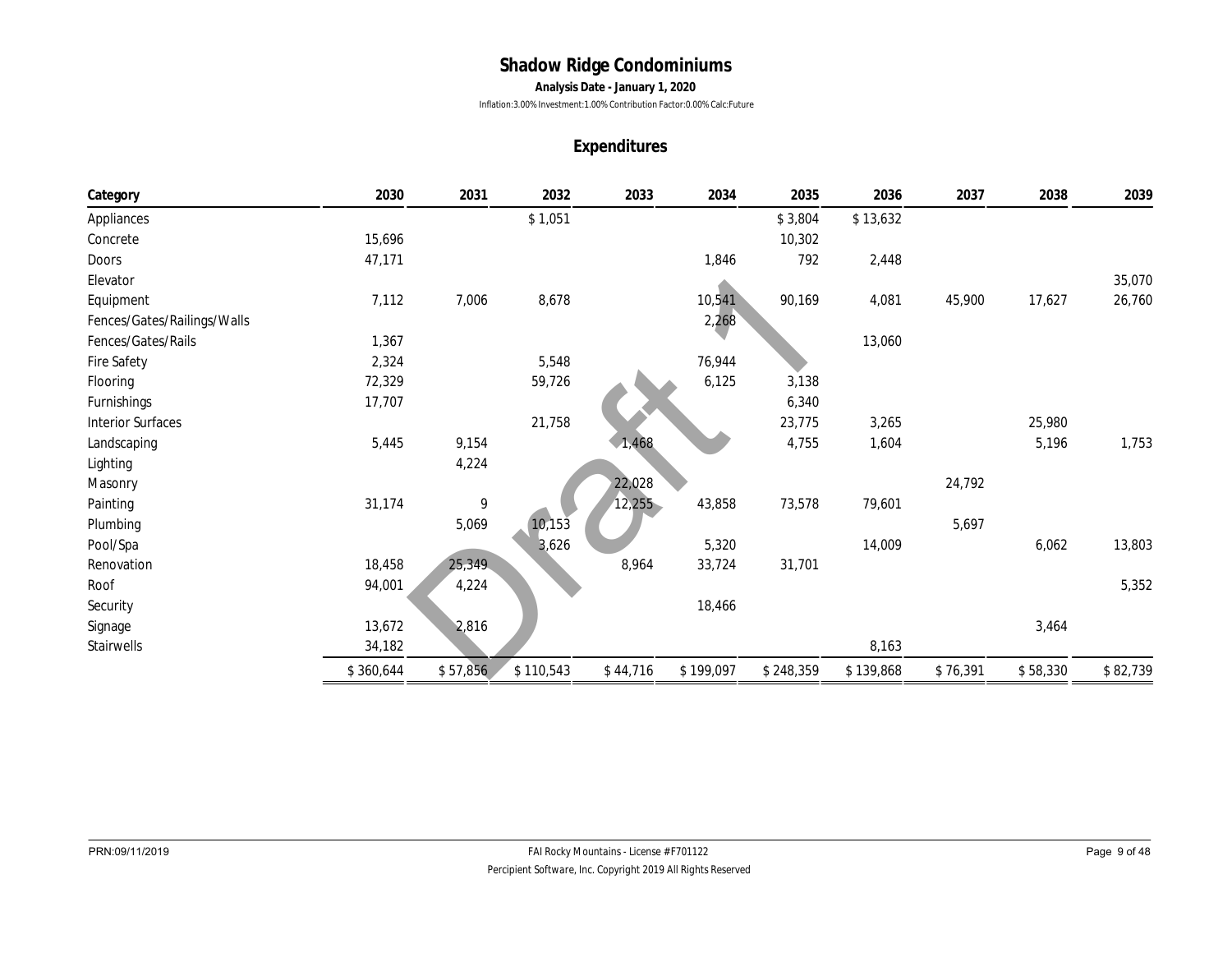# Shadow Ridge Condominiums

**Analysis Date - January 1, 2020**

Inflation:3.00% Investment:1.00% Contribution Factor:0.00% Calc:Future

## Expenditures

| Category | 2030 | 2031 | 2032 | 2033 | 2034 | 2035 | 2036 | 2037 | 2038 | 2039 |
|---|---|---|---|---|---|---|---|---|---|---|
| Appliances | | | $ 1,051 | | | $ 3,804 | $ 13,632 | | | |
| Concrete | 15,696 | | | | | 10,302 | | | | |
| Doors | 47,171 | | | | 1,846 | 792 | 2,448 | | | |
| Elevator | | | | | | | | | | 35,070 |
| Equipment | 7,112 | 7,006 | 8,678 | | 10,541 | 90,169 | 4,081 | 45,900 | 17,627 | 26,760 |
| Fences/Gates/Railings/Walls | | | | | 2,268 | | | | | |
| Fences/Gates/Rails | 1,367 | | | | | | 13,060 | | | |
| Fire Safety | 2,324 | | 5,548 | | 76,944 | | | | | |
| Flooring | 72,329 | | 59,726 | | 6,125 | 3,138 | | | | |
| Furnishings | 17,707 | | | | | 6,340 | | | | |
| Interior Surfaces | | | 21,758 | | | 23,775 | 3,265 | | 25,980 | |
| Landscaping | 5,445 | 9,154 | | 1,468 | | 4,755 | 1,604 | | 5,196 | 1,753 |
| Lighting | | 4,224 | | | | | | | | |
| Masonry | | | | 22,028 | | | | 24,792 | | |
| Painting | 31,174 | 9 | | 12,255 | 43,858 | 73,578 | 79,601 | | | |
| Plumbing | | 5,069 | 10,153 | | | | | 5,697 | | |
| Pool/Spa | | | 3,626 | | 5,320 | | 14,009 | | 6,062 | 13,803 |
| Renovation | 18,458 | 25,349 | | 8,964 | 33,724 | 31,701 | | | | |
| Roof | 94,001 | 4,224 | | | | | | | | 5,352 |
| Security | | | | | 18,466 | | | | | |
| Signage | 13,672 | 2,816 | | | | | | | 3,464 | |
| Stairwells | 34,182 | | | | | | 8,163 | | | |
| | $ 360,644 | $ 57,856 | $ 110,543 | $ 44,716 | $ 199,097 | $ 248,359 | $ 139,868 | $ 76,391 | $ 58,330 | $ 82,739 |

PRN:09/11/2019

FAI Rocky Mountains - License #F701122

Percipient Software, Inc. Copyright 2019 All Rights Reserved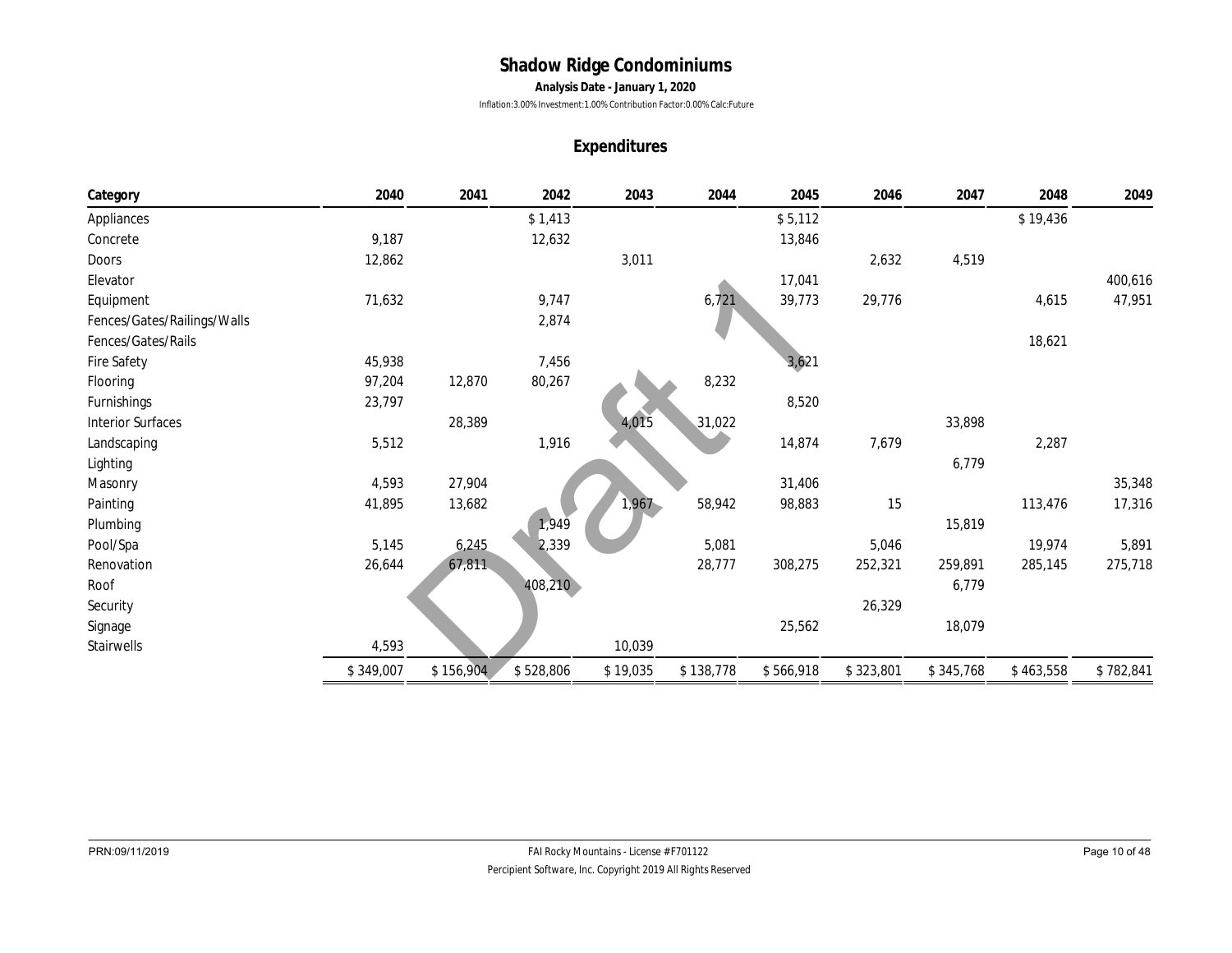# Shadow Ridge Condominiums

**Analysis Date - January 1, 2020**

Inflation:3.00% Investment:1.00% Contribution Factor:0.00% Calc:Future

## Expenditures

| Category | 2040 | 2041 | 2042 | 2043 | 2044 | 2045 | 2046 | 2047 | 2048 | 2049 |
|---|---|---|---|---|---|---|---|---|---|---|
| Appliances | | | $ 1,413 | | | $ 5,112 | | | $ 19,436 | |
| Concrete | 9,187 | | 12,632 | | | 13,846 | | | | |
| Doors | 12,862 | | | 3,011 | | | 2,632 | 4,519 | | |
| Elevator | | | | | | 17,041 | | | | 400,616 |
| Equipment | 71,632 | | 9,747 | | 6,721 | 39,773 | 29,776 | | 4,615 | 47,951 |
| Fences/Gates/Railings/Walls | | | 2,874 | | | | | | | |
| Fences/Gates/Rails | | | | | | | | | 18,621 | |
| Fire Safety | 45,938 | | 7,456 | | | 3,621 | | | | |
| Flooring | 97,204 | 12,870 | 80,267 | | 8,232 | | | | | |
| Furnishings | 23,797 | | | | | 8,520 | | | | |
| Interior Surfaces | | 28,389 | | 4,015 | 31,022 | | | 33,898 | | |
| Landscaping | 5,512 | | 1,916 | | | 14,874 | 7,679 | | 2,287 | |
| Lighting | | | | | | | | 6,779 | | |
| Masonry | 4,593 | 27,904 | | | | 31,406 | | | | 35,348 |
| Painting | 41,895 | 13,682 | | 1,967 | 58,942 | 98,883 | 15 | | 113,476 | 17,316 |
| Plumbing | | | 1,949 | | | | | 15,819 | | |
| Pool/Spa | 5,145 | 6,245 | 2,339 | | 5,081 | | 5,046 | | 19,974 | 5,891 |
| Renovation | 26,644 | 67,811 | | | 28,777 | 308,275 | 252,321 | 259,891 | 285,145 | 275,718 |
| Roof | | | 408,210 | | | | | 6,779 | | |
| Security | | | | | | | 26,329 | | | |
| Signage | | | | | | 25,562 | | 18,079 | | |
| Stairwells | 4,593 | | | 10,039 | | | | | | |
| | $ 349,007 | $ 156,904 | $ 528,806 | $ 19,035 | $ 138,778 | $ 566,918 | $ 323,801 | $ 345,768 | $ 463,558 | $ 782,841 |

PRN:09/11/2019

FAI Rocky Mountains - License #F701122

Percipient Software, Inc. Copyright 2019 All Rights Reserved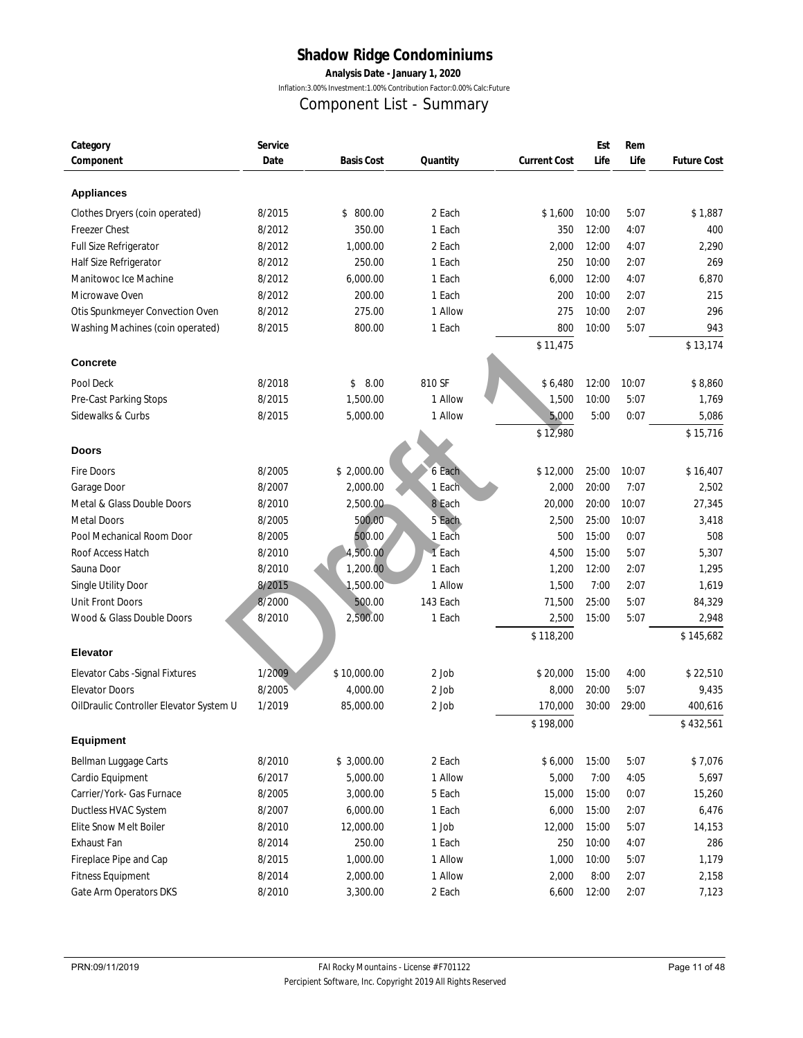# Shadow Ridge Condominiums

**Analysis Date - January 1, 2020**

Inflation:3.00% Investment:1.00% Contribution Factor:0.00% Calc:Future

## Component List - Summary

| Category<br>Component | Service Date | Basis Cost | Quantity | Current Cost | Est Life | Rem Life | Future Cost |
|---|---|---|---|---|---|---|---|
| **Appliances** | | | | | | | |
| Clothes Dryers (coin operated) | 8/2015 | $ 800.00 | 2 Each | $ 1,600 | 10:00 | 5:07 | $ 1,887 |
| Freezer Chest | 8/2012 | 350.00 | 1 Each | 350 | 12:00 | 4:07 | 400 |
| Full Size Refrigerator | 8/2012 | 1,000.00 | 2 Each | 2,000 | 12:00 | 4:07 | 2,290 |
| Half Size Refrigerator | 8/2012 | 250.00 | 1 Each | 250 | 10:00 | 2:07 | 269 |
| Manitowoc Ice Machine | 8/2012 | 6,000.00 | 1 Each | 6,000 | 12:00 | 4:07 | 6,870 |
| Microwave Oven | 8/2012 | 200.00 | 1 Each | 200 | 10:00 | 2:07 | 215 |
| Otis Spunkmeyer Convection Oven | 8/2012 | 275.00 | 1 Allow | 275 | 10:00 | 2:07 | 296 |
| Washing Machines (coin operated) | 8/2015 | 800.00 | 1 Each | 800 | 10:00 | 5:07 | 943 |
| | | | | $ 11,475 | | | $ 13,174 |
| **Concrete** | | | | | | | |
| Pool Deck | 8/2018 | $ 8.00 | 810 SF | $ 6,480 | 12:00 | 10:07 | $ 8,860 |
| Pre-Cast Parking Stops | 8/2015 | 1,500.00 | 1 Allow | 1,500 | 10:00 | 5:07 | 1,769 |
| Sidewalks & Curbs | 8/2015 | 5,000.00 | 1 Allow | 5,000 | 5:00 | 0:07 | 5,086 |
| | | | | $ 12,980 | | | $ 15,716 |
| **Doors** | | | | | | | |
| Fire Doors | 8/2005 | $ 2,000.00 | 6 Each | $ 12,000 | 25:00 | 10:07 | $ 16,407 |
| Garage Door | 8/2007 | 2,000.00 | 1 Each | 2,000 | 20:00 | 7:07 | 2,502 |
| Metal & Glass Double Doors | 8/2010 | 2,500.00 | 8 Each | 20,000 | 20:00 | 10:07 | 27,345 |
| Metal Doors | 8/2005 | 500.00 | 5 Each | 2,500 | 25:00 | 10:07 | 3,418 |
| Pool Mechanical Room Door | 8/2005 | 500.00 | 1 Each | 500 | 15:00 | 0:07 | 508 |
| Roof Access Hatch | 8/2010 | 4,500.00 | 1 Each | 4,500 | 15:00 | 5:07 | 5,307 |
| Sauna Door | 8/2010 | 1,200.00 | 1 Each | 1,200 | 12:00 | 2:07 | 1,295 |
| Single Utility Door | 8/2015 | 1,500.00 | 1 Allow | 1,500 | 7:00 | 2:07 | 1,619 |
| Unit Front Doors | 8/2000 | 500.00 | 143 Each | 71,500 | 25:00 | 5:07 | 84,329 |
| Wood & Glass Double Doors | 8/2010 | 2,500.00 | 1 Each | 2,500 | 15:00 | 5:07 | 2,948 |
| | | | | $ 118,200 | | | $ 145,682 |
| **Elevator** | | | | | | | |
| Elevator Cabs -Signal Fixtures | 1/2009 | $ 10,000.00 | 2 Job | $ 20,000 | 15:00 | 4:00 | $ 22,510 |
| Elevator Doors | 8/2005 | 4,000.00 | 2 Job | 8,000 | 20:00 | 5:07 | 9,435 |
| OilDraulic Controller Elevator System U | 1/2019 | 85,000.00 | 2 Job | 170,000 | 30:00 | 29:00 | 400,616 |
| | | | | $ 198,000 | | | $ 432,561 |
| **Equipment** | | | | | | | |
| Bellman Luggage Carts | 8/2010 | $ 3,000.00 | 2 Each | $ 6,000 | 15:00 | 5:07 | $ 7,076 |
| Cardio Equipment | 6/2017 | 5,000.00 | 1 Allow | 5,000 | 7:00 | 4:05 | 5,697 |
| Carrier/York- Gas Furnace | 8/2005 | 3,000.00 | 5 Each | 15,000 | 15:00 | 0:07 | 15,260 |
| Ductless HVAC System | 8/2007 | 6,000.00 | 1 Each | 6,000 | 15:00 | 2:07 | 6,476 |
| Elite Snow Melt Boiler | 8/2010 | 12,000.00 | 1 Job | 12,000 | 15:00 | 5:07 | 14,153 |
| Exhaust Fan | 8/2014 | 250.00 | 1 Each | 250 | 10:00 | 4:07 | 286 |
| Fireplace Pipe and Cap | 8/2015 | 1,000.00 | 1 Allow | 1,000 | 10:00 | 5:07 | 1,179 |
| Fitness Equipment | 8/2014 | 2,000.00 | 1 Allow | 2,000 | 8:00 | 2:07 | 2,158 |
| Gate Arm Operators DKS | 8/2010 | 3,300.00 | 2 Each | 6,600 | 12:00 | 2:07 | 7,123 |

PRN:09/11/2019

FAI Rocky Mountains - License #F701122

Percipient Software, Inc. Copyright 2019 All Rights Reserved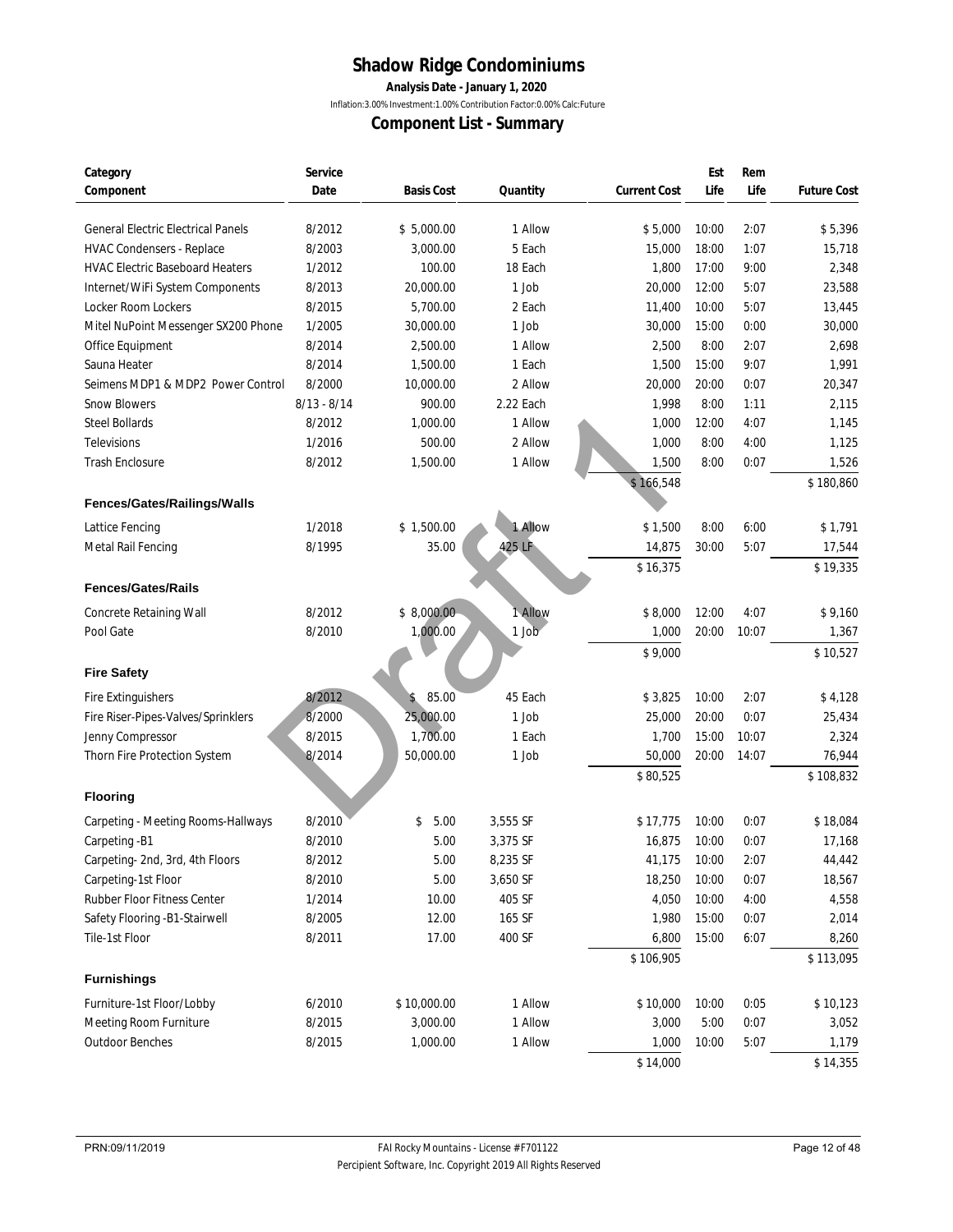# Shadow Ridge Condominiums

**Analysis Date - January 1, 2020**

Inflation:3.00% Investment:1.00% Contribution Factor:0.00% Calc:Future

## Component List - Summary

| Category<br>Component | Service Date | Basis Cost | Quantity | Current Cost | Est Life | Rem Life | Future Cost |
|---|---|---|---|---|---|---|---|
| General Electric Electrical Panels | 8/2012 | $ 5,000.00 | 1 Allow | $ 5,000 | 10:00 | 2:07 | $ 5,396 |
| HVAC Condensers - Replace | 8/2003 | 3,000.00 | 5 Each | 15,000 | 18:00 | 1:07 | 15,718 |
| HVAC Electric Baseboard Heaters | 1/2012 | 100.00 | 18 Each | 1,800 | 17:00 | 9:00 | 2,348 |
| Internet/WiFi System Components | 8/2013 | 20,000.00 | 1 Job | 20,000 | 12:00 | 5:07 | 23,588 |
| Locker Room Lockers | 8/2015 | 5,700.00 | 2 Each | 11,400 | 10:00 | 5:07 | 13,445 |
| Mitel NuPoint Messenger SX200 Phone | 1/2005 | 30,000.00 | 1 Job | 30,000 | 15:00 | 0:00 | 30,000 |
| Office Equipment | 8/2014 | 2,500.00 | 1 Allow | 2,500 | 8:00 | 2:07 | 2,698 |
| Sauna Heater | 8/2014 | 1,500.00 | 1 Each | 1,500 | 15:00 | 9:07 | 1,991 |
| Seimens MDP1 & MDP2 Power Control | 8/2000 | 10,000.00 | 2 Allow | 20,000 | 20:00 | 0:07 | 20,347 |
| Snow Blowers | 8/13 - 8/14 | 900.00 | 2.22 Each | 1,998 | 8:00 | 1:11 | 2,115 |
| Steel Bollards | 8/2012 | 1,000.00 | 1 Allow | 1,000 | 12:00 | 4:07 | 1,145 |
| Televisions | 1/2016 | 500.00 | 2 Allow | 1,000 | 8:00 | 4:00 | 1,125 |
| Trash Enclosure | 8/2012 | 1,500.00 | 1 Allow | 1,500 | 8:00 | 0:07 | 1,526 |
| | | | | $ 166,548 | | | $ 180,860 |
| **Fences/Gates/Railings/Walls** | | | | | | | |
| Lattice Fencing | 1/2018 | $ 1,500.00 | 1 Allow | $ 1,500 | 8:00 | 6:00 | $ 1,791 |
| Metal Rail Fencing | 8/1995 | 35.00 | 425 LF | 14,875 | 30:00 | 5:07 | 17,544 |
| | | | | $ 16,375 | | | $ 19,335 |
| **Fences/Gates/Rails** | | | | | | | |
| Concrete Retaining Wall | 8/2012 | $ 8,000.00 | 1 Allow | $ 8,000 | 12:00 | 4:07 | $ 9,160 |
| Pool Gate | 8/2010 | 1,000.00 | 1 Job | 1,000 | 20:00 | 10:07 | 1,367 |
| | | | | $ 9,000 | | | $ 10,527 |
| **Fire Safety** | | | | | | | |
| Fire Extinguishers | 8/2012 | $ 85.00 | 45 Each | $ 3,825 | 10:00 | 2:07 | $ 4,128 |
| Fire Riser-Pipes-Valves/Sprinklers | 8/2000 | 25,000.00 | 1 Job | 25,000 | 20:00 | 0:07 | 25,434 |
| Jenny Compressor | 8/2015 | 1,700.00 | 1 Each | 1,700 | 15:00 | 10:07 | 2,324 |
| Thorn Fire Protection System | 8/2014 | 50,000.00 | 1 Job | 50,000 | 20:00 | 14:07 | 76,944 |
| | | | | $ 80,525 | | | $ 108,832 |
| **Flooring** | | | | | | | |
| Carpeting - Meeting Rooms-Hallways | 8/2010 | $ 5.00 | 3,555 SF | $ 17,775 | 10:00 | 0:07 | $ 18,084 |
| Carpeting -B1 | 8/2010 | 5.00 | 3,375 SF | 16,875 | 10:00 | 0:07 | 17,168 |
| Carpeting- 2nd, 3rd, 4th Floors | 8/2012 | 5.00 | 8,235 SF | 41,175 | 10:00 | 2:07 | 44,442 |
| Carpeting-1st Floor | 8/2010 | 5.00 | 3,650 SF | 18,250 | 10:00 | 0:07 | 18,567 |
| Rubber Floor Fitness Center | 1/2014 | 10.00 | 405 SF | 4,050 | 10:00 | 4:00 | 4,558 |
| Safety Flooring -B1-Stairwell | 8/2005 | 12.00 | 165 SF | 1,980 | 15:00 | 0:07 | 2,014 |
| Tile-1st Floor | 8/2011 | 17.00 | 400 SF | 6,800 | 15:00 | 6:07 | 8,260 |
| | | | | $ 106,905 | | | $ 113,095 |
| **Furnishings** | | | | | | | |
| Furniture-1st Floor/Lobby | 6/2010 | $ 10,000.00 | 1 Allow | $ 10,000 | 10:00 | 0:05 | $ 10,123 |
| Meeting Room Furniture | 8/2015 | 3,000.00 | 1 Allow | 3,000 | 5:00 | 0:07 | 3,052 |
| Outdoor Benches | 8/2015 | 1,000.00 | 1 Allow | 1,000 | 10:00 | 5:07 | 1,179 |
| | | | | $ 14,000 | | | $ 14,355 |

PRN:09/11/2019

FAI Rocky Mountains - License #F701122

Percipient Software, Inc. Copyright 2019 All Rights Reserved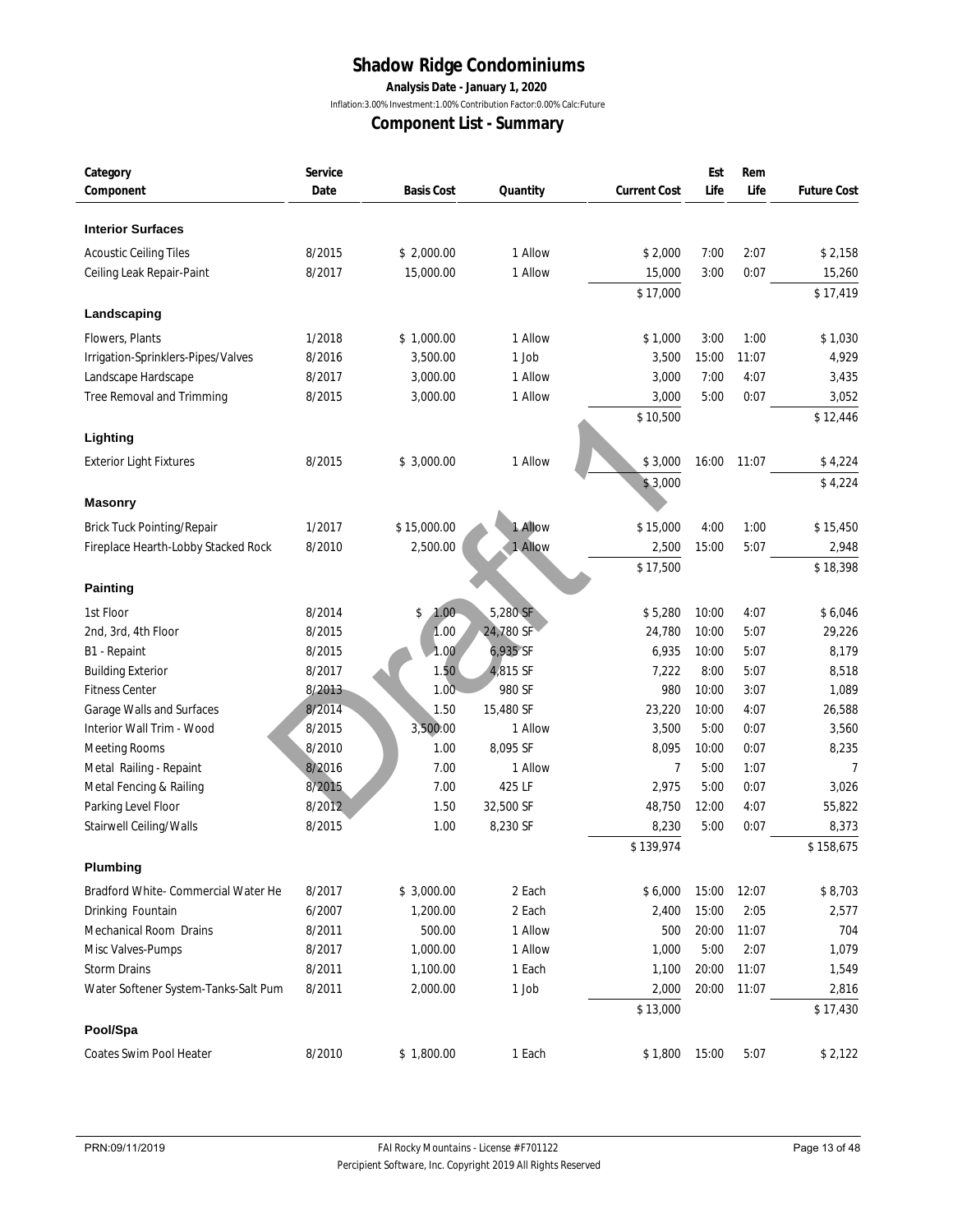# Shadow Ridge Condominiums

**Analysis Date - January 1, 2020**

Inflation:3.00% Investment:1.00% Contribution Factor:0.00% Calc:Future

## Component List - Summary

| Category<br>Component | Service Date | Basis Cost | Quantity | Current Cost | Est Life | Rem Life | Future Cost |
|---|---|---|---|---|---|---|---|
| **Interior Surfaces** | | | | | | | |
| Acoustic Ceiling Tiles | 8/2015 | $ 2,000.00 | 1 Allow | $ 2,000 | 7:00 | 2:07 | $ 2,158 |
| Ceiling Leak Repair-Paint | 8/2017 | 15,000.00 | 1 Allow | 15,000 | 3:00 | 0:07 | 15,260 |
| | | | | $ 17,000 | | | $ 17,419 |
| **Landscaping** | | | | | | | |
| Flowers, Plants | 1/2018 | $ 1,000.00 | 1 Allow | $ 1,000 | 3:00 | 1:00 | $ 1,030 |
| Irrigation-Sprinklers-Pipes/Valves | 8/2016 | 3,500.00 | 1 Job | 3,500 | 15:00 | 11:07 | 4,929 |
| Landscape Hardscape | 8/2017 | 3,000.00 | 1 Allow | 3,000 | 7:00 | 4:07 | 3,435 |
| Tree Removal and Trimming | 8/2015 | 3,000.00 | 1 Allow | 3,000 | 5:00 | 0:07 | 3,052 |
| | | | | $ 10,500 | | | $ 12,446 |
| **Lighting** | | | | | | | |
| Exterior Light Fixtures | 8/2015 | $ 3,000.00 | 1 Allow | $ 3,000 | 16:00 | 11:07 | $ 4,224 |
| | | | | $ 3,000 | | | $ 4,224 |
| **Masonry** | | | | | | | |
| Brick Tuck Pointing/Repair | 1/2017 | $ 15,000.00 | 1 Allow | $ 15,000 | 4:00 | 1:00 | $ 15,450 |
| Fireplace Hearth-Lobby Stacked Rock | 8/2010 | 2,500.00 | 1 Allow | 2,500 | 15:00 | 5:07 | 2,948 |
| | | | | $ 17,500 | | | $ 18,398 |
| **Painting** | | | | | | | |
| 1st Floor | 8/2014 | $ 1.00 | 5,280 SF | $ 5,280 | 10:00 | 4:07 | $ 6,046 |
| 2nd, 3rd, 4th Floor | 8/2015 | 1.00 | 24,780 SF | 24,780 | 10:00 | 5:07 | 29,226 |
| B1 - Repaint | 8/2015 | 1.00 | 6,935 SF | 6,935 | 10:00 | 5:07 | 8,179 |
| Building Exterior | 8/2017 | 1.50 | 4,815 SF | 7,222 | 8:00 | 5:07 | 8,518 |
| Fitness Center | 8/2013 | 1.00 | 980 SF | 980 | 10:00 | 3:07 | 1,089 |
| Garage Walls and Surfaces | 8/2014 | 1.50 | 15,480 SF | 23,220 | 10:00 | 4:07 | 26,588 |
| Interior Wall Trim - Wood | 8/2015 | 3,500.00 | 1 Allow | 3,500 | 5:00 | 0:07 | 3,560 |
| Meeting Rooms | 8/2010 | 1.00 | 8,095 SF | 8,095 | 10:00 | 0:07 | 8,235 |
| Metal Railing - Repaint | 8/2016 | 7.00 | 1 Allow | 7 | 5:00 | 1:07 | 7 |
| Metal Fencing & Railing | 8/2015 | 7.00 | 425 LF | 2,975 | 5:00 | 0:07 | 3,026 |
| Parking Level Floor | 8/2012 | 1.50 | 32,500 SF | 48,750 | 12:00 | 4:07 | 55,822 |
| Stairwell Ceiling/Walls | 8/2015 | 1.00 | 8,230 SF | 8,230 | 5:00 | 0:07 | 8,373 |
| | | | | $ 139,974 | | | $ 158,675 |
| **Plumbing** | | | | | | | |
| Bradford White- Commercial Water He | 8/2017 | $ 3,000.00 | 2 Each | $ 6,000 | 15:00 | 12:07 | $ 8,703 |
| Drinking Fountain | 6/2007 | 1,200.00 | 2 Each | 2,400 | 15:00 | 2:05 | 2,577 |
| Mechanical Room Drains | 8/2011 | 500.00 | 1 Allow | 500 | 20:00 | 11:07 | 704 |
| Misc Valves-Pumps | 8/2017 | 1,000.00 | 1 Allow | 1,000 | 5:00 | 2:07 | 1,079 |
| Storm Drains | 8/2011 | 1,100.00 | 1 Each | 1,100 | 20:00 | 11:07 | 1,549 |
| Water Softener System-Tanks-Salt Pum | 8/2011 | 2,000.00 | 1 Job | 2,000 | 20:00 | 11:07 | 2,816 |
| | | | | $ 13,000 | | | $ 17,430 |
| **Pool/Spa** | | | | | | | |
| Coates Swim Pool Heater | 8/2010 | $ 1,800.00 | 1 Each | $ 1,800 | 15:00 | 5:07 | $ 2,122 |

PRN:09/11/2019

FAI Rocky Mountains - License #F701122
Percipient Software, Inc. Copyright 2019 All Rights Reserved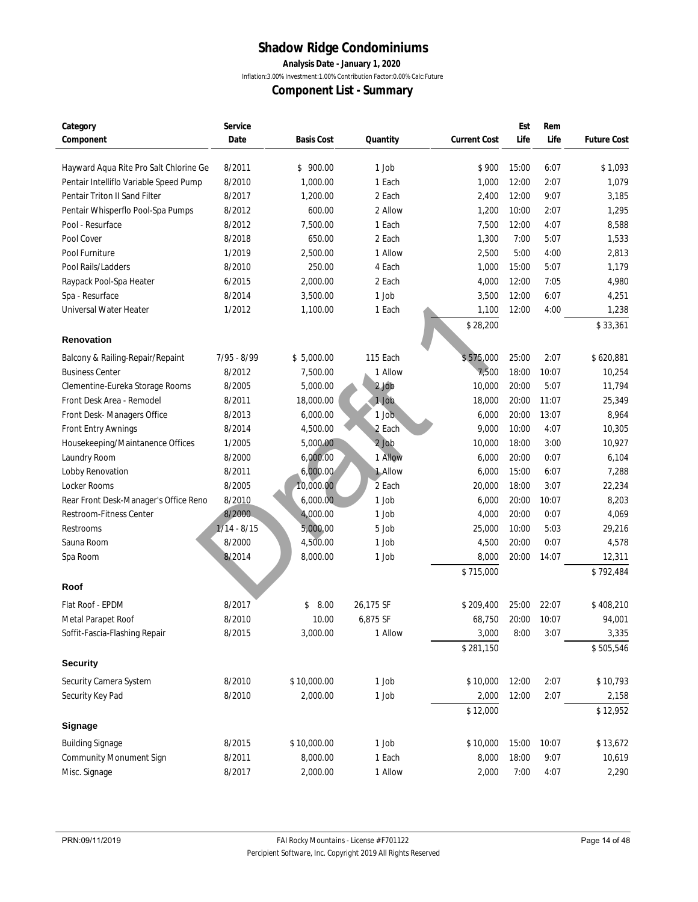# Shadow Ridge Condominiums

**Analysis Date - January 1, 2020**

Inflation:3.00% Investment:1.00% Contribution Factor:0.00% Calc:Future

## Component List - Summary

| Category<br>Component | Service<br>Date | Basis Cost | Quantity | Current Cost | Est<br>Life | Rem<br>Life | Future Cost |
|---|---|---|---|---|---|---|---|
| Hayward Aqua Rite Pro Salt Chlorine Ge | 8/2011 | $ 900.00 | 1 Job | $ 900 | 15:00 | 6:07 | $ 1,093 |
| Pentair Intelliflo Variable Speed Pump | 8/2010 | 1,000.00 | 1 Each | 1,000 | 12:00 | 2:07 | 1,079 |
| Pentair Triton II Sand Filter | 8/2017 | 1,200.00 | 2 Each | 2,400 | 12:00 | 9:07 | 3,185 |
| Pentair Whisperflo Pool-Spa Pumps | 8/2012 | 600.00 | 2 Allow | 1,200 | 10:00 | 2:07 | 1,295 |
| Pool - Resurface | 8/2012 | 7,500.00 | 1 Each | 7,500 | 12:00 | 4:07 | 8,588 |
| Pool Cover | 8/2018 | 650.00 | 2 Each | 1,300 | 7:00 | 5:07 | 1,533 |
| Pool Furniture | 1/2019 | 2,500.00 | 1 Allow | 2,500 | 5:00 | 4:00 | 2,813 |
| Pool Rails/Ladders | 8/2010 | 250.00 | 4 Each | 1,000 | 15:00 | 5:07 | 1,179 |
| Raypack Pool-Spa Heater | 6/2015 | 2,000.00 | 2 Each | 4,000 | 12:00 | 7:05 | 4,980 |
| Spa - Resurface | 8/2014 | 3,500.00 | 1 Job | 3,500 | 12:00 | 6:07 | 4,251 |
| Universal Water Heater | 1/2012 | 1,100.00 | 1 Each | 1,100 | 12:00 | 4:00 | 1,238 |
| | | | | $ 28,200 | | | $ 33,361 |
| **Renovation** | | | | | | | |
| Balcony & Railing-Repair/Repaint | 7/95 - 8/99 | $ 5,000.00 | 115 Each | $ 575,000 | 25:00 | 2:07 | $ 620,881 |
| Business Center | 8/2012 | 7,500.00 | 1 Allow | 7,500 | 18:00 | 10:07 | 10,254 |
| Clementine-Eureka Storage Rooms | 8/2005 | 5,000.00 | 2 Job | 10,000 | 20:00 | 5:07 | 11,794 |
| Front Desk Area - Remodel | 8/2011 | 18,000.00 | 1 Job | 18,000 | 20:00 | 11:07 | 25,349 |
| Front Desk- Managers Office | 8/2013 | 6,000.00 | 1 Job | 6,000 | 20:00 | 13:07 | 8,964 |
| Front Entry Awnings | 8/2014 | 4,500.00 | 2 Each | 9,000 | 10:00 | 4:07 | 10,305 |
| Housekeeping/Maintanence Offices | 1/2005 | 5,000.00 | 2 Job | 10,000 | 18:00 | 3:00 | 10,927 |
| Laundry Room | 8/2000 | 6,000.00 | 1 Allow | 6,000 | 20:00 | 0:07 | 6,104 |
| Lobby Renovation | 8/2011 | 6,000.00 | 1 Allow | 6,000 | 15:00 | 6:07 | 7,288 |
| Locker Rooms | 8/2005 | 10,000.00 | 2 Each | 20,000 | 18:00 | 3:07 | 22,234 |
| Rear Front Desk-Manager's Office Reno | 8/2010 | 6,000.00 | 1 Job | 6,000 | 20:00 | 10:07 | 8,203 |
| Restroom-Fitness Center | 8/2000 | 4,000.00 | 1 Job | 4,000 | 20:00 | 0:07 | 4,069 |
| Restrooms | 1/14 - 8/15 | 5,000.00 | 5 Job | 25,000 | 10:00 | 5:03 | 29,216 |
| Sauna Room | 8/2000 | 4,500.00 | 1 Job | 4,500 | 20:00 | 0:07 | 4,578 |
| Spa Room | 8/2014 | 8,000.00 | 1 Job | 8,000 | 20:00 | 14:07 | 12,311 |
| | | | | $ 715,000 | | | $ 792,484 |
| **Roof** | | | | | | | |
| Flat Roof - EPDM | 8/2017 | $ 8.00 | 26,175 SF | $ 209,400 | 25:00 | 22:07 | $ 408,210 |
| Metal Parapet Roof | 8/2010 | 10.00 | 6,875 SF | 68,750 | 20:00 | 10:07 | 94,001 |
| Soffit-Fascia-Flashing Repair | 8/2015 | 3,000.00 | 1 Allow | 3,000 | 8:00 | 3:07 | 3,335 |
| | | | | $ 281,150 | | | $ 505,546 |
| **Security** | | | | | | | |
| Security Camera System | 8/2010 | $ 10,000.00 | 1 Job | $ 10,000 | 12:00 | 2:07 | $ 10,793 |
| Security Key Pad | 8/2010 | 2,000.00 | 1 Job | 2,000 | 12:00 | 2:07 | 2,158 |
| | | | | $ 12,000 | | | $ 12,952 |
| **Signage** | | | | | | | |
| Building Signage | 8/2015 | $ 10,000.00 | 1 Job | $ 10,000 | 15:00 | 10:07 | $ 13,672 |
| Community Monument Sign | 8/2011 | 8,000.00 | 1 Each | 8,000 | 18:00 | 9:07 | 10,619 |
| Misc. Signage | 8/2017 | 2,000.00 | 1 Allow | 2,000 | 7:00 | 4:07 | 2,290 |

PRN:09/11/2019

FAI Rocky Mountains - License #F701122

Percipient Software, Inc. Copyright 2019 All Rights Reserved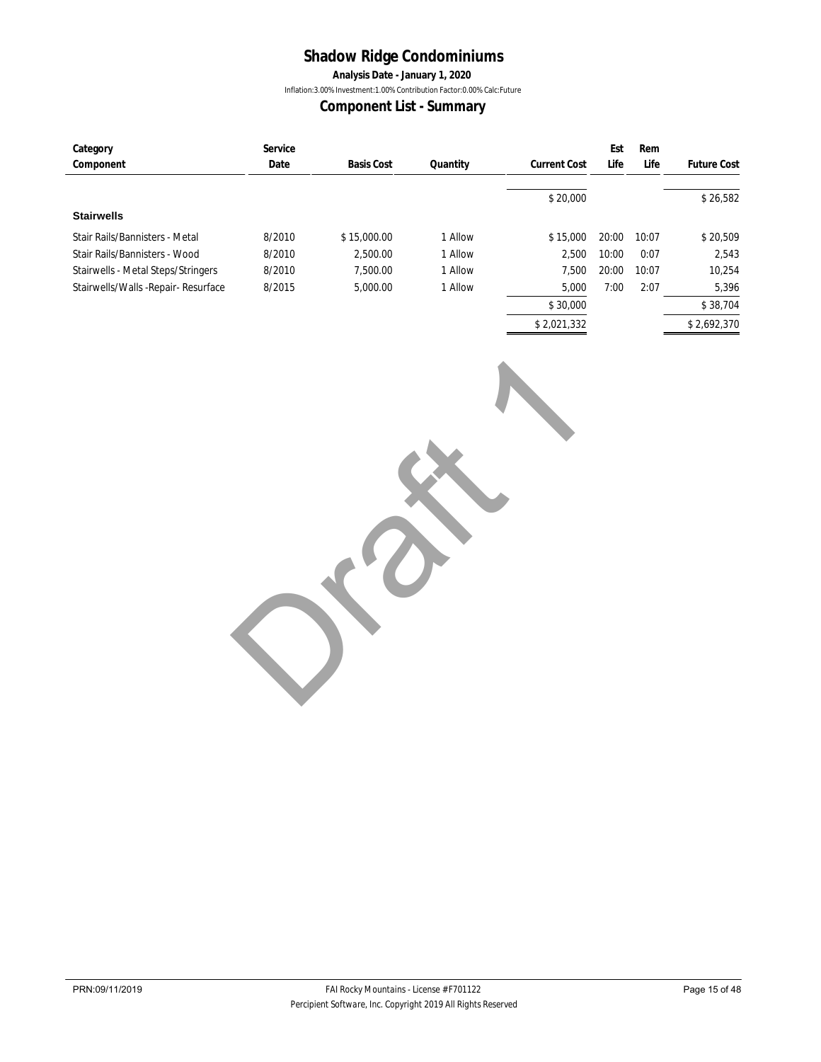# Shadow Ridge Condominiums

**Analysis Date - January 1, 2020**

Inflation:3.00% Investment:1.00% Contribution Factor:0.00% Calc:Future

## Component List - Summary

| Category<br>Component | Service<br>Date | Basis Cost | Quantity | Current Cost | Est<br>Life | Rem<br>Life | Future Cost |
|---|---|---|---|---|---|---|---|
| | | | | $ 20,000 | | | $ 26,582 |
| **Stairwells** | | | | | | | |
| Stair Rails/Bannisters - Metal | 8/2010 | $ 15,000.00 | 1 Allow | $ 15,000 | 20:00 | 10:07 | $ 20,509 |
| Stair Rails/Bannisters - Wood | 8/2010 | 2,500.00 | 1 Allow | 2,500 | 10:00 | 0:07 | 2,543 |
| Stairwells - Metal Steps/Stringers | 8/2010 | 7,500.00 | 1 Allow | 7,500 | 20:00 | 10:07 | 10,254 |
| Stairwells/Walls -Repair- Resurface | 8/2015 | 5,000.00 | 1 Allow | 5,000 | 7:00 | 2:07 | 5,396 |
| | | | | $ 30,000 | | | $ 38,704 |
| | | | | $ 2,021,332 | | | $ 2,692,370 |

Draft 1

PRN:09/11/2019

FAI Rocky Mountains - License #F701122

Percipient Software, Inc. Copyright 2019 All Rights Reserved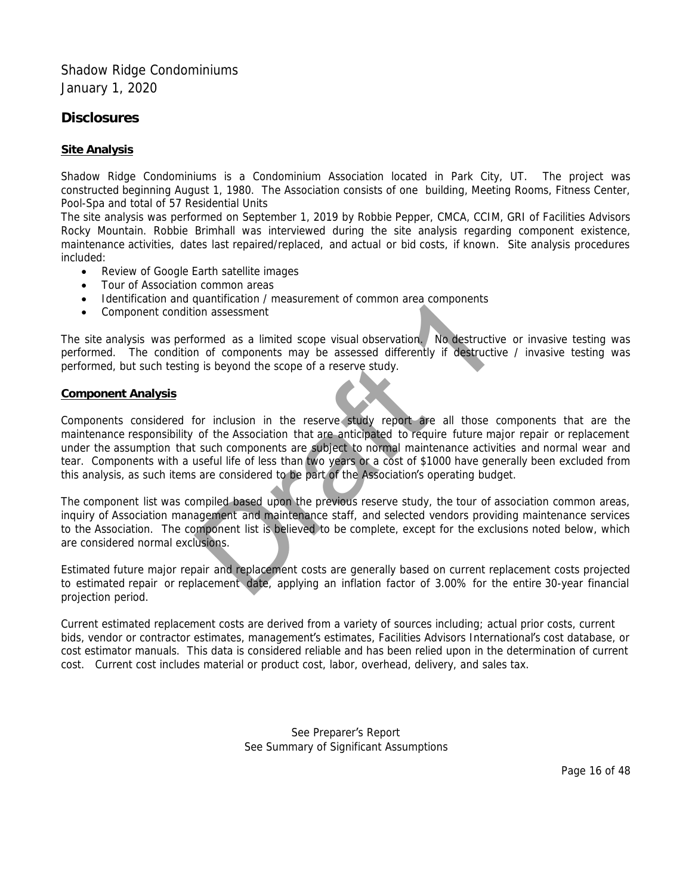Shadow Ridge Condominiums
January 1, 2020

## Disclosures

### Site Analysis

Shadow Ridge Condominiums is a Condominium Association located in Park City, UT. The project was constructed beginning August 1, 1980. The Association consists of one building, Meeting Rooms, Fitness Center, Pool-Spa and total of 57 Residential Units

The site analysis was performed on September 1, 2019 by Robbie Pepper, CMCA, CCIM, GRI of Facilities Advisors Rocky Mountain. Robbie Brimhall was interviewed during the site analysis regarding component existence, maintenance activities, dates last repaired/replaced, and actual or bid costs, if known. Site analysis procedures included:

- Review of Google Earth satellite images
- Tour of Association common areas
- Identification and quantification / measurement of common area components
- Component condition assessment

The site analysis was performed as a limited scope visual observation. No destructive or invasive testing was performed. The condition of components may be assessed differently if destructive / invasive testing was performed, but such testing is beyond the scope of a reserve study.

### Component Analysis

Components considered for inclusion in the reserve study report are all those components that are the maintenance responsibility of the Association that are anticipated to require future major repair or replacement under the assumption that such components are subject to normal maintenance activities and normal wear and tear. Components with a useful life of less than two years or a cost of $1000 have generally been excluded from this analysis, as such items are considered to be part of the Association's operating budget.

The component list was compiled based upon the previous reserve study, the tour of association common areas, inquiry of Association management and maintenance staff, and selected vendors providing maintenance services to the Association. The component list is believed to be complete, except for the exclusions noted below, which are considered normal exclusions.

Estimated future major repair and replacement costs are generally based on current replacement costs projected to estimated repair or replacement date, applying an inflation factor of 3.00% for the entire 30-year financial projection period.

Current estimated replacement costs are derived from a variety of sources including; actual prior costs, current bids, vendor or contractor estimates, management's estimates, Facilities Advisors International's cost database, or cost estimator manuals. This data is considered reliable and has been relied upon in the determination of current cost. Current cost includes material or product cost, labor, overhead, delivery, and sales tax.

See Preparer's Report
See Summary of Significant Assumptions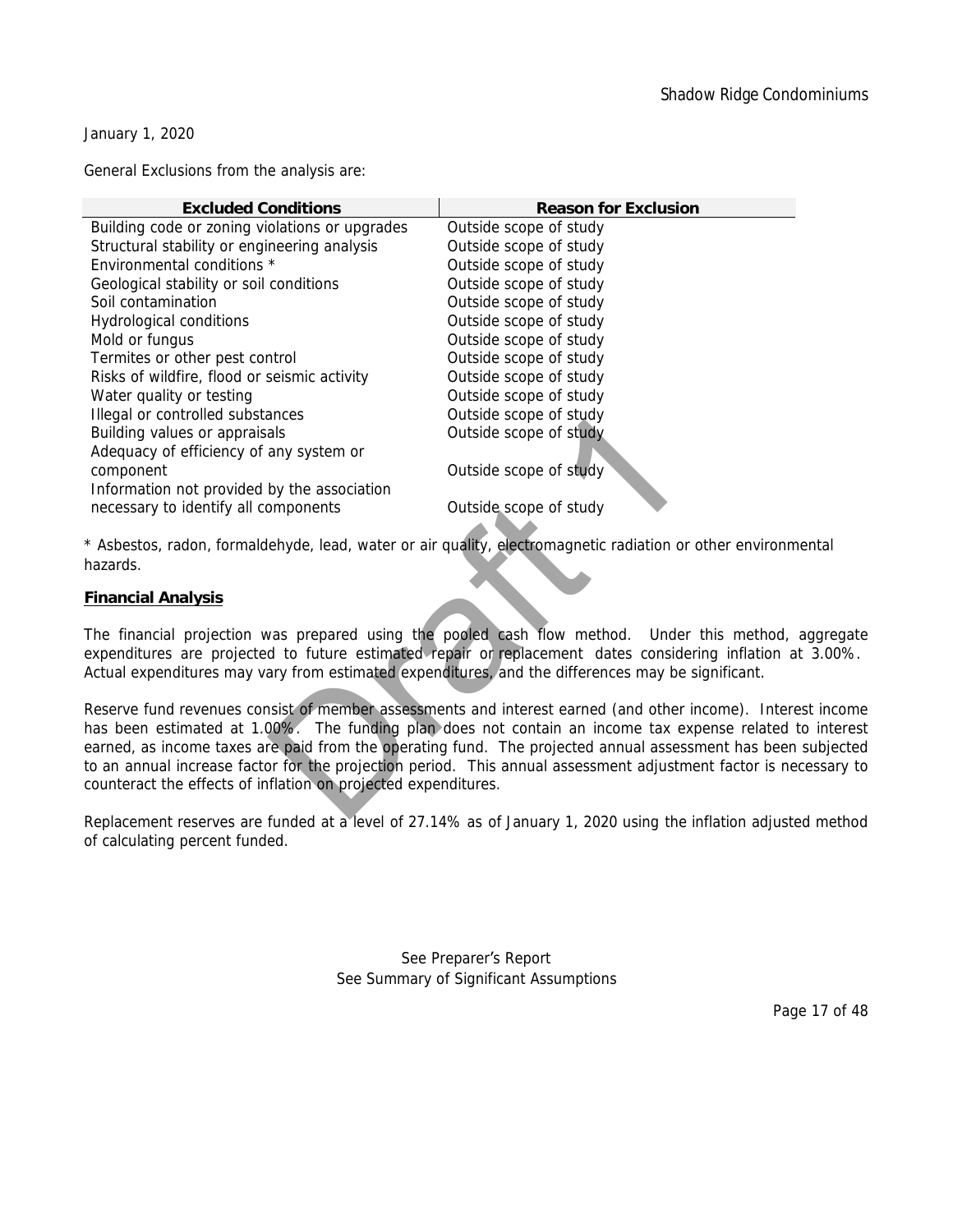January 1, 2020

General Exclusions from the analysis are:

| Excluded Conditions | Reason for Exclusion |
|---|---|
| Building code or zoning violations or upgrades | Outside scope of study |
| Structural stability or engineering analysis | Outside scope of study |
| Environmental conditions * | Outside scope of study |
| Geological stability or soil conditions | Outside scope of study |
| Soil contamination | Outside scope of study |
| Hydrological conditions | Outside scope of study |
| Mold or fungus | Outside scope of study |
| Termites or other pest control | Outside scope of study |
| Risks of wildfire, flood or seismic activity | Outside scope of study |
| Water quality or testing | Outside scope of study |
| Illegal or controlled substances | Outside scope of study |
| Building values or appraisals | Outside scope of study |
| Adequacy of efficiency of any system or component | Outside scope of study |
| Information not provided by the association necessary to identify all components | Outside scope of study |

* Asbestos, radon, formaldehyde, lead, water or air quality, electromagnetic radiation or other environmental hazards.

**Financial Analysis**

The financial projection was prepared using the pooled cash flow method. Under this method, aggregate expenditures are projected to future estimated repair or replacement dates considering inflation at 3.00%. Actual expenditures may vary from estimated expenditures, and the differences may be significant.

Reserve fund revenues consist of member assessments and interest earned (and other income). Interest income has been estimated at 1.00%. The funding plan does not contain an income tax expense related to interest earned, as income taxes are paid from the operating fund. The projected annual assessment has been subjected to an annual increase factor for the projection period. This annual assessment adjustment factor is necessary to counteract the effects of inflation on projected expenditures.

Replacement reserves are funded at a level of 27.14% as of January 1, 2020 using the inflation adjusted method of calculating percent funded.

See Preparer's Report
See Summary of Significant Assumptions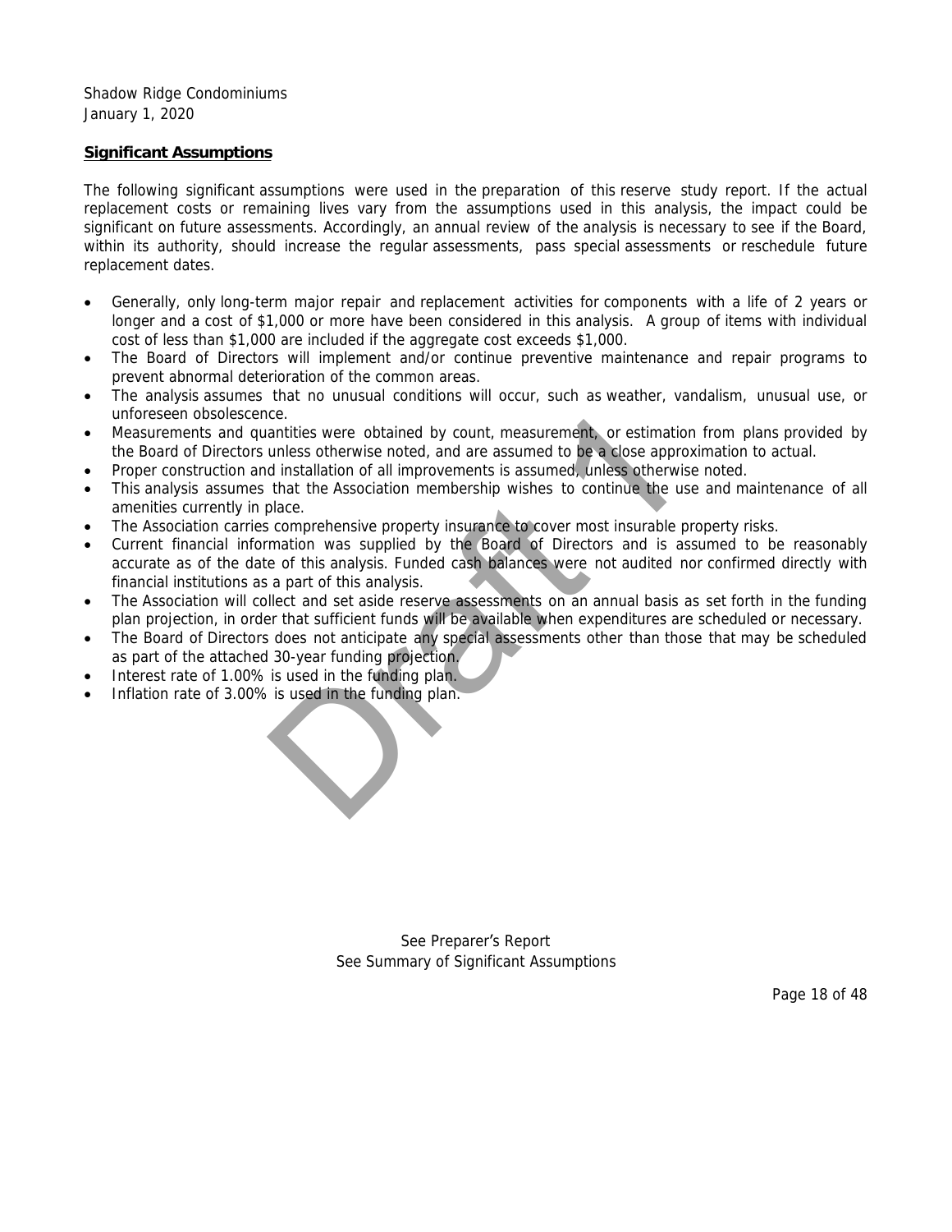Shadow Ridge Condominiums
January 1, 2020

## Significant Assumptions

The following significant assumptions were used in the preparation of this reserve study report. If the actual replacement costs or remaining lives vary from the assumptions used in this analysis, the impact could be significant on future assessments. Accordingly, an annual review of the analysis is necessary to see if the Board, within its authority, should increase the regular assessments, pass special assessments or reschedule future replacement dates.

- Generally, only long-term major repair and replacement activities for components with a life of 2 years or longer and a cost of $1,000 or more have been considered in this analysis. A group of items with individual cost of less than $1,000 are included if the aggregate cost exceeds $1,000.
- The Board of Directors will implement and/or continue preventive maintenance and repair programs to prevent abnormal deterioration of the common areas.
- The analysis assumes that no unusual conditions will occur, such as weather, vandalism, unusual use, or unforeseen obsolescence.
- Measurements and quantities were obtained by count, measurement, or estimation from plans provided by the Board of Directors unless otherwise noted, and are assumed to be a close approximation to actual.
- Proper construction and installation of all improvements is assumed, unless otherwise noted.
- This analysis assumes that the Association membership wishes to continue the use and maintenance of all amenities currently in place.
- The Association carries comprehensive property insurance to cover most insurable property risks.
- Current financial information was supplied by the Board of Directors and is assumed to be reasonably accurate as of the date of this analysis. Funded cash balances were not audited nor confirmed directly with financial institutions as a part of this analysis.
- The Association will collect and set aside reserve assessments on an annual basis as set forth in the funding plan projection, in order that sufficient funds will be available when expenditures are scheduled or necessary.
- The Board of Directors does not anticipate any special assessments other than those that may be scheduled as part of the attached 30-year funding projection.
- Interest rate of 1.00% is used in the funding plan.
- Inflation rate of 3.00% is used in the funding plan.

See Preparer's Report
See Summary of Significant Assumptions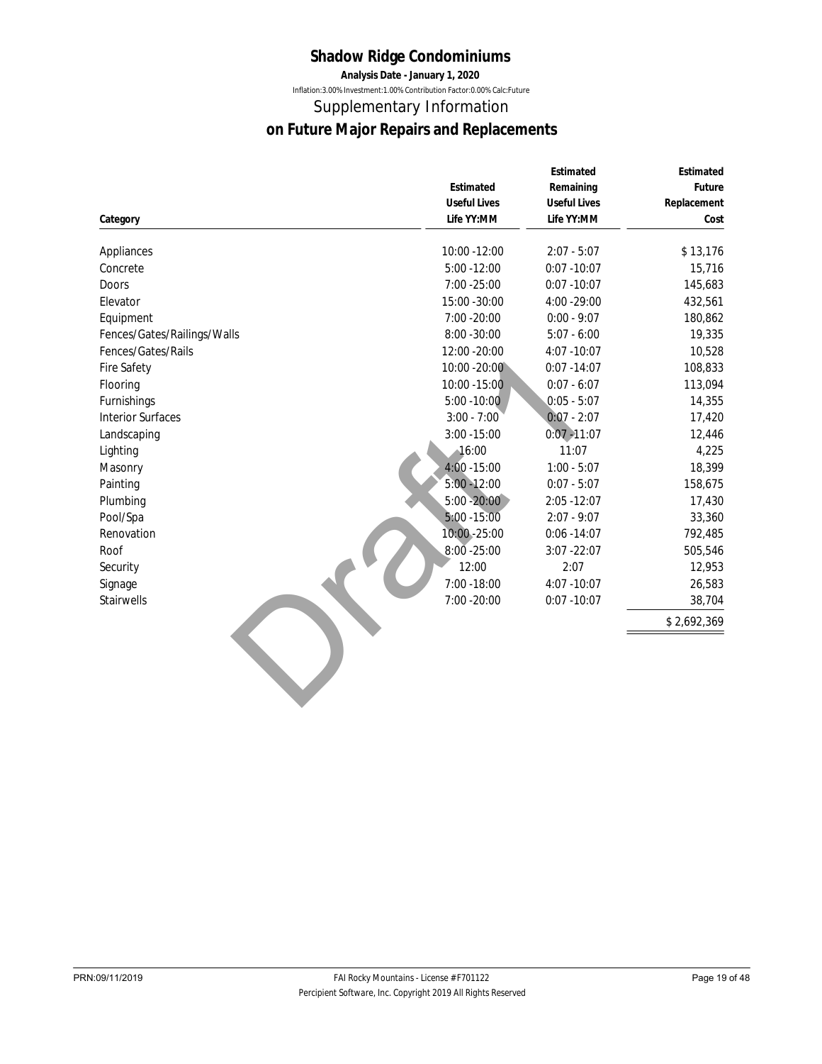# Shadow Ridge Condominiums

**Analysis Date - January 1, 2020**

Inflation:3.00% Investment:1.00% Contribution Factor:0.00% Calc:Future

## Supplementary Information

## on Future Major Repairs and Replacements

| Category | Estimated Useful Lives Life YY:MM | Estimated Remaining Useful Lives Life YY:MM | Estimated Future Replacement Cost |
|---|---|---|---|
| Appliances | 10:00 -12:00 | 2:07 - 5:07 | $ 13,176 |
| Concrete | 5:00 -12:00 | 0:07 -10:07 | 15,716 |
| Doors | 7:00 -25:00 | 0:07 -10:07 | 145,683 |
| Elevator | 15:00 -30:00 | 4:00 -29:00 | 432,561 |
| Equipment | 7:00 -20:00 | 0:00 - 9:07 | 180,862 |
| Fences/Gates/Railings/Walls | 8:00 -30:00 | 5:07 - 6:00 | 19,335 |
| Fences/Gates/Rails | 12:00 -20:00 | 4:07 -10:07 | 10,528 |
| Fire Safety | 10:00 -20:00 | 0:07 -14:07 | 108,833 |
| Flooring | 10:00 -15:00 | 0:07 - 6:07 | 113,094 |
| Furnishings | 5:00 -10:00 | 0:05 - 5:07 | 14,355 |
| Interior Surfaces | 3:00 - 7:00 | 0:07 - 2:07 | 17,420 |
| Landscaping | 3:00 -15:00 | 0:07 -11:07 | 12,446 |
| Lighting | 16:00 | 11:07 | 4,225 |
| Masonry | 4:00 -15:00 | 1:00 - 5:07 | 18,399 |
| Painting | 5:00 -12:00 | 0:07 - 5:07 | 158,675 |
| Plumbing | 5:00 -20:00 | 2:05 -12:07 | 17,430 |
| Pool/Spa | 5:00 -15:00 | 2:07 - 9:07 | 33,360 |
| Renovation | 10:00 -25:00 | 0:06 -14:07 | 792,485 |
| Roof | 8:00 -25:00 | 3:07 -22:07 | 505,546 |
| Security | 12:00 | 2:07 | 12,953 |
| Signage | 7:00 -18:00 | 4:07 -10:07 | 26,583 |
| Stairwells | 7:00 -20:00 | 0:07 -10:07 | 38,704 |
| | | | $ 2,692,369 |

Draft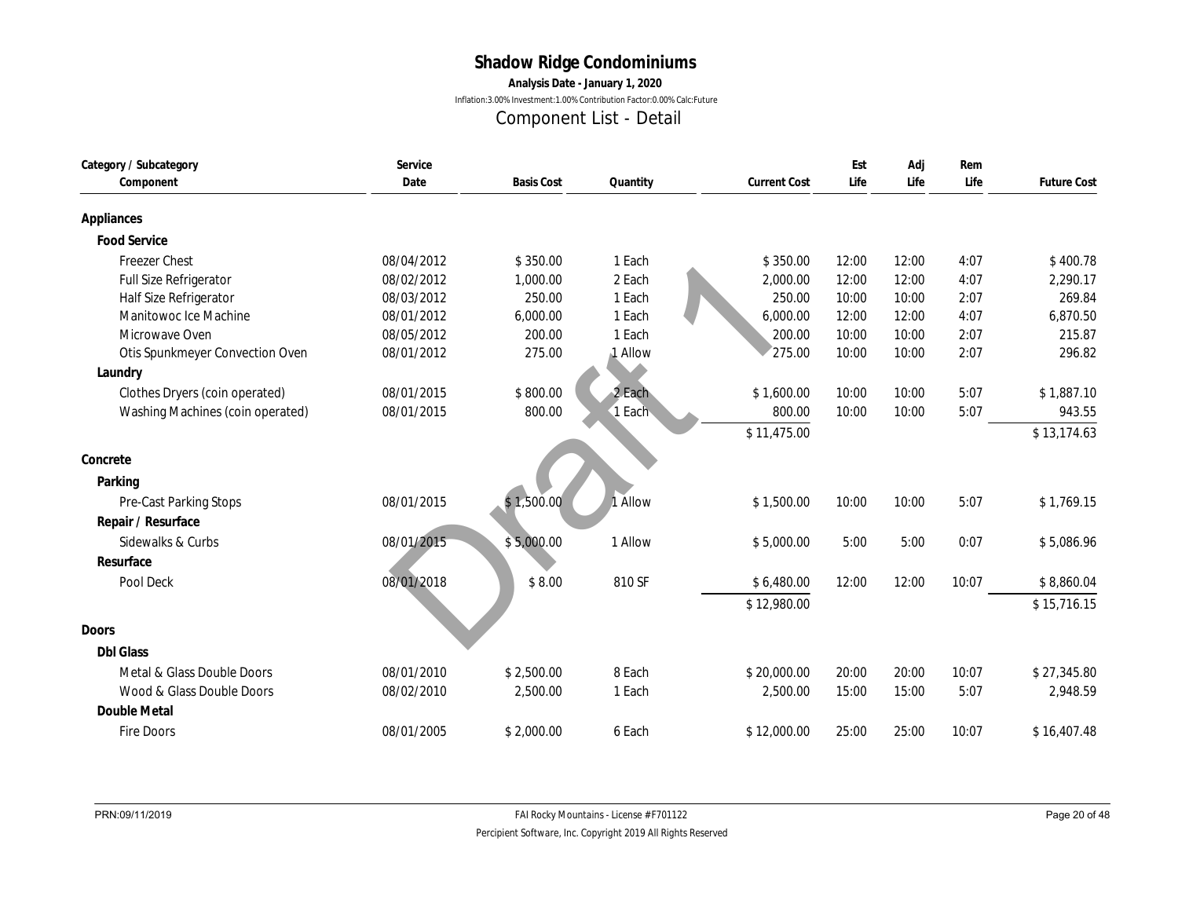# Shadow Ridge Condominiums

**Analysis Date - January 1, 2020**

Inflation:3.00% Investment:1.00% Contribution Factor:0.00% Calc:Future

## Component List - Detail

| Category / Subcategory<br>Component | Service Date | Basis Cost | Quantity | Current Cost | Est Life | Adj Life | Rem Life | Future Cost |
|---|---|---|---|---|---|---|---|---|
| **Appliances** | | | | | | | | |
| **Food Service** | | | | | | | | |
| Freezer Chest | 08/04/2012 | $ 350.00 | 1 Each | $ 350.00 | 12:00 | 12:00 | 4:07 | $ 400.78 |
| Full Size Refrigerator | 08/02/2012 | 1,000.00 | 2 Each | 2,000.00 | 12:00 | 12:00 | 4:07 | 2,290.17 |
| Half Size Refrigerator | 08/03/2012 | 250.00 | 1 Each | 250.00 | 10:00 | 10:00 | 2:07 | 269.84 |
| Manitowoc Ice Machine | 08/01/2012 | 6,000.00 | 1 Each | 6,000.00 | 12:00 | 12:00 | 4:07 | 6,870.50 |
| Microwave Oven | 08/05/2012 | 200.00 | 1 Each | 200.00 | 10:00 | 10:00 | 2:07 | 215.87 |
| Otis Spunkmeyer Convection Oven | 08/01/2012 | 275.00 | 1 Allow | 275.00 | 10:00 | 10:00 | 2:07 | 296.82 |
| **Laundry** | | | | | | | | |
| Clothes Dryers (coin operated) | 08/01/2015 | $ 800.00 | 2 Each | $ 1,600.00 | 10:00 | 10:00 | 5:07 | $ 1,887.10 |
| Washing Machines (coin operated) | 08/01/2015 | 800.00 | 1 Each | 800.00 | 10:00 | 10:00 | 5:07 | 943.55 |
| | | | | $ 11,475.00 | | | | $ 13,174.63 |
| **Concrete** | | | | | | | | |
| **Parking** | | | | | | | | |
| Pre-Cast Parking Stops | 08/01/2015 | $ 1,500.00 | 1 Allow | $ 1,500.00 | 10:00 | 10:00 | 5:07 | $ 1,769.15 |
| **Repair / Resurface** | | | | | | | | |
| Sidewalks & Curbs | 08/01/2015 | $ 5,000.00 | 1 Allow | $ 5,000.00 | 5:00 | 5:00 | 0:07 | $ 5,086.96 |
| **Resurface** | | | | | | | | |
| Pool Deck | 08/01/2018 | $ 8.00 | 810 SF | $ 6,480.00 | 12:00 | 12:00 | 10:07 | $ 8,860.04 |
| | | | | $ 12,980.00 | | | | $ 15,716.15 |
| **Doors** | | | | | | | | |
| **Dbl Glass** | | | | | | | | |
| Metal & Glass Double Doors | 08/01/2010 | $ 2,500.00 | 8 Each | $ 20,000.00 | 20:00 | 20:00 | 10:07 | $ 27,345.80 |
| Wood & Glass Double Doors | 08/02/2010 | 2,500.00 | 1 Each | 2,500.00 | 15:00 | 15:00 | 5:07 | 2,948.59 |
| **Double Metal** | | | | | | | | |
| Fire Doors | 08/01/2005 | $ 2,000.00 | 6 Each | $ 12,000.00 | 25:00 | 25:00 | 10:07 | $ 16,407.48 |

Draft 1

PRN:09/11/2019

FAI Rocky Mountains - License #F701122

Percipient Software, Inc. Copyright 2019 All Rights Reserved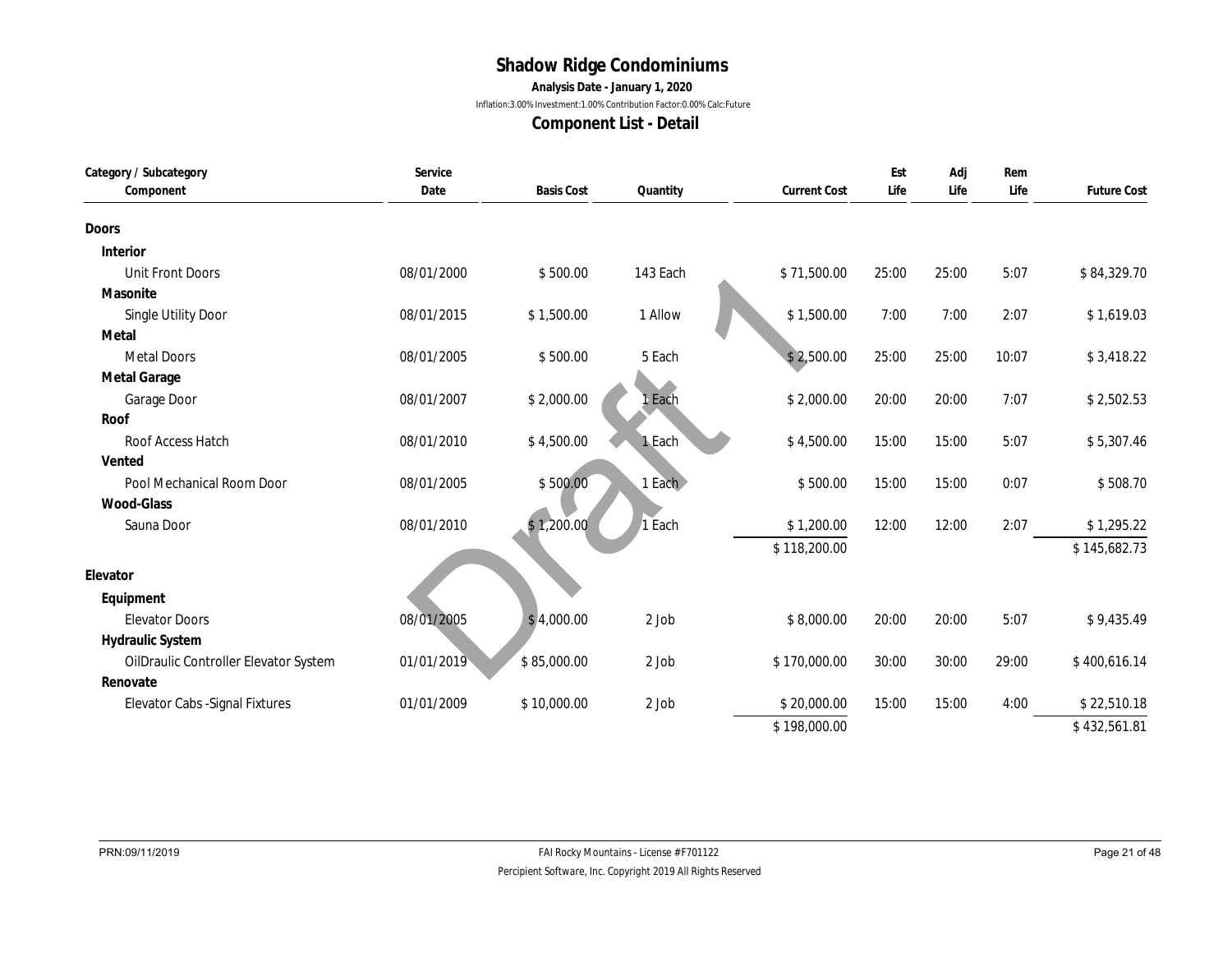# Shadow Ridge Condominiums

**Analysis Date - January 1, 2020**

Inflation:3.00% Investment:1.00% Contribution Factor:0.00% Calc:Future

## Component List - Detail

| Category / Subcategory<br>Component | Service Date | Basis Cost | Quantity | Current Cost | Est Life | Adj Life | Rem Life | Future Cost |
|---|---|---|---|---|---|---|---|---|
| **Doors** | | | | | | | | |
| **Interior** | | | | | | | | |
| Unit Front Doors | 08/01/2000 | $ 500.00 | 143 Each | $ 71,500.00 | 25:00 | 25:00 | 5:07 | $ 84,329.70 |
| **Masonite** | | | | | | | | |
| Single Utility Door | 08/01/2015 | $ 1,500.00 | 1 Allow | $ 1,500.00 | 7:00 | 7:00 | 2:07 | $ 1,619.03 |
| **Metal** | | | | | | | | |
| Metal Doors | 08/01/2005 | $ 500.00 | 5 Each | $ 2,500.00 | 25:00 | 25:00 | 10:07 | $ 3,418.22 |
| **Metal Garage** | | | | | | | | |
| Garage Door | 08/01/2007 | $ 2,000.00 | 1 Each | $ 2,000.00 | 20:00 | 20:00 | 7:07 | $ 2,502.53 |
| **Roof** | | | | | | | | |
| Roof Access Hatch | 08/01/2010 | $ 4,500.00 | 1 Each | $ 4,500.00 | 15:00 | 15:00 | 5:07 | $ 5,307.46 |
| **Vented** | | | | | | | | |
| Pool Mechanical Room Door | 08/01/2005 | $ 500.00 | 1 Each | $ 500.00 | 15:00 | 15:00 | 0:07 | $ 508.70 |
| **Wood-Glass** | | | | | | | | |
| Sauna Door | 08/01/2010 | $ 1,200.00 | 1 Each | $ 1,200.00 | 12:00 | 12:00 | 2:07 | $ 1,295.22 |
| | | | | $ 118,200.00 | | | | $ 145,682.73 |
| **Elevator** | | | | | | | | |
| **Equipment** | | | | | | | | |
| Elevator Doors | 08/01/2005 | $ 4,000.00 | 2 Job | $ 8,000.00 | 20:00 | 20:00 | 5:07 | $ 9,435.49 |
| **Hydraulic System** | | | | | | | | |
| OilDraulic Controller Elevator System | 01/01/2019 | $ 85,000.00 | 2 Job | $ 170,000.00 | 30:00 | 30:00 | 29:00 | $ 400,616.14 |
| **Renovate** | | | | | | | | |
| Elevator Cabs -Signal Fixtures | 01/01/2009 | $ 10,000.00 | 2 Job | $ 20,000.00 | 15:00 | 15:00 | 4:00 | $ 22,510.18 |
| | | | | $ 198,000.00 | | | | $ 432,561.81 |

PRN:09/11/2019

FAI Rocky Mountains - License #F701122

Percipient Software, Inc. Copyright 2019 All Rights Reserved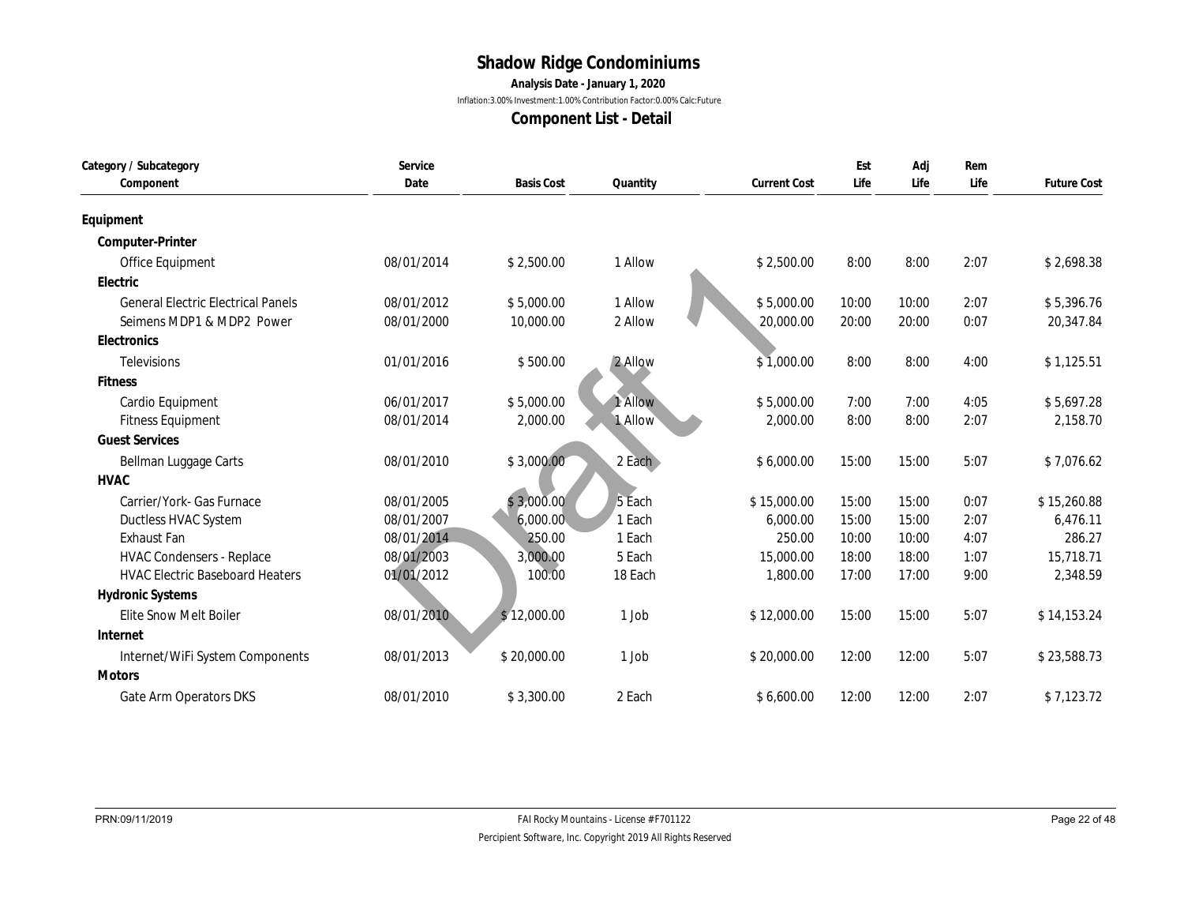# Shadow Ridge Condominiums

**Analysis Date - January 1, 2020**

Inflation:3.00% Investment:1.00% Contribution Factor:0.00% Calc:Future

## Component List - Detail

| Category / Subcategory<br>Component | Service Date | Basis Cost | Quantity | Current Cost | Est Life | Adj Life | Rem Life | Future Cost |
|---|---|---|---|---|---|---|---|---|
| **Equipment** | | | | | | | | |
| **Computer-Printer** | | | | | | | | |
| Office Equipment | 08/01/2014 | $ 2,500.00 | 1 Allow | $ 2,500.00 | 8:00 | 8:00 | 2:07 | $ 2,698.38 |
| **Electric** | | | | | | | | |
| General Electric Electrical Panels | 08/01/2012 | $ 5,000.00 | 1 Allow | $ 5,000.00 | 10:00 | 10:00 | 2:07 | $ 5,396.76 |
| Seimens MDP1 & MDP2 Power | 08/01/2000 | 10,000.00 | 2 Allow | 20,000.00 | 20:00 | 20:00 | 0:07 | 20,347.84 |
| **Electronics** | | | | | | | | |
| Televisions | 01/01/2016 | $ 500.00 | 2 Allow | $ 1,000.00 | 8:00 | 8:00 | 4:00 | $ 1,125.51 |
| **Fitness** | | | | | | | | |
| Cardio Equipment | 06/01/2017 | $ 5,000.00 | 1 Allow | $ 5,000.00 | 7:00 | 7:00 | 4:05 | $ 5,697.28 |
| Fitness Equipment | 08/01/2014 | 2,000.00 | 1 Allow | 2,000.00 | 8:00 | 8:00 | 2:07 | 2,158.70 |
| **Guest Services** | | | | | | | | |
| Bellman Luggage Carts | 08/01/2010 | $ 3,000.00 | 2 Each | $ 6,000.00 | 15:00 | 15:00 | 5:07 | $ 7,076.62 |
| **HVAC** | | | | | | | | |
| Carrier/York- Gas Furnace | 08/01/2005 | $ 3,000.00 | 5 Each | $ 15,000.00 | 15:00 | 15:00 | 0:07 | $ 15,260.88 |
| Ductless HVAC System | 08/01/2007 | 6,000.00 | 1 Each | 6,000.00 | 15:00 | 15:00 | 2:07 | 6,476.11 |
| Exhaust Fan | 08/01/2014 | 250.00 | 1 Each | 250.00 | 10:00 | 10:00 | 4:07 | 286.27 |
| HVAC Condensers - Replace | 08/01/2003 | 3,000.00 | 5 Each | 15,000.00 | 18:00 | 18:00 | 1:07 | 15,718.71 |
| HVAC Electric Baseboard Heaters | 01/01/2012 | 100.00 | 18 Each | 1,800.00 | 17:00 | 17:00 | 9:00 | 2,348.59 |
| **Hydronic Systems** | | | | | | | | |
| Elite Snow Melt Boiler | 08/01/2010 | $ 12,000.00 | 1 Job | $ 12,000.00 | 15:00 | 15:00 | 5:07 | $ 14,153.24 |
| **Internet** | | | | | | | | |
| Internet/WiFi System Components | 08/01/2013 | $ 20,000.00 | 1 Job | $ 20,000.00 | 12:00 | 12:00 | 5:07 | $ 23,588.73 |
| **Motors** | | | | | | | | |
| Gate Arm Operators DKS | 08/01/2010 | $ 3,300.00 | 2 Each | $ 6,600.00 | 12:00 | 12:00 | 2:07 | $ 7,123.72 |

PRN:09/11/2019

FAI Rocky Mountains - License #F701122

Percipient Software, Inc. Copyright 2019 All Rights Reserved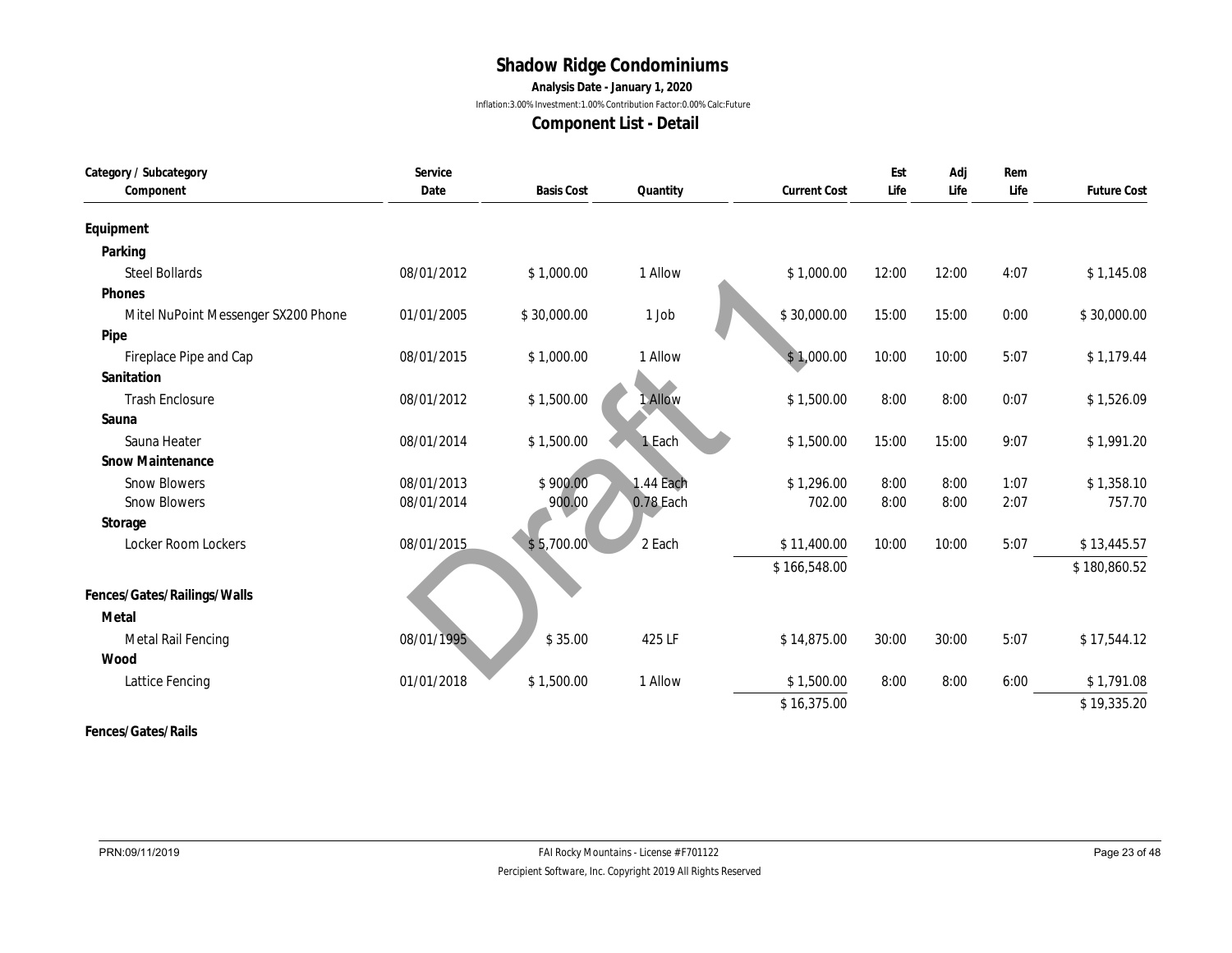# Shadow Ridge Condominiums

**Analysis Date - January 1, 2020**

Inflation:3.00% Investment:1.00% Contribution Factor:0.00% Calc:Future

## Component List - Detail

| Category / Subcategory<br>Component | Service Date | Basis Cost | Quantity | Current Cost | Est Life | Adj Life | Rem Life | Future Cost |
|---|---|---|---|---|---|---|---|---|
| **Equipment** | | | | | | | | |
| **Parking** | | | | | | | | |
| Steel Bollards | 08/01/2012 | $ 1,000.00 | 1 Allow | $ 1,000.00 | 12:00 | 12:00 | 4:07 | $ 1,145.08 |
| **Phones** | | | | | | | | |
| Mitel NuPoint Messenger SX200 Phone | 01/01/2005 | $ 30,000.00 | 1 Job | $ 30,000.00 | 15:00 | 15:00 | 0:00 | $ 30,000.00 |
| **Pipe** | | | | | | | | |
| Fireplace Pipe and Cap | 08/01/2015 | $ 1,000.00 | 1 Allow | $ 1,000.00 | 10:00 | 10:00 | 5:07 | $ 1,179.44 |
| **Sanitation** | | | | | | | | |
| Trash Enclosure | 08/01/2012 | $ 1,500.00 | 1 Allow | $ 1,500.00 | 8:00 | 8:00 | 0:07 | $ 1,526.09 |
| **Sauna** | | | | | | | | |
| Sauna Heater | 08/01/2014 | $ 1,500.00 | 1 Each | $ 1,500.00 | 15:00 | 15:00 | 9:07 | $ 1,991.20 |
| **Snow Maintenance** | | | | | | | | |
| Snow Blowers | 08/01/2013 | $ 900.00 | 1.44 Each | $ 1,296.00 | 8:00 | 8:00 | 1:07 | $ 1,358.10 |
| Snow Blowers | 08/01/2014 | 900.00 | 0.78 Each | 702.00 | 8:00 | 8:00 | 2:07 | 757.70 |
| **Storage** | | | | | | | | |
| Locker Room Lockers | 08/01/2015 | $ 5,700.00 | 2 Each | $ 11,400.00 | 10:00 | 10:00 | 5:07 | $ 13,445.57 |
| | | | | $ 166,548.00 | | | | $ 180,860.52 |
| **Fences/Gates/Railings/Walls** | | | | | | | | |
| **Metal** | | | | | | | | |
| Metal Rail Fencing | 08/01/1995 | $ 35.00 | 425 LF | $ 14,875.00 | 30:00 | 30:00 | 5:07 | $ 17,544.12 |
| **Wood** | | | | | | | | |
| Lattice Fencing | 01/01/2018 | $ 1,500.00 | 1 Allow | $ 1,500.00 | 8:00 | 8:00 | 6:00 | $ 1,791.08 |
| | | | | $ 16,375.00 | | | | $ 19,335.20 |
| **Fences/Gates/Rails** | | | | | | | | |

PRN:09/11/2019

FAI Rocky Mountains - License #F701122

Percipient Software, Inc. Copyright 2019 All Rights Reserved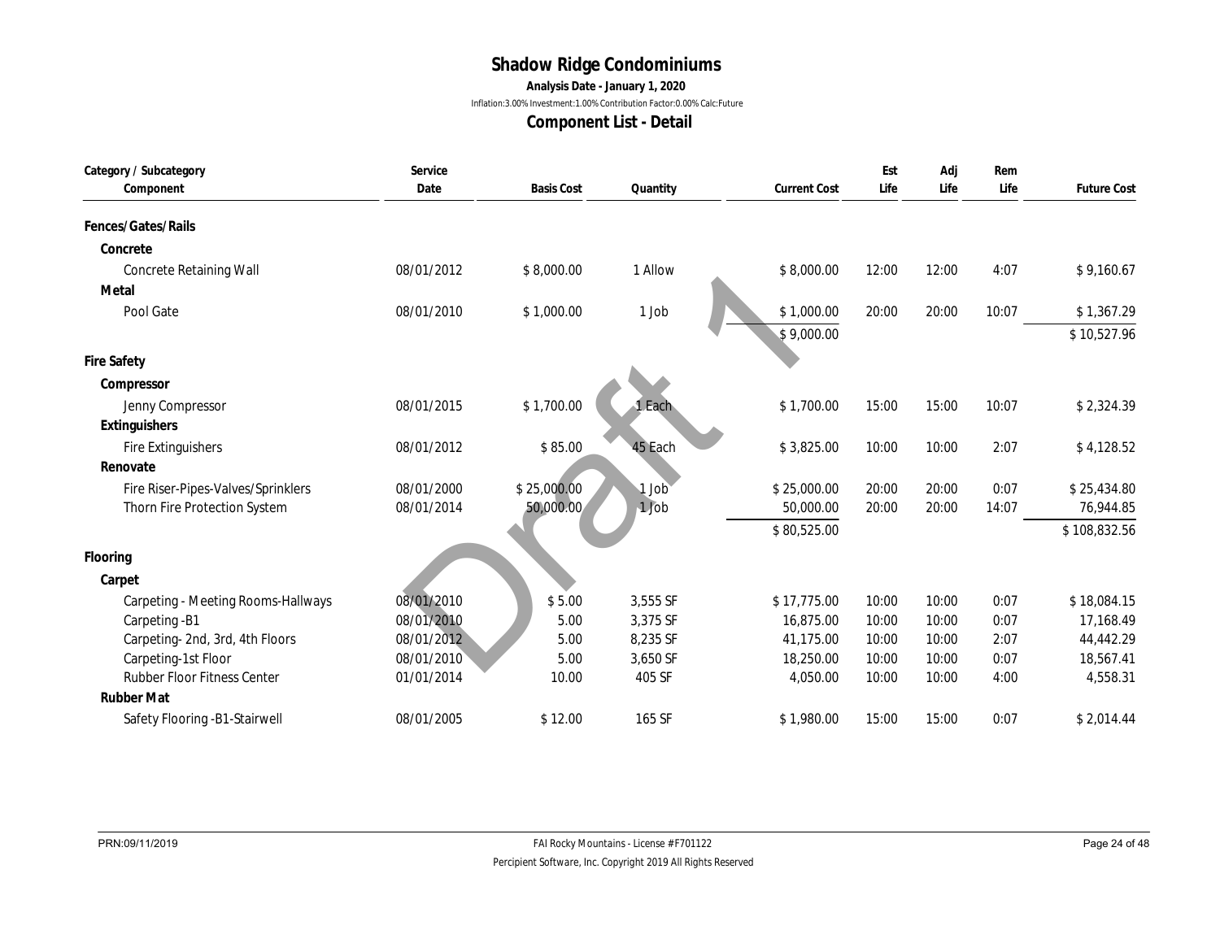# Shadow Ridge Condominiums

**Analysis Date - January 1, 2020**

Inflation:3.00% Investment:1.00% Contribution Factor:0.00% Calc:Future

## Component List - Detail

| Category / Subcategory Component | Service Date | Basis Cost | Quantity | Current Cost | Est Life | Adj Life | Rem Life | Future Cost |
|---|---|---|---|---|---|---|---|---|
| **Fences/Gates/Rails** | | | | | | | | |
| **Concrete** | | | | | | | | |
| Concrete Retaining Wall | 08/01/2012 | $ 8,000.00 | 1 Allow | $ 8,000.00 | 12:00 | 12:00 | 4:07 | $ 9,160.67 |
| **Metal** | | | | | | | | |
| Pool Gate | 08/01/2010 | $ 1,000.00 | 1 Job | $ 1,000.00 | 20:00 | 20:00 | 10:07 | $ 1,367.29 |
| | | | | $ 9,000.00 | | | | $ 10,527.96 |
| **Fire Safety** | | | | | | | | |
| **Compressor** | | | | | | | | |
| Jenny Compressor | 08/01/2015 | $ 1,700.00 | 1 Each | $ 1,700.00 | 15:00 | 15:00 | 10:07 | $ 2,324.39 |
| **Extinguishers** | | | | | | | | |
| Fire Extinguishers | 08/01/2012 | $ 85.00 | 45 Each | $ 3,825.00 | 10:00 | 10:00 | 2:07 | $ 4,128.52 |
| **Renovate** | | | | | | | | |
| Fire Riser-Pipes-Valves/Sprinklers | 08/01/2000 | $ 25,000.00 | 1 Job | $ 25,000.00 | 20:00 | 20:00 | 0:07 | $ 25,434.80 |
| Thorn Fire Protection System | 08/01/2014 | 50,000.00 | 1 Job | 50,000.00 | 20:00 | 20:00 | 14:07 | 76,944.85 |
| | | | | $ 80,525.00 | | | | $ 108,832.56 |
| **Flooring** | | | | | | | | |
| **Carpet** | | | | | | | | |
| Carpeting - Meeting Rooms-Hallways | 08/01/2010 | $ 5.00 | 3,555 SF | $ 17,775.00 | 10:00 | 10:00 | 0:07 | $ 18,084.15 |
| Carpeting -B1 | 08/01/2010 | 5.00 | 3,375 SF | 16,875.00 | 10:00 | 10:00 | 0:07 | 17,168.49 |
| Carpeting- 2nd, 3rd, 4th Floors | 08/01/2012 | 5.00 | 8,235 SF | 41,175.00 | 10:00 | 10:00 | 2:07 | 44,442.29 |
| Carpeting-1st Floor | 08/01/2010 | 5.00 | 3,650 SF | 18,250.00 | 10:00 | 10:00 | 0:07 | 18,567.41 |
| Rubber Floor Fitness Center | 01/01/2014 | 10.00 | 405 SF | 4,050.00 | 10:00 | 10:00 | 4:00 | 4,558.31 |
| **Rubber Mat** | | | | | | | | |
| Safety Flooring -B1-Stairwell | 08/01/2005 | $ 12.00 | 165 SF | $ 1,980.00 | 15:00 | 15:00 | 0:07 | $ 2,014.44 |

PRN:09/11/2019

FAI Rocky Mountains - License #F701122

Percipient Software, Inc. Copyright 2019 All Rights Reserved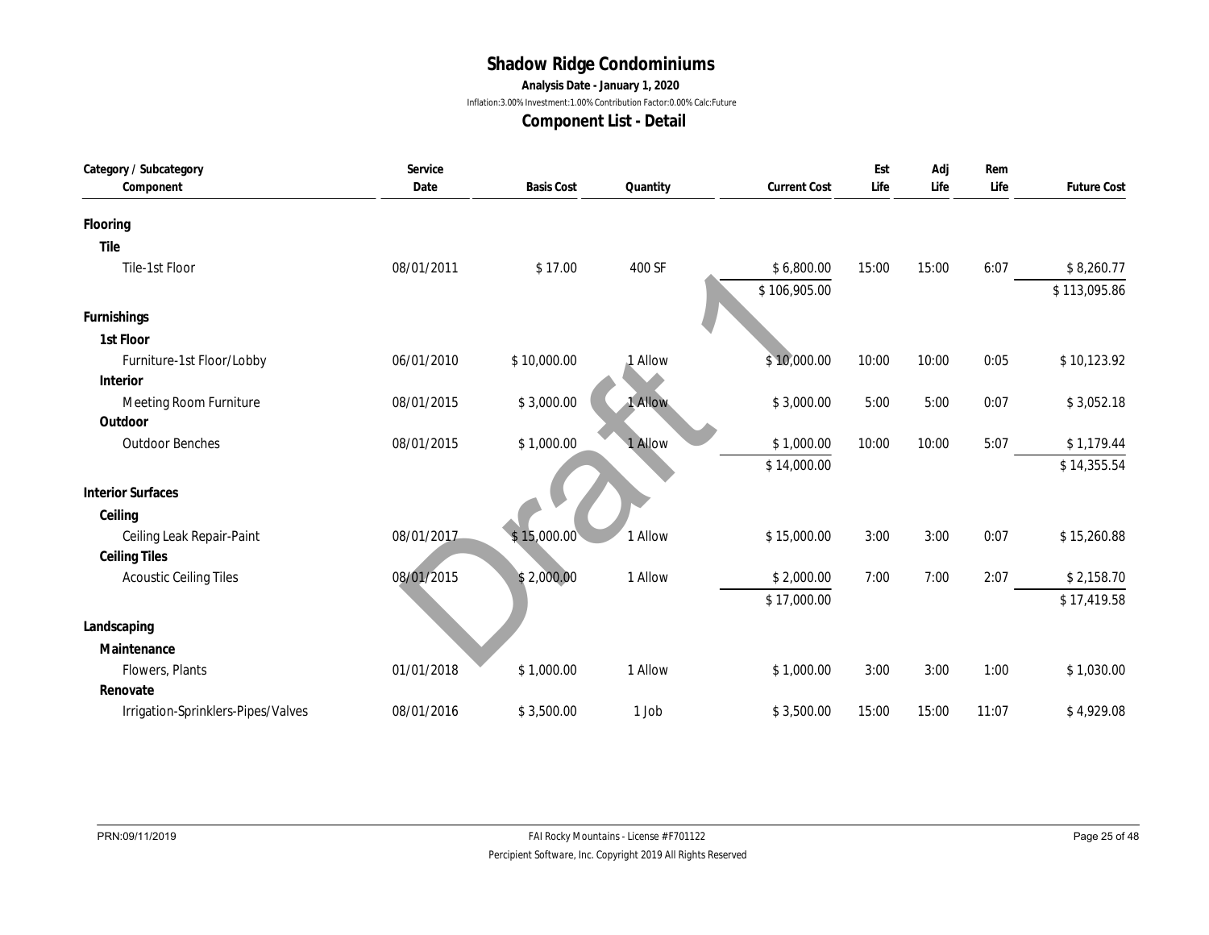# Shadow Ridge Condominiums

**Analysis Date - January 1, 2020**

Inflation:3.00% Investment:1.00% Contribution Factor:0.00% Calc:Future

## Component List - Detail

| Category / Subcategory<br>Component | Service Date | Basis Cost | Quantity | Current Cost | Est Life | Adj Life | Rem Life | Future Cost |
|---|---|---|---|---|---|---|---|---|
| **Flooring** | | | | | | | | |
| **Tile** | | | | | | | | |
| Tile-1st Floor | 08/01/2011 | $ 17.00 | 400 SF | $ 6,800.00 | 15:00 | 15:00 | 6:07 | $ 8,260.77 |
| | | | | $ 106,905.00 | | | | $ 113,095.86 |
| **Furnishings** | | | | | | | | |
| **1st Floor** | | | | | | | | |
| Furniture-1st Floor/Lobby | 06/01/2010 | $ 10,000.00 | 1 Allow | $ 10,000.00 | 10:00 | 10:00 | 0:05 | $ 10,123.92 |
| **Interior** | | | | | | | | |
| Meeting Room Furniture | 08/01/2015 | $ 3,000.00 | 1 Allow | $ 3,000.00 | 5:00 | 5:00 | 0:07 | $ 3,052.18 |
| **Outdoor** | | | | | | | | |
| Outdoor Benches | 08/01/2015 | $ 1,000.00 | 1 Allow | $ 1,000.00 | 10:00 | 10:00 | 5:07 | $ 1,179.44 |
| | | | | $ 14,000.00 | | | | $ 14,355.54 |
| **Interior Surfaces** | | | | | | | | |
| **Ceiling** | | | | | | | | |
| Ceiling Leak Repair-Paint | 08/01/2017 | $ 15,000.00 | 1 Allow | $ 15,000.00 | 3:00 | 3:00 | 0:07 | $ 15,260.88 |
| **Ceiling Tiles** | | | | | | | | |
| Acoustic Ceiling Tiles | 08/01/2015 | $ 2,000.00 | 1 Allow | $ 2,000.00 | 7:00 | 7:00 | 2:07 | $ 2,158.70 |
| | | | | $ 17,000.00 | | | | $ 17,419.58 |
| **Landscaping** | | | | | | | | |
| **Maintenance** | | | | | | | | |
| Flowers, Plants | 01/01/2018 | $ 1,000.00 | 1 Allow | $ 1,000.00 | 3:00 | 3:00 | 1:00 | $ 1,030.00 |
| **Renovate** | | | | | | | | |
| Irrigation-Sprinklers-Pipes/Valves | 08/01/2016 | $ 3,500.00 | 1 Job | $ 3,500.00 | 15:00 | 15:00 | 11:07 | $ 4,929.08 |

Draft 1

PRN:09/11/2019

FAI Rocky Mountains - License #F701122

Percipient Software, Inc. Copyright 2019 All Rights Reserved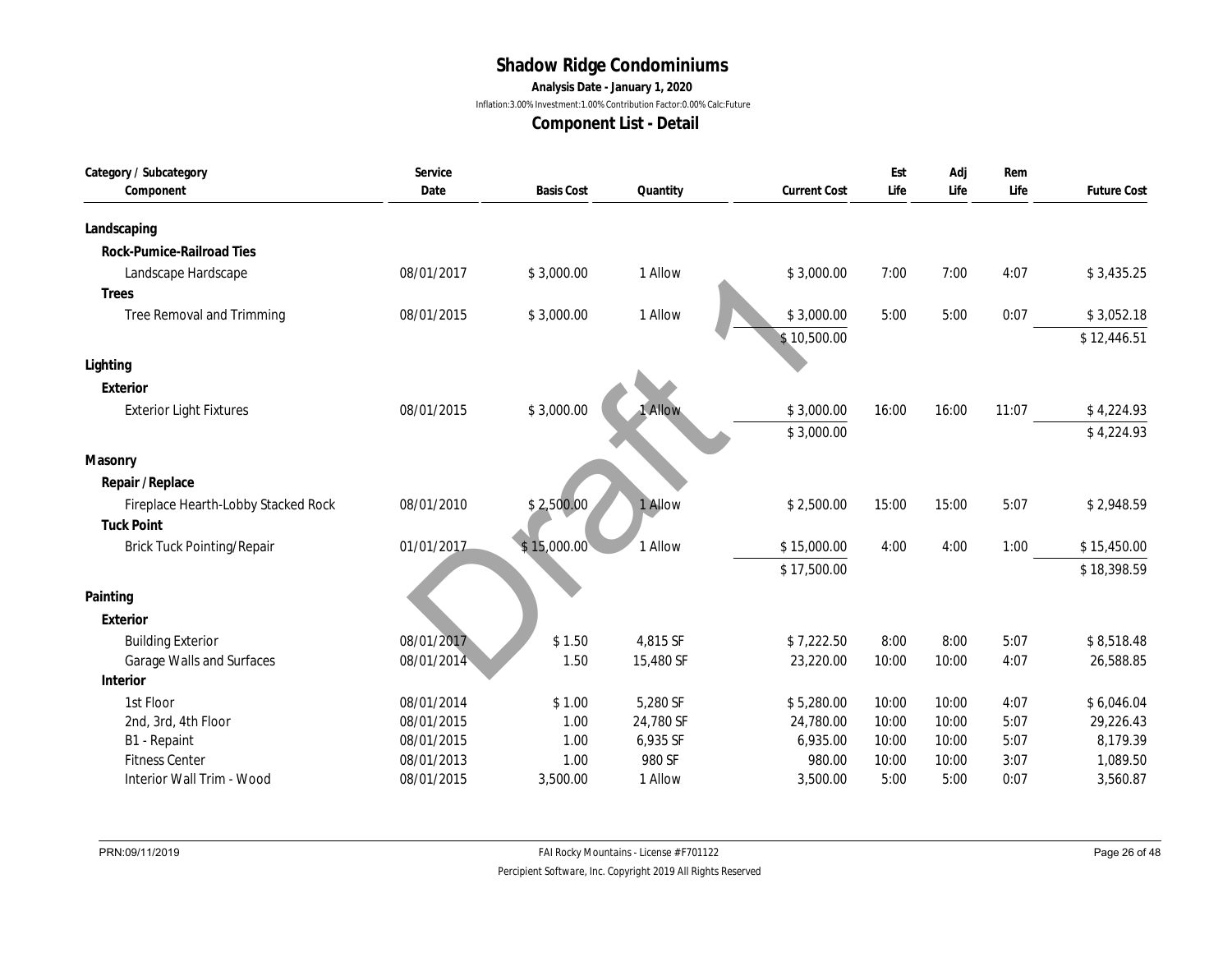# Shadow Ridge Condominiums

**Analysis Date - January 1, 2020**

Inflation:3.00% Investment:1.00% Contribution Factor:0.00% Calc:Future

## Component List - Detail

| Category / Subcategory Component | Service Date | Basis Cost | Quantity | Current Cost | Est Life | Adj Life | Rem Life | Future Cost |
|---|---|---|---|---|---|---|---|---|
| **Landscaping** | | | | | | | | |
| **Rock-Pumice-Railroad Ties** | | | | | | | | |
| Landscape Hardscape | 08/01/2017 | $ 3,000.00 | 1 Allow | $ 3,000.00 | 7:00 | 7:00 | 4:07 | $ 3,435.25 |
| **Trees** | | | | | | | | |
| Tree Removal and Trimming | 08/01/2015 | $ 3,000.00 | 1 Allow | $ 3,000.00 | 5:00 | 5:00 | 0:07 | $ 3,052.18 |
| | | | | $ 10,500.00 | | | | $ 12,446.51 |
| **Lighting** | | | | | | | | |
| **Exterior** | | | | | | | | |
| Exterior Light Fixtures | 08/01/2015 | $ 3,000.00 | 1 Allow | $ 3,000.00 | 16:00 | 16:00 | 11:07 | $ 4,224.93 |
| | | | | $ 3,000.00 | | | | $ 4,224.93 |
| **Masonry** | | | | | | | | |
| **Repair / Replace** | | | | | | | | |
| Fireplace Hearth-Lobby Stacked Rock | 08/01/2010 | $ 2,500.00 | 1 Allow | $ 2,500.00 | 15:00 | 15:00 | 5:07 | $ 2,948.59 |
| **Tuck Point** | | | | | | | | |
| Brick Tuck Pointing/Repair | 01/01/2017 | $ 15,000.00 | 1 Allow | $ 15,000.00 | 4:00 | 4:00 | 1:00 | $ 15,450.00 |
| | | | | $ 17,500.00 | | | | $ 18,398.59 |
| **Painting** | | | | | | | | |
| **Exterior** | | | | | | | | |
| Building Exterior | 08/01/2017 | $ 1.50 | 4,815 SF | $ 7,222.50 | 8:00 | 8:00 | 5:07 | $ 8,518.48 |
| Garage Walls and Surfaces | 08/01/2014 | 1.50 | 15,480 SF | 23,220.00 | 10:00 | 10:00 | 4:07 | 26,588.85 |
| **Interior** | | | | | | | | |
| 1st Floor | 08/01/2014 | $ 1.00 | 5,280 SF | $ 5,280.00 | 10:00 | 10:00 | 4:07 | $ 6,046.04 |
| 2nd, 3rd, 4th Floor | 08/01/2015 | 1.00 | 24,780 SF | 24,780.00 | 10:00 | 10:00 | 5:07 | 29,226.43 |
| B1 - Repaint | 08/01/2015 | 1.00 | 6,935 SF | 6,935.00 | 10:00 | 10:00 | 5:07 | 8,179.39 |
| Fitness Center | 08/01/2013 | 1.00 | 980 SF | 980.00 | 10:00 | 10:00 | 3:07 | 1,089.50 |
| Interior Wall Trim - Wood | 08/01/2015 | 3,500.00 | 1 Allow | 3,500.00 | 5:00 | 5:00 | 0:07 | 3,560.87 |

PRN:09/11/2019

FAI Rocky Mountains - License #F701122

Percipient Software, Inc. Copyright 2019 All Rights Reserved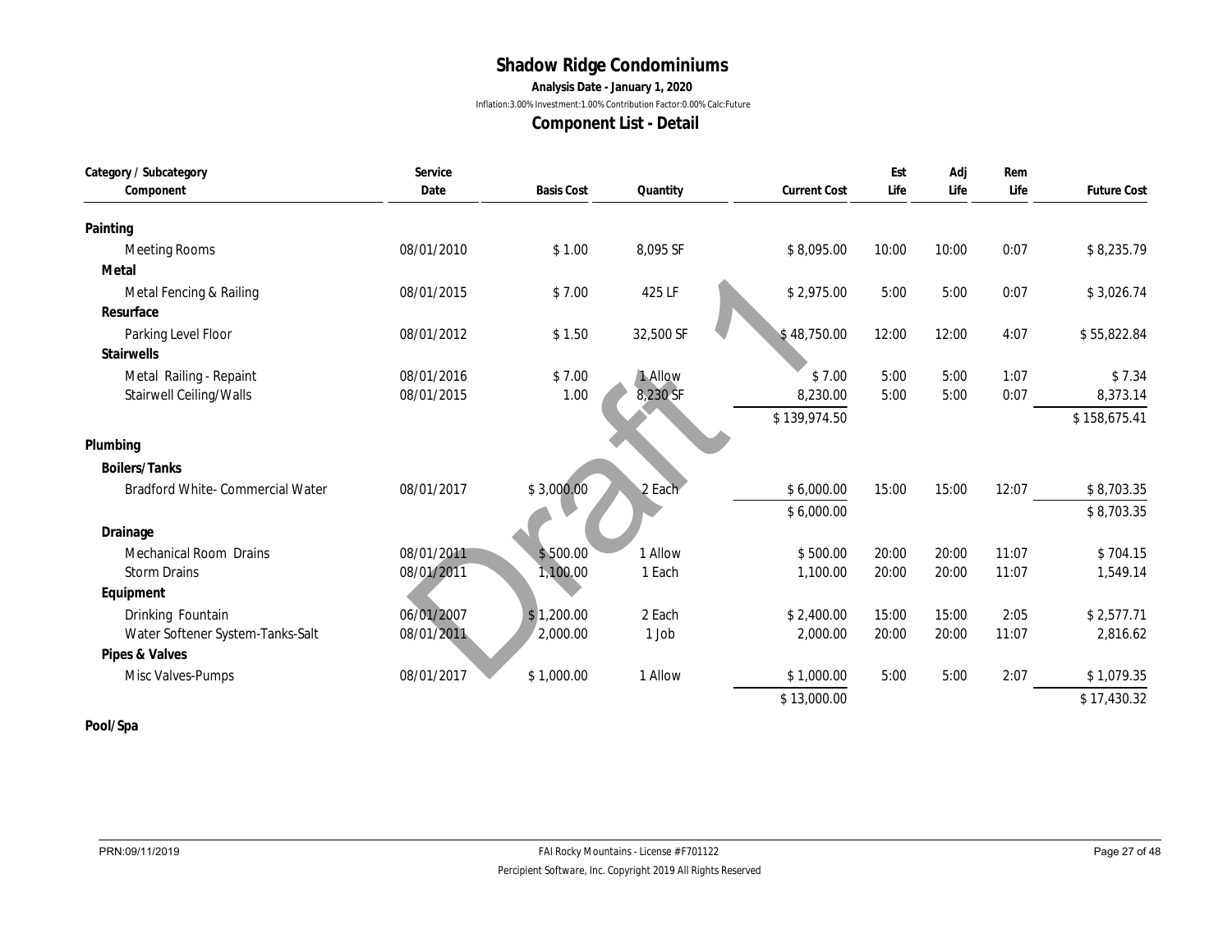# Shadow Ridge Condominiums

**Analysis Date - January 1, 2020**

Inflation:3.00% Investment:1.00% Contribution Factor:0.00% Calc:Future

## Component List - Detail

| Category / Subcategory<br>Component | Service Date | Basis Cost | Quantity | Current Cost | Est Life | Adj Life | Rem Life | Future Cost |
|---|---|---|---|---|---|---|---|---|
| **Painting** | | | | | | | | |
| Meeting Rooms | 08/01/2010 | $ 1.00 | 8,095 SF | $ 8,095.00 | 10:00 | 10:00 | 0:07 | $ 8,235.79 |
| **Metal** | | | | | | | | |
| Metal Fencing & Railing | 08/01/2015 | $ 7.00 | 425 LF | $ 2,975.00 | 5:00 | 5:00 | 0:07 | $ 3,026.74 |
| **Resurface** | | | | | | | | |
| Parking Level Floor | 08/01/2012 | $ 1.50 | 32,500 SF | $ 48,750.00 | 12:00 | 12:00 | 4:07 | $ 55,822.84 |
| **Stairwells** | | | | | | | | |
| Metal Railing - Repaint | 08/01/2016 | $ 7.00 | 1 Allow | $ 7.00 | 5:00 | 5:00 | 1:07 | $ 7.34 |
| Stairwell Ceiling/Walls | 08/01/2015 | 1.00 | 8,230 SF | 8,230.00 | 5:00 | 5:00 | 0:07 | 8,373.14 |
| | | | | $ 139,974.50 | | | | $ 158,675.41 |
| **Plumbing** | | | | | | | | |
| **Boilers/Tanks** | | | | | | | | |
| Bradford White- Commercial Water | 08/01/2017 | $ 3,000.00 | 2 Each | $ 6,000.00 | 15:00 | 15:00 | 12:07 | $ 8,703.35 |
| | | | | $ 6,000.00 | | | | $ 8,703.35 |
| **Drainage** | | | | | | | | |
| Mechanical Room Drains | 08/01/2011 | $ 500.00 | 1 Allow | $ 500.00 | 20:00 | 20:00 | 11:07 | $ 704.15 |
| Storm Drains | 08/01/2011 | 1,100.00 | 1 Each | 1,100.00 | 20:00 | 20:00 | 11:07 | 1,549.14 |
| **Equipment** | | | | | | | | |
| Drinking Fountain | 06/01/2007 | $ 1,200.00 | 2 Each | $ 2,400.00 | 15:00 | 15:00 | 2:05 | $ 2,577.71 |
| Water Softener System-Tanks-Salt | 08/01/2011 | 2,000.00 | 1 Job | 2,000.00 | 20:00 | 20:00 | 11:07 | 2,816.62 |
| **Pipes & Valves** | | | | | | | | |
| Misc Valves-Pumps | 08/01/2017 | $ 1,000.00 | 1 Allow | $ 1,000.00 | 5:00 | 5:00 | 2:07 | $ 1,079.35 |
| | | | | $ 13,000.00 | | | | $ 17,430.32 |
| **Pool/Spa** | | | | | | | | |

Draft 1

PRN:09/11/2019

FAI Rocky Mountains - License #F701122

Percipient Software, Inc. Copyright 2019 All Rights Reserved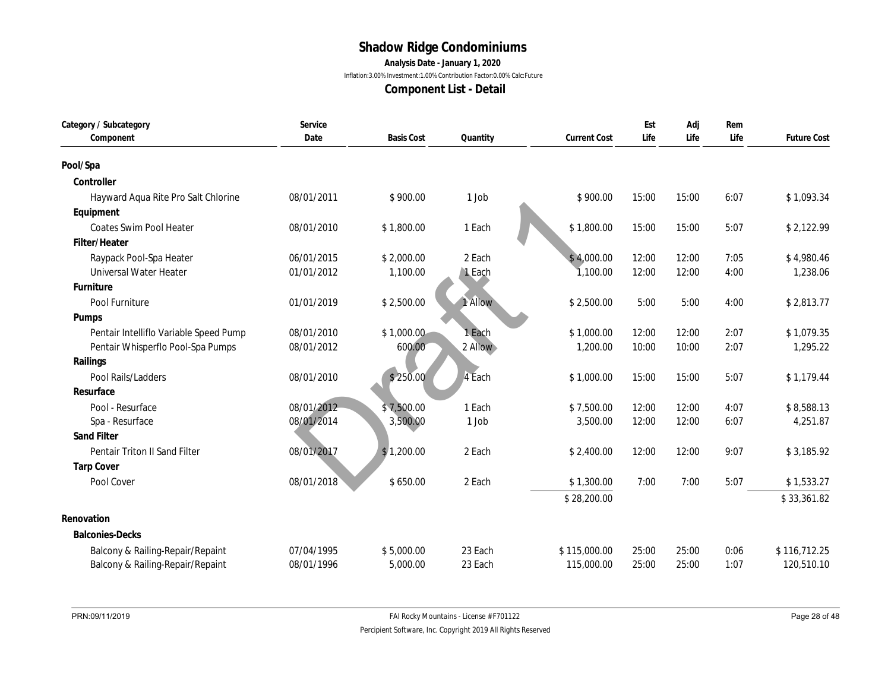# Shadow Ridge Condominiums

**Analysis Date - January 1, 2020**

Inflation:3.00% Investment:1.00% Contribution Factor:0.00% Calc:Future

## Component List - Detail

| Category / Subcategory<br>Component | Service Date | Basis Cost | Quantity | Current Cost | Est Life | Adj Life | Rem Life | Future Cost |
|---|---|---|---|---|---|---|---|---|
| **Pool/Spa** | | | | | | | | |
| **Controller** | | | | | | | | |
| Hayward Aqua Rite Pro Salt Chlorine | 08/01/2011 | $ 900.00 | 1 Job | $ 900.00 | 15:00 | 15:00 | 6:07 | $ 1,093.34 |
| **Equipment** | | | | | | | | |
| Coates Swim Pool Heater | 08/01/2010 | $ 1,800.00 | 1 Each | $ 1,800.00 | 15:00 | 15:00 | 5:07 | $ 2,122.99 |
| **Filter/Heater** | | | | | | | | |
| Raypack Pool-Spa Heater | 06/01/2015 | $ 2,000.00 | 2 Each | $ 4,000.00 | 12:00 | 12:00 | 7:05 | $ 4,980.46 |
| Universal Water Heater | 01/01/2012 | 1,100.00 | 1 Each | 1,100.00 | 12:00 | 12:00 | 4:00 | 1,238.06 |
| **Furniture** | | | | | | | | |
| Pool Furniture | 01/01/2019 | $ 2,500.00 | 1 Allow | $ 2,500.00 | 5:00 | 5:00 | 4:00 | $ 2,813.77 |
| **Pumps** | | | | | | | | |
| Pentair Intelliflo Variable Speed Pump | 08/01/2010 | $ 1,000.00 | 1 Each | $ 1,000.00 | 12:00 | 12:00 | 2:07 | $ 1,079.35 |
| Pentair Whisperflo Pool-Spa Pumps | 08/01/2012 | 600.00 | 2 Allow | 1,200.00 | 10:00 | 10:00 | 2:07 | 1,295.22 |
| **Railings** | | | | | | | | |
| Pool Rails/Ladders | 08/01/2010 | $ 250.00 | 4 Each | $ 1,000.00 | 15:00 | 15:00 | 5:07 | $ 1,179.44 |
| **Resurface** | | | | | | | | |
| Pool - Resurface | 08/01/2012 | $ 7,500.00 | 1 Each | $ 7,500.00 | 12:00 | 12:00 | 4:07 | $ 8,588.13 |
| Spa - Resurface | 08/01/2014 | 3,500.00 | 1 Job | 3,500.00 | 12:00 | 12:00 | 6:07 | 4,251.87 |
| **Sand Filter** | | | | | | | | |
| Pentair Triton II Sand Filter | 08/01/2017 | $ 1,200.00 | 2 Each | $ 2,400.00 | 12:00 | 12:00 | 9:07 | $ 3,185.92 |
| **Tarp Cover** | | | | | | | | |
| Pool Cover | 08/01/2018 | $ 650.00 | 2 Each | $ 1,300.00 | 7:00 | 7:00 | 5:07 | $ 1,533.27 |
| | | | | $ 28,200.00 | | | | $ 33,361.82 |
| **Renovation** | | | | | | | | |
| **Balconies-Decks** | | | | | | | | |
| Balcony & Railing-Repair/Repaint | 07/04/1995 | $ 5,000.00 | 23 Each | $ 115,000.00 | 25:00 | 25:00 | 0:06 | $ 116,712.25 |
| Balcony & Railing-Repair/Repaint | 08/01/1996 | 5,000.00 | 23 Each | 115,000.00 | 25:00 | 25:00 | 1:07 | 120,510.10 |

PRN:09/11/2019

FAI Rocky Mountains - License #F701122

Percipient Software, Inc. Copyright 2019 All Rights Reserved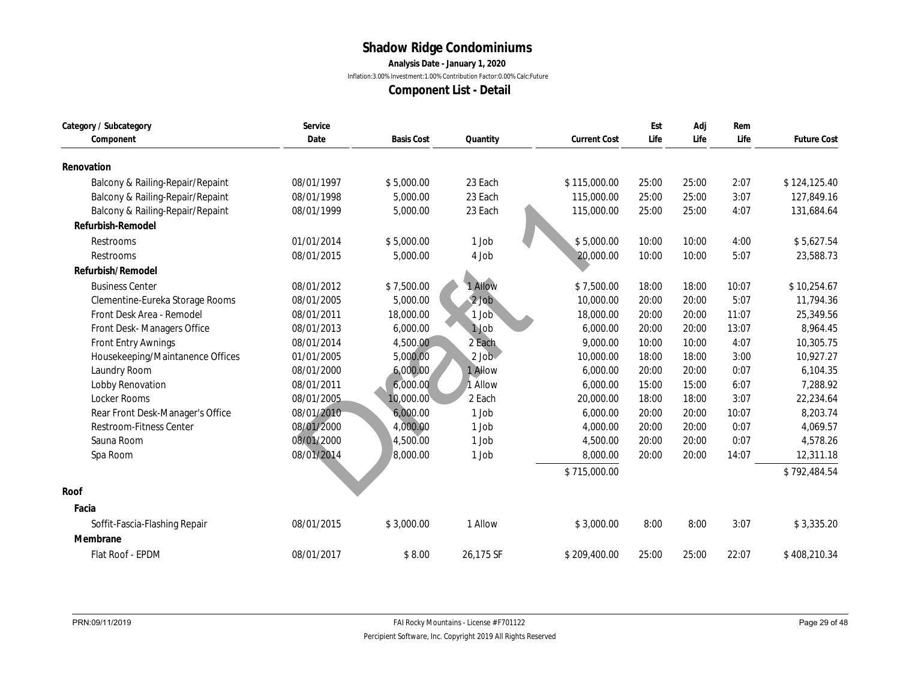# Shadow Ridge Condominiums

**Analysis Date - January 1, 2020**

Inflation:3.00% Investment:1.00% Contribution Factor:0.00% Calc:Future

## Component List - Detail

| Category / Subcategory Component | Service Date | Basis Cost | Quantity | Current Cost | Est Life | Adj Life | Rem Life | Future Cost |
|---|---|---|---|---|---|---|---|---|
| **Renovation** | | | | | | | | |
| Balcony & Railing-Repair/Repaint | 08/01/1997 | $ 5,000.00 | 23 Each | $ 115,000.00 | 25:00 | 25:00 | 2:07 | $ 124,125.40 |
| Balcony & Railing-Repair/Repaint | 08/01/1998 | 5,000.00 | 23 Each | 115,000.00 | 25:00 | 25:00 | 3:07 | 127,849.16 |
| Balcony & Railing-Repair/Repaint | 08/01/1999 | 5,000.00 | 23 Each | 115,000.00 | 25:00 | 25:00 | 4:07 | 131,684.64 |
| **Refurbish-Remodel** | | | | | | | | |
| Restrooms | 01/01/2014 | $ 5,000.00 | 1 Job | $ 5,000.00 | 10:00 | 10:00 | 4:00 | $ 5,627.54 |
| Restrooms | 08/01/2015 | 5,000.00 | 4 Job | 20,000.00 | 10:00 | 10:00 | 5:07 | 23,588.73 |
| **Refurbish/Remodel** | | | | | | | | |
| Business Center | 08/01/2012 | $ 7,500.00 | 1 Allow | $ 7,500.00 | 18:00 | 18:00 | 10:07 | $ 10,254.67 |
| Clementine-Eureka Storage Rooms | 08/01/2005 | 5,000.00 | 2 Job | 10,000.00 | 20:00 | 20:00 | 5:07 | 11,794.36 |
| Front Desk Area - Remodel | 08/01/2011 | 18,000.00 | 1 Job | 18,000.00 | 20:00 | 20:00 | 11:07 | 25,349.56 |
| Front Desk- Managers Office | 08/01/2013 | 6,000.00 | 1 Job | 6,000.00 | 20:00 | 20:00 | 13:07 | 8,964.45 |
| Front Entry Awnings | 08/01/2014 | 4,500.00 | 2 Each | 9,000.00 | 10:00 | 10:00 | 4:07 | 10,305.75 |
| Housekeeping/Maintanence Offices | 01/01/2005 | 5,000.00 | 2 Job | 10,000.00 | 18:00 | 18:00 | 3:00 | 10,927.27 |
| Laundry Room | 08/01/2000 | 6,000.00 | 1 Allow | 6,000.00 | 20:00 | 20:00 | 0:07 | 6,104.35 |
| Lobby Renovation | 08/01/2011 | 6,000.00 | 1 Allow | 6,000.00 | 15:00 | 15:00 | 6:07 | 7,288.92 |
| Locker Rooms | 08/01/2005 | 10,000.00 | 2 Each | 20,000.00 | 18:00 | 18:00 | 3:07 | 22,234.64 |
| Rear Front Desk-Manager's Office | 08/01/2010 | 6,000.00 | 1 Job | 6,000.00 | 20:00 | 20:00 | 10:07 | 8,203.74 |
| Restroom-Fitness Center | 08/01/2000 | 4,000.00 | 1 Job | 4,000.00 | 20:00 | 20:00 | 0:07 | 4,069.57 |
| Sauna Room | 08/01/2000 | 4,500.00 | 1 Job | 4,500.00 | 20:00 | 20:00 | 0:07 | 4,578.26 |
| Spa Room | 08/01/2014 | 8,000.00 | 1 Job | 8,000.00 | 20:00 | 20:00 | 14:07 | 12,311.18 |
| | | | | $ 715,000.00 | | | | $ 792,484.54 |
| **Roof** | | | | | | | | |
| **Facia** | | | | | | | | |
| Soffit-Fascia-Flashing Repair | 08/01/2015 | $ 3,000.00 | 1 Allow | $ 3,000.00 | 8:00 | 8:00 | 3:07 | $ 3,335.20 |
| **Membrane** | | | | | | | | |
| Flat Roof - EPDM | 08/01/2017 | $ 8.00 | 26,175 SF | $ 209,400.00 | 25:00 | 25:00 | 22:07 | $ 408,210.34 |

Draft 1

PRN:09/11/2019

FAI Rocky Mountains - License #F701122

Percipient Software, Inc. Copyright 2019 All Rights Reserved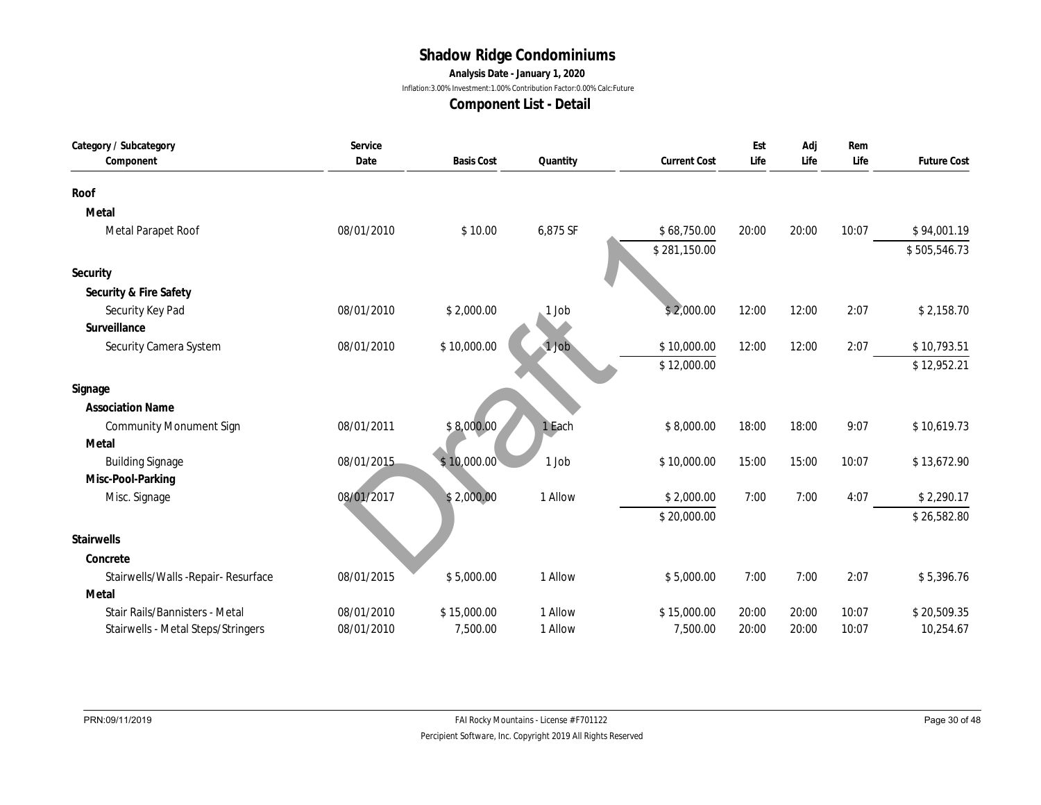# Shadow Ridge Condominiums

**Analysis Date - January 1, 2020**

Inflation:3.00% Investment:1.00% Contribution Factor:0.00% Calc:Future

## Component List - Detail

| Category / Subcategory Component | Service Date | Basis Cost | Quantity | Current Cost | Est Life | Adj Life | Rem Life | Future Cost |
|---|---|---|---|---|---|---|---|---|
| **Roof** | | | | | | | | |
| **Metal** | | | | | | | | |
| Metal Parapet Roof | 08/01/2010 | $ 10.00 | 6,875 SF | $ 68,750.00 | 20:00 | 20:00 | 10:07 | $ 94,001.19 |
| | | | | $ 281,150.00 | | | | $ 505,546.73 |
| **Security** | | | | | | | | |
| **Security & Fire Safety** | | | | | | | | |
| Security Key Pad | 08/01/2010 | $ 2,000.00 | 1 Job | $ 2,000.00 | 12:00 | 12:00 | 2:07 | $ 2,158.70 |
| **Surveillance** | | | | | | | | |
| Security Camera System | 08/01/2010 | $ 10,000.00 | 1 Job | $ 10,000.00 | 12:00 | 12:00 | 2:07 | $ 10,793.51 |
| | | | | $ 12,000.00 | | | | $ 12,952.21 |
| **Signage** | | | | | | | | |
| **Association Name** | | | | | | | | |
| Community Monument Sign | 08/01/2011 | $ 8,000.00 | 1 Each | $ 8,000.00 | 18:00 | 18:00 | 9:07 | $ 10,619.73 |
| **Metal** | | | | | | | | |
| Building Signage | 08/01/2015 | $ 10,000.00 | 1 Job | $ 10,000.00 | 15:00 | 15:00 | 10:07 | $ 13,672.90 |
| **Misc-Pool-Parking** | | | | | | | | |
| Misc. Signage | 08/01/2017 | $ 2,000.00 | 1 Allow | $ 2,000.00 | 7:00 | 7:00 | 4:07 | $ 2,290.17 |
| | | | | $ 20,000.00 | | | | $ 26,582.80 |
| **Stairwells** | | | | | | | | |
| **Concrete** | | | | | | | | |
| Stairwells/Walls -Repair- Resurface | 08/01/2015 | $ 5,000.00 | 1 Allow | $ 5,000.00 | 7:00 | 7:00 | 2:07 | $ 5,396.76 |
| **Metal** | | | | | | | | |
| Stair Rails/Bannisters - Metal | 08/01/2010 | $ 15,000.00 | 1 Allow | $ 15,000.00 | 20:00 | 20:00 | 10:07 | $ 20,509.35 |
| Stairwells - Metal Steps/Stringers | 08/01/2010 | 7,500.00 | 1 Allow | 7,500.00 | 20:00 | 20:00 | 10:07 | 10,254.67 |

Draft 1

PRN:09/11/2019

FAI Rocky Mountains - License #F701122

Percipient Software, Inc. Copyright 2019 All Rights Reserved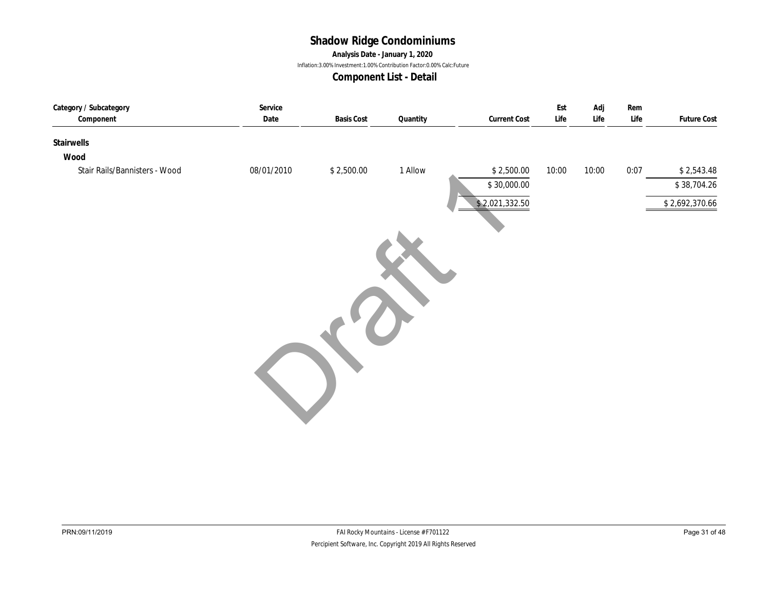# Shadow Ridge Condominiums

**Analysis Date - January 1, 2020**

Inflation:3.00% Investment:1.00% Contribution Factor:0.00% Calc:Future

## Component List - Detail

| Category / Subcategory Component | Service Date | Basis Cost | Quantity | Current Cost | Est Life | Adj Life | Rem Life | Future Cost |
|---|---|---|---|---|---|---|---|---|
| **Stairwells** | | | | | | | | |
| **Wood** | | | | | | | | |
| Stair Rails/Bannisters - Wood | 08/01/2010 | $ 2,500.00 | 1 Allow | $ 2,500.00 | 10:00 | 10:00 | 0:07 | $ 2,543.48 |
| | | | | $ 30,000.00 | | | | $ 38,704.26 |
| | | | | $ 2,021,332.50 | | | | $ 2,692,370.66 |

Draft 1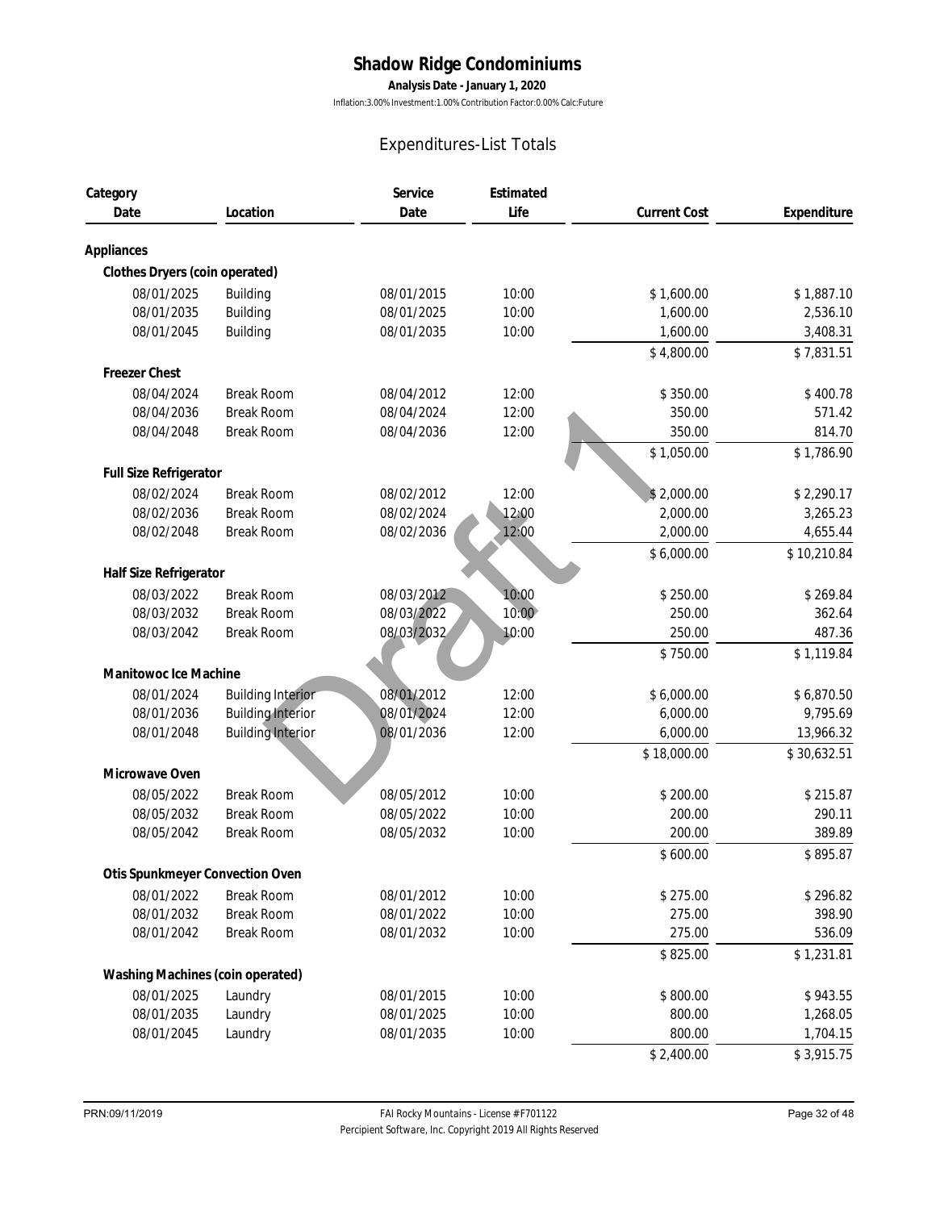# Shadow Ridge Condominiums

**Analysis Date - January 1, 2020**

Inflation:3.00% Investment:1.00% Contribution Factor:0.00% Calc:Future

## Expenditures-List Totals

| Category Date | Location | Service Date | Estimated Life | Current Cost | Expenditure |
|---|---|---|---|---|---|
| **Appliances** | | | | | |
| **Clothes Dryers (coin operated)** | | | | | |
| 08/01/2025 | Building | 08/01/2015 | 10:00 | $ 1,600.00 | $ 1,887.10 |
| 08/01/2035 | Building | 08/01/2025 | 10:00 | 1,600.00 | 2,536.10 |
| 08/01/2045 | Building | 08/01/2035 | 10:00 | 1,600.00 | 3,408.31 |
| | | | | $ 4,800.00 | $ 7,831.51 |
| **Freezer Chest** | | | | | |
| 08/04/2024 | Break Room | 08/04/2012 | 12:00 | $ 350.00 | $ 400.78 |
| 08/04/2036 | Break Room | 08/04/2024 | 12:00 | 350.00 | 571.42 |
| 08/04/2048 | Break Room | 08/04/2036 | 12:00 | 350.00 | 814.70 |
| | | | | $ 1,050.00 | $ 1,786.90 |
| **Full Size Refrigerator** | | | | | |
| 08/02/2024 | Break Room | 08/02/2012 | 12:00 | $ 2,000.00 | $ 2,290.17 |
| 08/02/2036 | Break Room | 08/02/2024 | 12:00 | 2,000.00 | 3,265.23 |
| 08/02/2048 | Break Room | 08/02/2036 | 12:00 | 2,000.00 | 4,655.44 |
| | | | | $ 6,000.00 | $ 10,210.84 |
| **Half Size Refrigerator** | | | | | |
| 08/03/2022 | Break Room | 08/03/2012 | 10:00 | $ 250.00 | $ 269.84 |
| 08/03/2032 | Break Room | 08/03/2022 | 10:00 | 250.00 | 362.64 |
| 08/03/2042 | Break Room | 08/03/2032 | 10:00 | 250.00 | 487.36 |
| | | | | $ 750.00 | $ 1,119.84 |
| **Manitowoc Ice Machine** | | | | | |
| 08/01/2024 | Building Interior | 08/01/2012 | 12:00 | $ 6,000.00 | $ 6,870.50 |
| 08/01/2036 | Building Interior | 08/01/2024 | 12:00 | 6,000.00 | 9,795.69 |
| 08/01/2048 | Building Interior | 08/01/2036 | 12:00 | 6,000.00 | 13,966.32 |
| | | | | $ 18,000.00 | $ 30,632.51 |
| **Microwave Oven** | | | | | |
| 08/05/2022 | Break Room | 08/05/2012 | 10:00 | $ 200.00 | $ 215.87 |
| 08/05/2032 | Break Room | 08/05/2022 | 10:00 | 200.00 | 290.11 |
| 08/05/2042 | Break Room | 08/05/2032 | 10:00 | 200.00 | 389.89 |
| | | | | $ 600.00 | $ 895.87 |
| **Otis Spunkmeyer Convection Oven** | | | | | |
| 08/01/2022 | Break Room | 08/01/2012 | 10:00 | $ 275.00 | $ 296.82 |
| 08/01/2032 | Break Room | 08/01/2022 | 10:00 | 275.00 | 398.90 |
| 08/01/2042 | Break Room | 08/01/2032 | 10:00 | 275.00 | 536.09 |
| | | | | $ 825.00 | $ 1,231.81 |
| **Washing Machines (coin operated)** | | | | | |
| 08/01/2025 | Laundry | 08/01/2015 | 10:00 | $ 800.00 | $ 943.55 |
| 08/01/2035 | Laundry | 08/01/2025 | 10:00 | 800.00 | 1,268.05 |
| 08/01/2045 | Laundry | 08/01/2035 | 10:00 | 800.00 | 1,704.15 |
| | | | | $ 2,400.00 | $ 3,915.75 |

Draft 1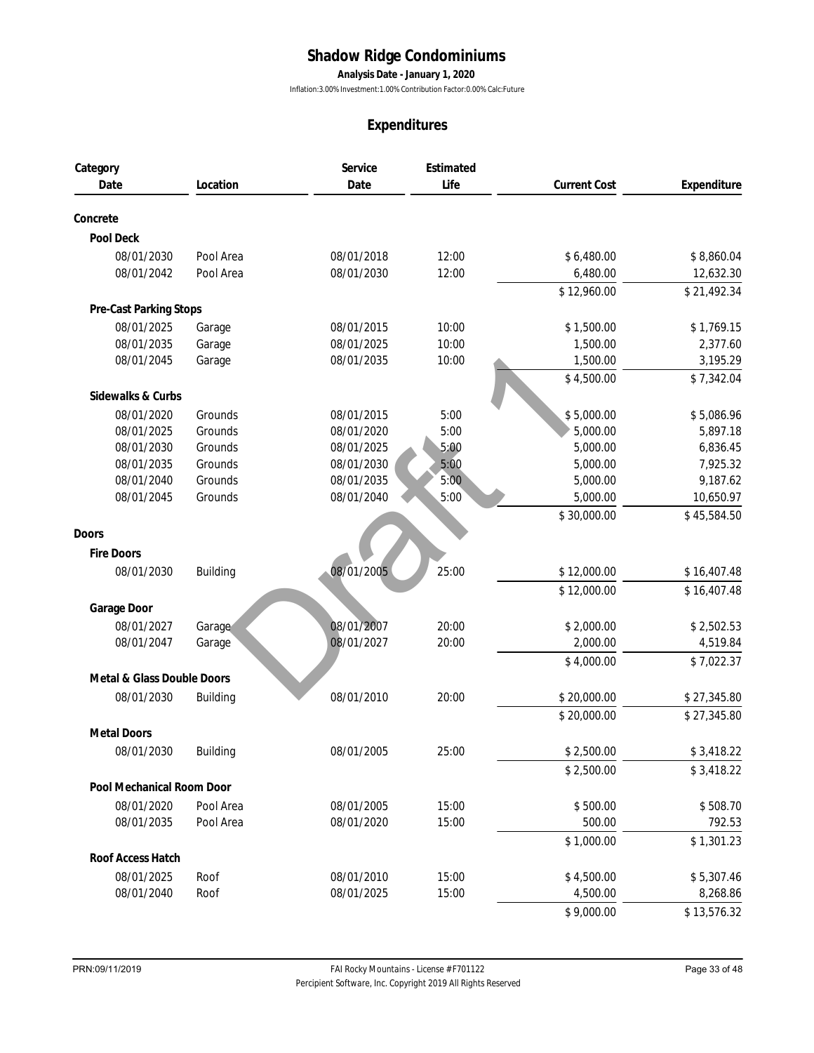# Shadow Ridge Condominiums

**Analysis Date - January 1, 2020**

Inflation:3.00% Investment:1.00% Contribution Factor:0.00% Calc:Future

## Expenditures

| Category Date | Location | Service Date | Estimated Life | Current Cost | Expenditure |
|---|---|---|---|---|---|
| **Concrete** | | | | | |
| **Pool Deck** | | | | | |
| 08/01/2030 | Pool Area | 08/01/2018 | 12:00 | $ 6,480.00 | $ 8,860.04 |
| 08/01/2042 | Pool Area | 08/01/2030 | 12:00 | 6,480.00 | 12,632.30 |
| | | | | $ 12,960.00 | $ 21,492.34 |
| **Pre-Cast Parking Stops** | | | | | |
| 08/01/2025 | Garage | 08/01/2015 | 10:00 | $ 1,500.00 | $ 1,769.15 |
| 08/01/2035 | Garage | 08/01/2025 | 10:00 | 1,500.00 | 2,377.60 |
| 08/01/2045 | Garage | 08/01/2035 | 10:00 | 1,500.00 | 3,195.29 |
| | | | | $ 4,500.00 | $ 7,342.04 |
| **Sidewalks & Curbs** | | | | | |
| 08/01/2020 | Grounds | 08/01/2015 | 5:00 | $ 5,000.00 | $ 5,086.96 |
| 08/01/2025 | Grounds | 08/01/2020 | 5:00 | 5,000.00 | 5,897.18 |
| 08/01/2030 | Grounds | 08/01/2025 | 5:00 | 5,000.00 | 6,836.45 |
| 08/01/2035 | Grounds | 08/01/2030 | 5:00 | 5,000.00 | 7,925.32 |
| 08/01/2040 | Grounds | 08/01/2035 | 5:00 | 5,000.00 | 9,187.62 |
| 08/01/2045 | Grounds | 08/01/2040 | 5:00 | 5,000.00 | 10,650.97 |
| | | | | $ 30,000.00 | $ 45,584.50 |
| **Doors** | | | | | |
| **Fire Doors** | | | | | |
| 08/01/2030 | Building | 08/01/2005 | 25:00 | $ 12,000.00 | $ 16,407.48 |
| | | | | $ 12,000.00 | $ 16,407.48 |
| **Garage Door** | | | | | |
| 08/01/2027 | Garage | 08/01/2007 | 20:00 | $ 2,000.00 | $ 2,502.53 |
| 08/01/2047 | Garage | 08/01/2027 | 20:00 | 2,000.00 | 4,519.84 |
| | | | | $ 4,000.00 | $ 7,022.37 |
| **Metal & Glass Double Doors** | | | | | |
| 08/01/2030 | Building | 08/01/2010 | 20:00 | $ 20,000.00 | $ 27,345.80 |
| | | | | $ 20,000.00 | $ 27,345.80 |
| **Metal Doors** | | | | | |
| 08/01/2030 | Building | 08/01/2005 | 25:00 | $ 2,500.00 | $ 3,418.22 |
| | | | | $ 2,500.00 | $ 3,418.22 |
| **Pool Mechanical Room Door** | | | | | |
| 08/01/2020 | Pool Area | 08/01/2005 | 15:00 | $ 500.00 | $ 508.70 |
| 08/01/2035 | Pool Area | 08/01/2020 | 15:00 | 500.00 | 792.53 |
| | | | | $ 1,000.00 | $ 1,301.23 |
| **Roof Access Hatch** | | | | | |
| 08/01/2025 | Roof | 08/01/2010 | 15:00 | $ 4,500.00 | $ 5,307.46 |
| 08/01/2040 | Roof | 08/01/2025 | 15:00 | 4,500.00 | 8,268.86 |
| | | | | $ 9,000.00 | $ 13,576.32 |

Draft 1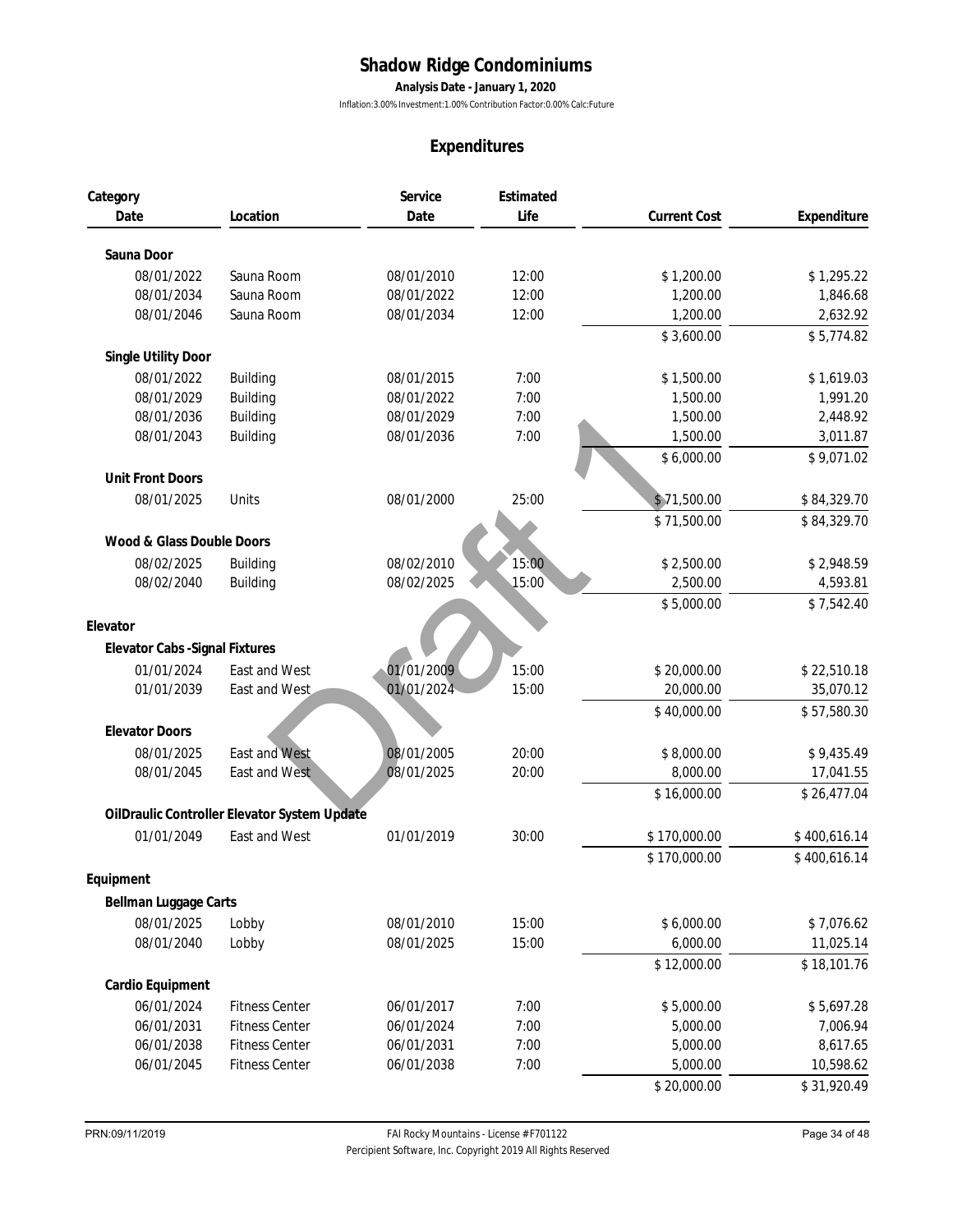# Shadow Ridge Condominiums

**Analysis Date - January 1, 2020**

Inflation:3.00% Investment:1.00% Contribution Factor:0.00% Calc:Future

## Expenditures

| Category Date | Location | Service Date | Estimated Life | Current Cost | Expenditure |
|---|---|---|---|---|---|
| **Sauna Door** | | | | | |
| 08/01/2022 | Sauna Room | 08/01/2010 | 12:00 | $ 1,200.00 | $ 1,295.22 |
| 08/01/2034 | Sauna Room | 08/01/2022 | 12:00 | 1,200.00 | 1,846.68 |
| 08/01/2046 | Sauna Room | 08/01/2034 | 12:00 | 1,200.00 | 2,632.92 |
| | | | | $ 3,600.00 | $ 5,774.82 |
| **Single Utility Door** | | | | | |
| 08/01/2022 | Building | 08/01/2015 | 7:00 | $ 1,500.00 | $ 1,619.03 |
| 08/01/2029 | Building | 08/01/2022 | 7:00 | 1,500.00 | 1,991.20 |
| 08/01/2036 | Building | 08/01/2029 | 7:00 | 1,500.00 | 2,448.92 |
| 08/01/2043 | Building | 08/01/2036 | 7:00 | 1,500.00 | 3,011.87 |
| | | | | $ 6,000.00 | $ 9,071.02 |
| **Unit Front Doors** | | | | | |
| 08/01/2025 | Units | 08/01/2000 | 25:00 | $ 71,500.00 | $ 84,329.70 |
| | | | | $ 71,500.00 | $ 84,329.70 |
| **Wood & Glass Double Doors** | | | | | |
| 08/02/2025 | Building | 08/02/2010 | 15:00 | $ 2,500.00 | $ 2,948.59 |
| 08/02/2040 | Building | 08/02/2025 | 15:00 | 2,500.00 | 4,593.81 |
| | | | | $ 5,000.00 | $ 7,542.40 |
| **Elevator** | | | | | |
| **Elevator Cabs -Signal Fixtures** | | | | | |
| 01/01/2024 | East and West | 01/01/2009 | 15:00 | $ 20,000.00 | $ 22,510.18 |
| 01/01/2039 | East and West | 01/01/2024 | 15:00 | 20,000.00 | 35,070.12 |
| | | | | $ 40,000.00 | $ 57,580.30 |
| **Elevator Doors** | | | | | |
| 08/01/2025 | East and West | 08/01/2005 | 20:00 | $ 8,000.00 | $ 9,435.49 |
| 08/01/2045 | East and West | 08/01/2025 | 20:00 | 8,000.00 | 17,041.55 |
| | | | | $ 16,000.00 | $ 26,477.04 |
| **OilDraulic Controller Elevator System Update** | | | | | |
| 01/01/2049 | East and West | 01/01/2019 | 30:00 | $ 170,000.00 | $ 400,616.14 |
| | | | | $ 170,000.00 | $ 400,616.14 |
| **Equipment** | | | | | |
| **Bellman Luggage Carts** | | | | | |
| 08/01/2025 | Lobby | 08/01/2010 | 15:00 | $ 6,000.00 | $ 7,076.62 |
| 08/01/2040 | Lobby | 08/01/2025 | 15:00 | 6,000.00 | 11,025.14 |
| | | | | $ 12,000.00 | $ 18,101.76 |
| **Cardio Equipment** | | | | | |
| 06/01/2024 | Fitness Center | 06/01/2017 | 7:00 | $ 5,000.00 | $ 5,697.28 |
| 06/01/2031 | Fitness Center | 06/01/2024 | 7:00 | 5,000.00 | 7,006.94 |
| 06/01/2038 | Fitness Center | 06/01/2031 | 7:00 | 5,000.00 | 8,617.65 |
| 06/01/2045 | Fitness Center | 06/01/2038 | 7:00 | 5,000.00 | 10,598.62 |
| | | | | $ 20,000.00 | $ 31,920.49 |

Draft 1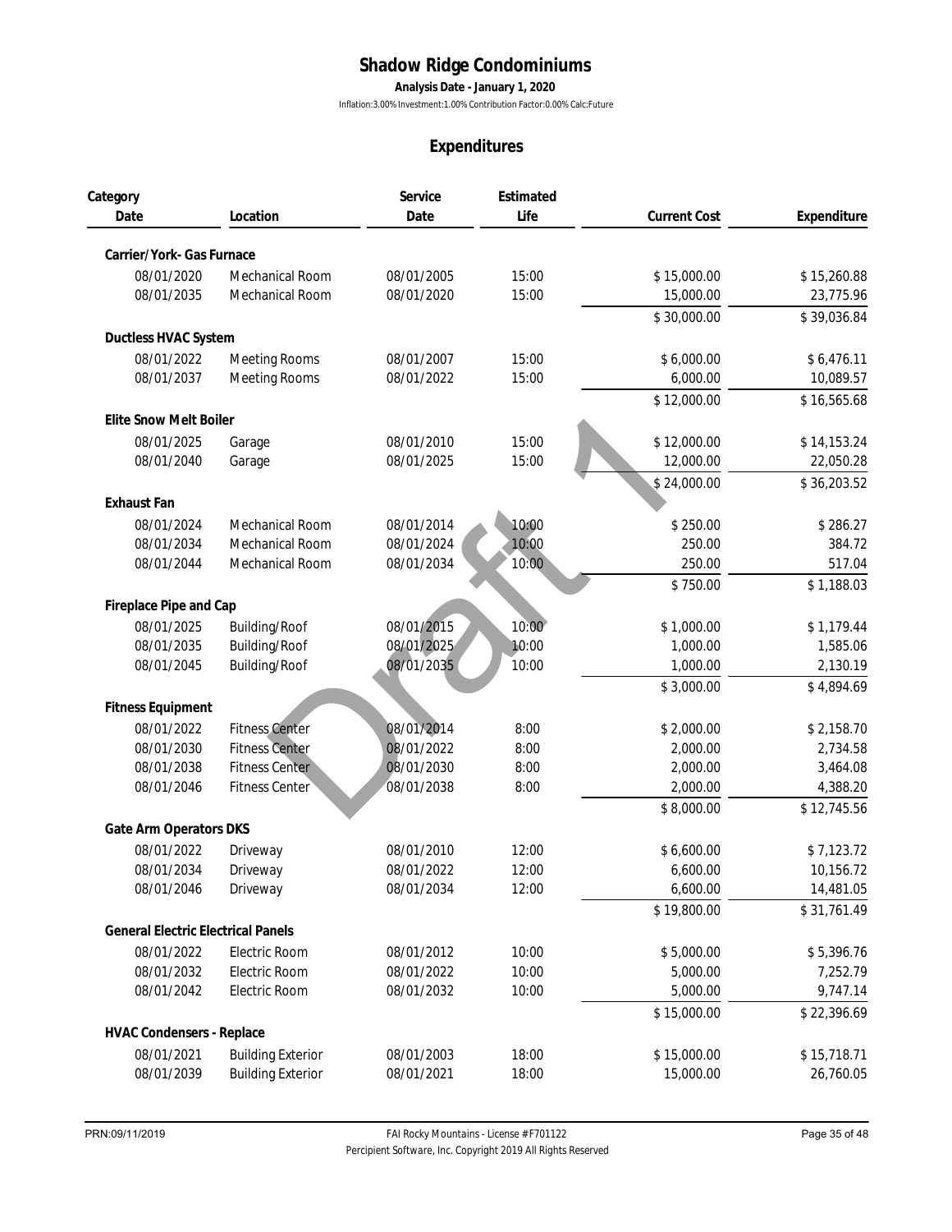# Shadow Ridge Condominiums

**Analysis Date - January 1, 2020**

Inflation:3.00% Investment:1.00% Contribution Factor:0.00% Calc:Future

## Expenditures

| Category Date | Location | Service Date | Estimated Life | Current Cost | Expenditure |
|---|---|---|---|---|---|
| **Carrier/York- Gas Furnace** | | | | | |
| 08/01/2020 | Mechanical Room | 08/01/2005 | 15:00 | $ 15,000.00 | $ 15,260.88 |
| 08/01/2035 | Mechanical Room | 08/01/2020 | 15:00 | 15,000.00 | 23,775.96 |
| | | | | $ 30,000.00 | $ 39,036.84 |
| **Ductless HVAC System** | | | | | |
| 08/01/2022 | Meeting Rooms | 08/01/2007 | 15:00 | $ 6,000.00 | $ 6,476.11 |
| 08/01/2037 | Meeting Rooms | 08/01/2022 | 15:00 | 6,000.00 | 10,089.57 |
| | | | | $ 12,000.00 | $ 16,565.68 |
| **Elite Snow Melt Boiler** | | | | | |
| 08/01/2025 | Garage | 08/01/2010 | 15:00 | $ 12,000.00 | $ 14,153.24 |
| 08/01/2040 | Garage | 08/01/2025 | 15:00 | 12,000.00 | 22,050.28 |
| | | | | $ 24,000.00 | $ 36,203.52 |
| **Exhaust Fan** | | | | | |
| 08/01/2024 | Mechanical Room | 08/01/2014 | 10:00 | $ 250.00 | $ 286.27 |
| 08/01/2034 | Mechanical Room | 08/01/2024 | 10:00 | 250.00 | 384.72 |
| 08/01/2044 | Mechanical Room | 08/01/2034 | 10:00 | 250.00 | 517.04 |
| | | | | $ 750.00 | $ 1,188.03 |
| **Fireplace Pipe and Cap** | | | | | |
| 08/01/2025 | Building/Roof | 08/01/2015 | 10:00 | $ 1,000.00 | $ 1,179.44 |
| 08/01/2035 | Building/Roof | 08/01/2025 | 10:00 | 1,000.00 | 1,585.06 |
| 08/01/2045 | Building/Roof | 08/01/2035 | 10:00 | 1,000.00 | 2,130.19 |
| | | | | $ 3,000.00 | $ 4,894.69 |
| **Fitness Equipment** | | | | | |
| 08/01/2022 | Fitness Center | 08/01/2014 | 8:00 | $ 2,000.00 | $ 2,158.70 |
| 08/01/2030 | Fitness Center | 08/01/2022 | 8:00 | 2,000.00 | 2,734.58 |
| 08/01/2038 | Fitness Center | 08/01/2030 | 8:00 | 2,000.00 | 3,464.08 |
| 08/01/2046 | Fitness Center | 08/01/2038 | 8:00 | 2,000.00 | 4,388.20 |
| | | | | $ 8,000.00 | $ 12,745.56 |
| **Gate Arm Operators DKS** | | | | | |
| 08/01/2022 | Driveway | 08/01/2010 | 12:00 | $ 6,600.00 | $ 7,123.72 |
| 08/01/2034 | Driveway | 08/01/2022 | 12:00 | 6,600.00 | 10,156.72 |
| 08/01/2046 | Driveway | 08/01/2034 | 12:00 | 6,600.00 | 14,481.05 |
| | | | | $ 19,800.00 | $ 31,761.49 |
| **General Electric Electrical Panels** | | | | | |
| 08/01/2022 | Electric Room | 08/01/2012 | 10:00 | $ 5,000.00 | $ 5,396.76 |
| 08/01/2032 | Electric Room | 08/01/2022 | 10:00 | 5,000.00 | 7,252.79 |
| 08/01/2042 | Electric Room | 08/01/2032 | 10:00 | 5,000.00 | 9,747.14 |
| | | | | $ 15,000.00 | $ 22,396.69 |
| **HVAC Condensers - Replace** | | | | | |
| 08/01/2021 | Building Exterior | 08/01/2003 | 18:00 | $ 15,000.00 | $ 15,718.71 |
| 08/01/2039 | Building Exterior | 08/01/2021 | 18:00 | 15,000.00 | 26,760.05 |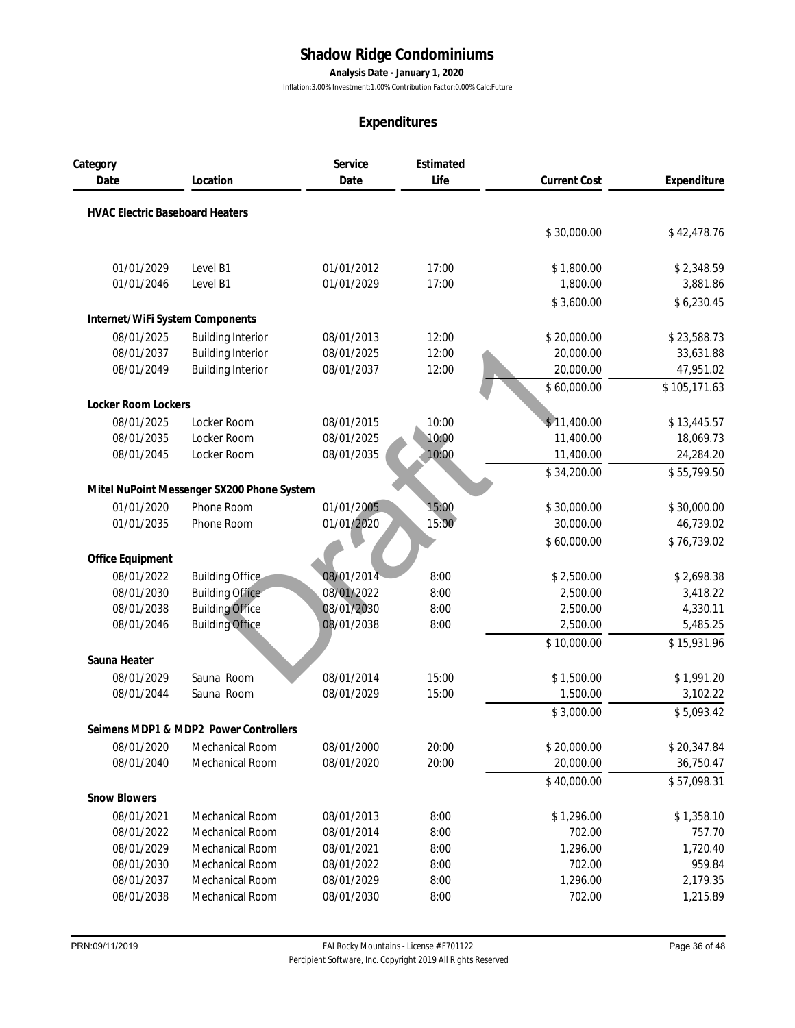# Shadow Ridge Condominiums

**Analysis Date - January 1, 2020**

Inflation:3.00% Investment:1.00% Contribution Factor:0.00% Calc:Future

## Expenditures

| Category Date | Location | Service Date | Estimated Life | Current Cost | Expenditure |
|---|---|---|---|---|---|
| **HVAC Electric Baseboard Heaters** | | | | | |
| | | | | $ 30,000.00 | $ 42,478.76 |
| 01/01/2029 | Level B1 | 01/01/2012 | 17:00 | $ 1,800.00 | $ 2,348.59 |
| 01/01/2046 | Level B1 | 01/01/2029 | 17:00 | 1,800.00 | 3,881.86 |
| | | | | $ 3,600.00 | $ 6,230.45 |
| **Internet/WiFi System Components** | | | | | |
| 08/01/2025 | Building Interior | 08/01/2013 | 12:00 | $ 20,000.00 | $ 23,588.73 |
| 08/01/2037 | Building Interior | 08/01/2025 | 12:00 | 20,000.00 | 33,631.88 |
| 08/01/2049 | Building Interior | 08/01/2037 | 12:00 | 20,000.00 | 47,951.02 |
| | | | | $ 60,000.00 | $ 105,171.63 |
| **Locker Room Lockers** | | | | | |
| 08/01/2025 | Locker Room | 08/01/2015 | 10:00 | $ 11,400.00 | $ 13,445.57 |
| 08/01/2035 | Locker Room | 08/01/2025 | 10:00 | 11,400.00 | 18,069.73 |
| 08/01/2045 | Locker Room | 08/01/2035 | 10:00 | 11,400.00 | 24,284.20 |
| | | | | $ 34,200.00 | $ 55,799.50 |
| **Mitel NuPoint Messenger SX200 Phone System** | | | | | |
| 01/01/2020 | Phone Room | 01/01/2005 | 15:00 | $ 30,000.00 | $ 30,000.00 |
| 01/01/2035 | Phone Room | 01/01/2020 | 15:00 | 30,000.00 | 46,739.02 |
| | | | | $ 60,000.00 | $ 76,739.02 |
| **Office Equipment** | | | | | |
| 08/01/2022 | Building Office | 08/01/2014 | 8:00 | $ 2,500.00 | $ 2,698.38 |
| 08/01/2030 | Building Office | 08/01/2022 | 8:00 | 2,500.00 | 3,418.22 |
| 08/01/2038 | Building Office | 08/01/2030 | 8:00 | 2,500.00 | 4,330.11 |
| 08/01/2046 | Building Office | 08/01/2038 | 8:00 | 2,500.00 | 5,485.25 |
| | | | | $ 10,000.00 | $ 15,931.96 |
| **Sauna Heater** | | | | | |
| 08/01/2029 | Sauna Room | 08/01/2014 | 15:00 | $ 1,500.00 | $ 1,991.20 |
| 08/01/2044 | Sauna Room | 08/01/2029 | 15:00 | 1,500.00 | 3,102.22 |
| | | | | $ 3,000.00 | $ 5,093.42 |
| **Seimens MDP1 & MDP2 Power Controllers** | | | | | |
| 08/01/2020 | Mechanical Room | 08/01/2000 | 20:00 | $ 20,000.00 | $ 20,347.84 |
| 08/01/2040 | Mechanical Room | 08/01/2020 | 20:00 | 20,000.00 | 36,750.47 |
| | | | | $ 40,000.00 | $ 57,098.31 |
| **Snow Blowers** | | | | | |
| 08/01/2021 | Mechanical Room | 08/01/2013 | 8:00 | $ 1,296.00 | $ 1,358.10 |
| 08/01/2022 | Mechanical Room | 08/01/2014 | 8:00 | 702.00 | 757.70 |
| 08/01/2029 | Mechanical Room | 08/01/2021 | 8:00 | 1,296.00 | 1,720.40 |
| 08/01/2030 | Mechanical Room | 08/01/2022 | 8:00 | 702.00 | 959.84 |
| 08/01/2037 | Mechanical Room | 08/01/2029 | 8:00 | 1,296.00 | 2,179.35 |
| 08/01/2038 | Mechanical Room | 08/01/2030 | 8:00 | 702.00 | 1,215.89 |

PRN:09/11/2019 FAI Rocky Mountains - License # F701122
Percipient Software, Inc. Copyright 2019 All Rights Reserved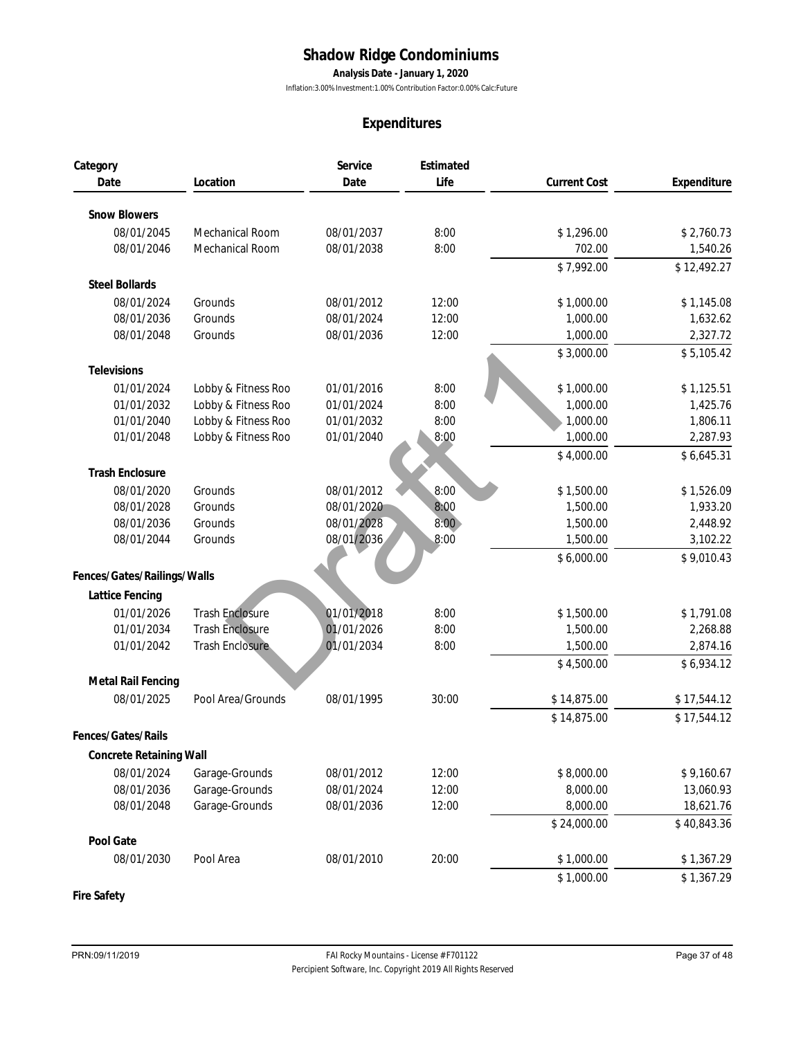# Shadow Ridge Condominiums

**Analysis Date - January 1, 2020**

Inflation:3.00% Investment:1.00% Contribution Factor:0.00% Calc:Future

## Expenditures

| Category Date | Location | Service Date | Estimated Life | Current Cost | Expenditure |
|---|---|---|---|---|---|
| **Snow Blowers** | | | | | |
| 08/01/2045 | Mechanical Room | 08/01/2037 | 8:00 | $ 1,296.00 | $ 2,760.73 |
| 08/01/2046 | Mechanical Room | 08/01/2038 | 8:00 | 702.00 | 1,540.26 |
| | | | | $ 7,992.00 | $ 12,492.27 |
| **Steel Bollards** | | | | | |
| 08/01/2024 | Grounds | 08/01/2012 | 12:00 | $ 1,000.00 | $ 1,145.08 |
| 08/01/2036 | Grounds | 08/01/2024 | 12:00 | 1,000.00 | 1,632.62 |
| 08/01/2048 | Grounds | 08/01/2036 | 12:00 | 1,000.00 | 2,327.72 |
| | | | | $ 3,000.00 | $ 5,105.42 |
| **Televisions** | | | | | |
| 01/01/2024 | Lobby & Fitness Roo | 01/01/2016 | 8:00 | $ 1,000.00 | $ 1,125.51 |
| 01/01/2032 | Lobby & Fitness Roo | 01/01/2024 | 8:00 | 1,000.00 | 1,425.76 |
| 01/01/2040 | Lobby & Fitness Roo | 01/01/2032 | 8:00 | 1,000.00 | 1,806.11 |
| 01/01/2048 | Lobby & Fitness Roo | 01/01/2040 | 8:00 | 1,000.00 | 2,287.93 |
| | | | | $ 4,000.00 | $ 6,645.31 |
| **Trash Enclosure** | | | | | |
| 08/01/2020 | Grounds | 08/01/2012 | 8:00 | $ 1,500.00 | $ 1,526.09 |
| 08/01/2028 | Grounds | 08/01/2020 | 8:00 | 1,500.00 | 1,933.20 |
| 08/01/2036 | Grounds | 08/01/2028 | 8:00 | 1,500.00 | 2,448.92 |
| 08/01/2044 | Grounds | 08/01/2036 | 8:00 | 1,500.00 | 3,102.22 |
| | | | | $ 6,000.00 | $ 9,010.43 |
| **Fences/Gates/Railings/Walls** | | | | | |
| **Lattice Fencing** | | | | | |
| 01/01/2026 | Trash Enclosure | 01/01/2018 | 8:00 | $ 1,500.00 | $ 1,791.08 |
| 01/01/2034 | Trash Enclosure | 01/01/2026 | 8:00 | 1,500.00 | 2,268.88 |
| 01/01/2042 | Trash Enclosure | 01/01/2034 | 8:00 | 1,500.00 | 2,874.16 |
| | | | | $ 4,500.00 | $ 6,934.12 |
| **Metal Rail Fencing** | | | | | |
| 08/01/2025 | Pool Area/Grounds | 08/01/1995 | 30:00 | $ 14,875.00 | $ 17,544.12 |
| | | | | $ 14,875.00 | $ 17,544.12 |
| **Fences/Gates/Rails** | | | | | |
| **Concrete Retaining Wall** | | | | | |
| 08/01/2024 | Garage-Grounds | 08/01/2012 | 12:00 | $ 8,000.00 | $ 9,160.67 |
| 08/01/2036 | Garage-Grounds | 08/01/2024 | 12:00 | 8,000.00 | 13,060.93 |
| 08/01/2048 | Garage-Grounds | 08/01/2036 | 12:00 | 8,000.00 | 18,621.76 |
| | | | | $ 24,000.00 | $ 40,843.36 |
| **Pool Gate** | | | | | |
| 08/01/2030 | Pool Area | 08/01/2010 | 20:00 | $ 1,000.00 | $ 1,367.29 |
| | | | | $ 1,000.00 | $ 1,367.29 |
| **Fire Safety** | | | | | |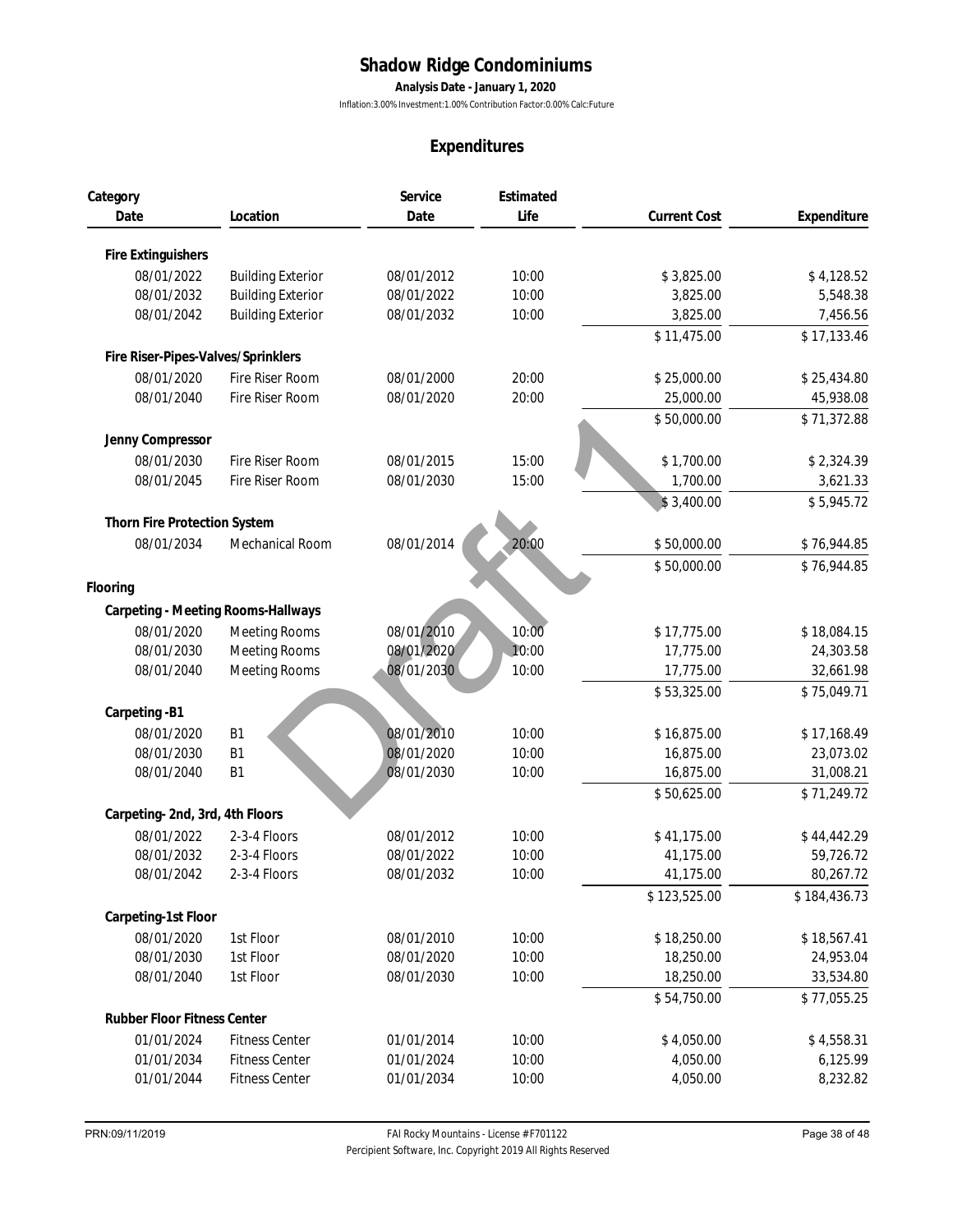# Shadow Ridge Condominiums

**Analysis Date - January 1, 2020**

Inflation:3.00% Investment:1.00% Contribution Factor:0.00% Calc:Future

## Expenditures

| Category Date | Location | Service Date | Estimated Life | Current Cost | Expenditure |
|---|---|---|---|---|---|
| **Fire Extinguishers** | | | | | |
| 08/01/2022 | Building Exterior | 08/01/2012 | 10:00 | $ 3,825.00 | $ 4,128.52 |
| 08/01/2032 | Building Exterior | 08/01/2022 | 10:00 | 3,825.00 | 5,548.38 |
| 08/01/2042 | Building Exterior | 08/01/2032 | 10:00 | 3,825.00 | 7,456.56 |
| | | | | $ 11,475.00 | $ 17,133.46 |
| **Fire Riser-Pipes-Valves/Sprinklers** | | | | | |
| 08/01/2020 | Fire Riser Room | 08/01/2000 | 20:00 | $ 25,000.00 | $ 25,434.80 |
| 08/01/2040 | Fire Riser Room | 08/01/2020 | 20:00 | 25,000.00 | 45,938.08 |
| | | | | $ 50,000.00 | $ 71,372.88 |
| **Jenny Compressor** | | | | | |
| 08/01/2030 | Fire Riser Room | 08/01/2015 | 15:00 | $ 1,700.00 | $ 2,324.39 |
| 08/01/2045 | Fire Riser Room | 08/01/2030 | 15:00 | 1,700.00 | 3,621.33 |
| | | | | $ 3,400.00 | $ 5,945.72 |
| **Thorn Fire Protection System** | | | | | |
| 08/01/2034 | Mechanical Room | 08/01/2014 | 20:00 | $ 50,000.00 | $ 76,944.85 |
| | | | | $ 50,000.00 | $ 76,944.85 |
| **Flooring** | | | | | |
| **Carpeting - Meeting Rooms-Hallways** | | | | | |
| 08/01/2020 | Meeting Rooms | 08/01/2010 | 10:00 | $ 17,775.00 | $ 18,084.15 |
| 08/01/2030 | Meeting Rooms | 08/01/2020 | 10:00 | 17,775.00 | 24,303.58 |
| 08/01/2040 | Meeting Rooms | 08/01/2030 | 10:00 | 17,775.00 | 32,661.98 |
| | | | | $ 53,325.00 | $ 75,049.71 |
| **Carpeting -B1** | | | | | |
| 08/01/2020 | B1 | 08/01/2010 | 10:00 | $ 16,875.00 | $ 17,168.49 |
| 08/01/2030 | B1 | 08/01/2020 | 10:00 | 16,875.00 | 23,073.02 |
| 08/01/2040 | B1 | 08/01/2030 | 10:00 | 16,875.00 | 31,008.21 |
| | | | | $ 50,625.00 | $ 71,249.72 |
| **Carpeting- 2nd, 3rd, 4th Floors** | | | | | |
| 08/01/2022 | 2-3-4 Floors | 08/01/2012 | 10:00 | $ 41,175.00 | $ 44,442.29 |
| 08/01/2032 | 2-3-4 Floors | 08/01/2022 | 10:00 | 41,175.00 | 59,726.72 |
| 08/01/2042 | 2-3-4 Floors | 08/01/2032 | 10:00 | 41,175.00 | 80,267.72 |
| | | | | $ 123,525.00 | $ 184,436.73 |
| **Carpeting-1st Floor** | | | | | |
| 08/01/2020 | 1st Floor | 08/01/2010 | 10:00 | $ 18,250.00 | $ 18,567.41 |
| 08/01/2030 | 1st Floor | 08/01/2020 | 10:00 | 18,250.00 | 24,953.04 |
| 08/01/2040 | 1st Floor | 08/01/2030 | 10:00 | 18,250.00 | 33,534.80 |
| | | | | $ 54,750.00 | $ 77,055.25 |
| **Rubber Floor Fitness Center** | | | | | |
| 01/01/2024 | Fitness Center | 01/01/2014 | 10:00 | $ 4,050.00 | $ 4,558.31 |
| 01/01/2034 | Fitness Center | 01/01/2024 | 10:00 | 4,050.00 | 6,125.99 |
| 01/01/2044 | Fitness Center | 01/01/2034 | 10:00 | 4,050.00 | 8,232.82 |

Draft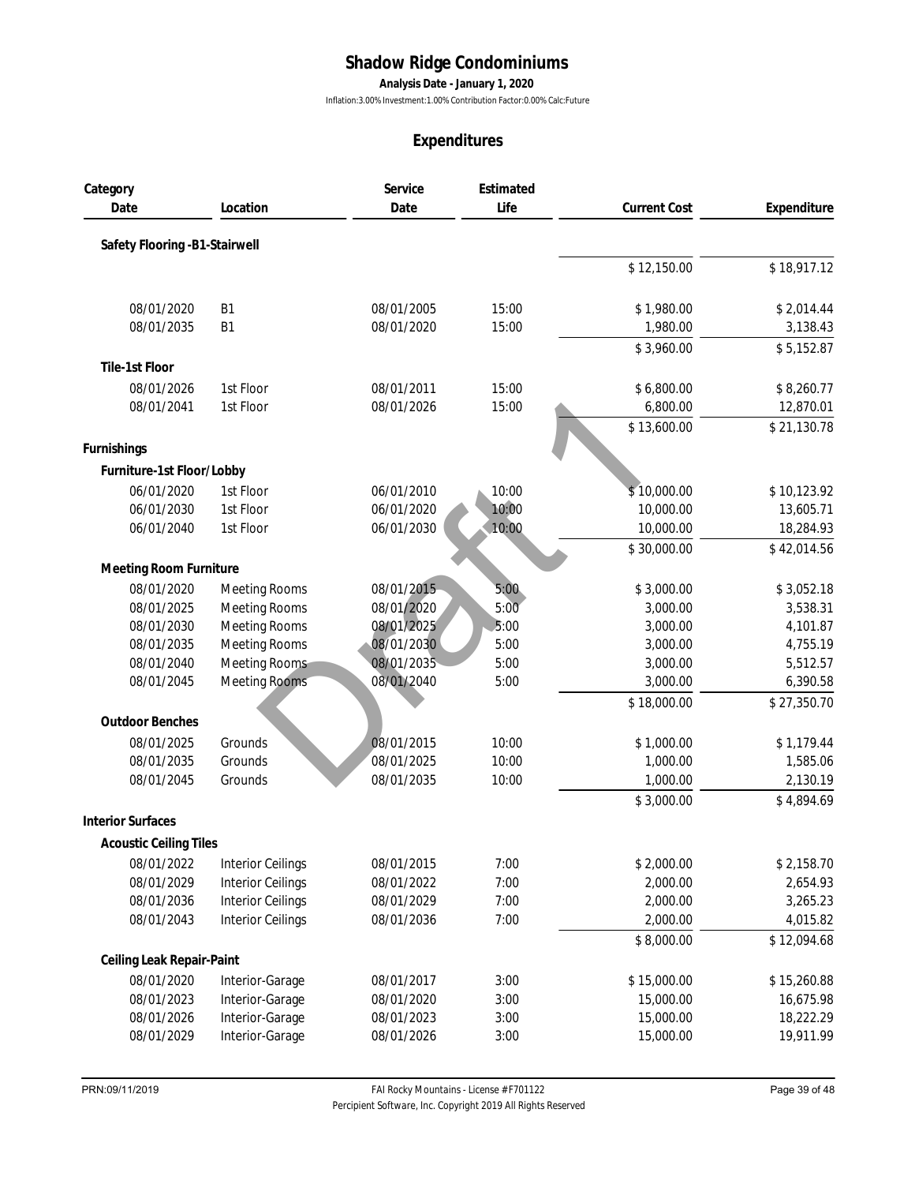# Shadow Ridge Condominiums

**Analysis Date - January 1, 2020**

Inflation:3.00% Investment:1.00% Contribution Factor:0.00% Calc:Future

## Expenditures

| Category Date | Location | Service Date | Estimated Life | Current Cost | Expenditure |
|---|---|---|---|---|---|
| **Safety Flooring -B1-Stairwell** | | | | | |
| | | | | $ 12,150.00 | $ 18,917.12 |
| 08/01/2020 | B1 | 08/01/2005 | 15:00 | $ 1,980.00 | $ 2,014.44 |
| 08/01/2035 | B1 | 08/01/2020 | 15:00 | 1,980.00 | 3,138.43 |
| | | | | $ 3,960.00 | $ 5,152.87 |
| **Tile-1st Floor** | | | | | |
| 08/01/2026 | 1st Floor | 08/01/2011 | 15:00 | $ 6,800.00 | $ 8,260.77 |
| 08/01/2041 | 1st Floor | 08/01/2026 | 15:00 | 6,800.00 | 12,870.01 |
| | | | | $ 13,600.00 | $ 21,130.78 |
| **Furnishings** | | | | | |
| **Furniture-1st Floor/Lobby** | | | | | |
| 06/01/2020 | 1st Floor | 06/01/2010 | 10:00 | $ 10,000.00 | $ 10,123.92 |
| 06/01/2030 | 1st Floor | 06/01/2020 | 10:00 | 10,000.00 | 13,605.71 |
| 06/01/2040 | 1st Floor | 06/01/2030 | 10:00 | 10,000.00 | 18,284.93 |
| | | | | $ 30,000.00 | $ 42,014.56 |
| **Meeting Room Furniture** | | | | | |
| 08/01/2020 | Meeting Rooms | 08/01/2015 | 5:00 | $ 3,000.00 | $ 3,052.18 |
| 08/01/2025 | Meeting Rooms | 08/01/2020 | 5:00 | 3,000.00 | 3,538.31 |
| 08/01/2030 | Meeting Rooms | 08/01/2025 | 5:00 | 3,000.00 | 4,101.87 |
| 08/01/2035 | Meeting Rooms | 08/01/2030 | 5:00 | 3,000.00 | 4,755.19 |
| 08/01/2040 | Meeting Rooms | 08/01/2035 | 5:00 | 3,000.00 | 5,512.57 |
| 08/01/2045 | Meeting Rooms | 08/01/2040 | 5:00 | 3,000.00 | 6,390.58 |
| | | | | $ 18,000.00 | $ 27,350.70 |
| **Outdoor Benches** | | | | | |
| 08/01/2025 | Grounds | 08/01/2015 | 10:00 | $ 1,000.00 | $ 1,179.44 |
| 08/01/2035 | Grounds | 08/01/2025 | 10:00 | 1,000.00 | 1,585.06 |
| 08/01/2045 | Grounds | 08/01/2035 | 10:00 | 1,000.00 | 2,130.19 |
| | | | | $ 3,000.00 | $ 4,894.69 |
| **Interior Surfaces** | | | | | |
| **Acoustic Ceiling Tiles** | | | | | |
| 08/01/2022 | Interior Ceilings | 08/01/2015 | 7:00 | $ 2,000.00 | $ 2,158.70 |
| 08/01/2029 | Interior Ceilings | 08/01/2022 | 7:00 | 2,000.00 | 2,654.93 |
| 08/01/2036 | Interior Ceilings | 08/01/2029 | 7:00 | 2,000.00 | 3,265.23 |
| 08/01/2043 | Interior Ceilings | 08/01/2036 | 7:00 | 2,000.00 | 4,015.82 |
| | | | | $ 8,000.00 | $ 12,094.68 |
| **Ceiling Leak Repair-Paint** | | | | | |
| 08/01/2020 | Interior-Garage | 08/01/2017 | 3:00 | $ 15,000.00 | $ 15,260.88 |
| 08/01/2023 | Interior-Garage | 08/01/2020 | 3:00 | 15,000.00 | 16,675.98 |
| 08/01/2026 | Interior-Garage | 08/01/2023 | 3:00 | 15,000.00 | 18,222.29 |
| 08/01/2029 | Interior-Garage | 08/01/2026 | 3:00 | 15,000.00 | 19,911.99 |

Draft 1

PRN:09/11/2019 — FAI Rocky Mountains - License # F701122 — Percipient Software, Inc. Copyright 2019 All Rights Reserved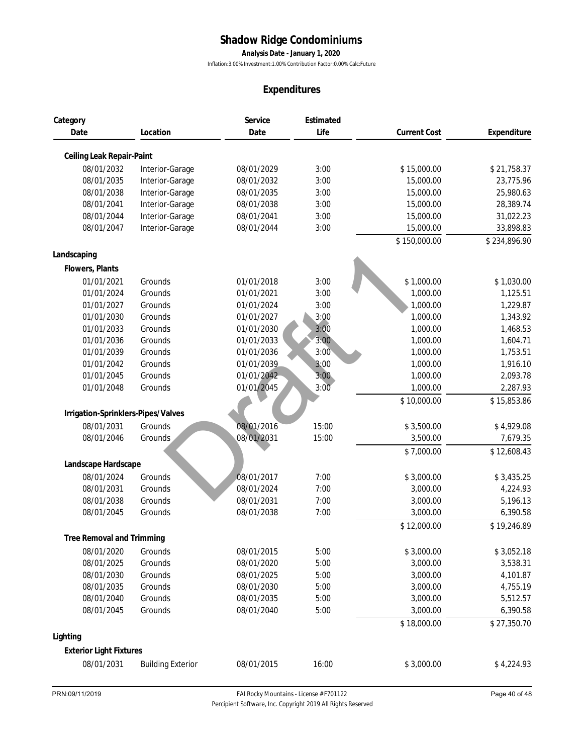# Shadow Ridge Condominiums

**Analysis Date - January 1, 2020**

Inflation:3.00% Investment:1.00% Contribution Factor:0.00% Calc:Future

## Expenditures

| Category Date | Location | Service Date | Estimated Life | Current Cost | Expenditure |
|---|---|---|---|---|---|
| **Ceiling Leak Repair-Paint** | | | | | |
| 08/01/2032 | Interior-Garage | 08/01/2029 | 3:00 | $ 15,000.00 | $ 21,758.37 |
| 08/01/2035 | Interior-Garage | 08/01/2032 | 3:00 | 15,000.00 | 23,775.96 |
| 08/01/2038 | Interior-Garage | 08/01/2035 | 3:00 | 15,000.00 | 25,980.63 |
| 08/01/2041 | Interior-Garage | 08/01/2038 | 3:00 | 15,000.00 | 28,389.74 |
| 08/01/2044 | Interior-Garage | 08/01/2041 | 3:00 | 15,000.00 | 31,022.23 |
| 08/01/2047 | Interior-Garage | 08/01/2044 | 3:00 | 15,000.00 | 33,898.83 |
| | | | | $ 150,000.00 | $ 234,896.90 |
| **Landscaping** | | | | | |
| **Flowers, Plants** | | | | | |
| 01/01/2021 | Grounds | 01/01/2018 | 3:00 | $ 1,000.00 | $ 1,030.00 |
| 01/01/2024 | Grounds | 01/01/2021 | 3:00 | 1,000.00 | 1,125.51 |
| 01/01/2027 | Grounds | 01/01/2024 | 3:00 | 1,000.00 | 1,229.87 |
| 01/01/2030 | Grounds | 01/01/2027 | 3:00 | 1,000.00 | 1,343.92 |
| 01/01/2033 | Grounds | 01/01/2030 | 3:00 | 1,000.00 | 1,468.53 |
| 01/01/2036 | Grounds | 01/01/2033 | 3:00 | 1,000.00 | 1,604.71 |
| 01/01/2039 | Grounds | 01/01/2036 | 3:00 | 1,000.00 | 1,753.51 |
| 01/01/2042 | Grounds | 01/01/2039 | 3:00 | 1,000.00 | 1,916.10 |
| 01/01/2045 | Grounds | 01/01/2042 | 3:00 | 1,000.00 | 2,093.78 |
| 01/01/2048 | Grounds | 01/01/2045 | 3:00 | 1,000.00 | 2,287.93 |
| | | | | $ 10,000.00 | $ 15,853.86 |
| **Irrigation-Sprinklers-Pipes/Valves** | | | | | |
| 08/01/2031 | Grounds | 08/01/2016 | 15:00 | $ 3,500.00 | $ 4,929.08 |
| 08/01/2046 | Grounds | 08/01/2031 | 15:00 | 3,500.00 | 7,679.35 |
| | | | | $ 7,000.00 | $ 12,608.43 |
| **Landscape Hardscape** | | | | | |
| 08/01/2024 | Grounds | 08/01/2017 | 7:00 | $ 3,000.00 | $ 3,435.25 |
| 08/01/2031 | Grounds | 08/01/2024 | 7:00 | 3,000.00 | 4,224.93 |
| 08/01/2038 | Grounds | 08/01/2031 | 7:00 | 3,000.00 | 5,196.13 |
| 08/01/2045 | Grounds | 08/01/2038 | 7:00 | 3,000.00 | 6,390.58 |
| | | | | $ 12,000.00 | $ 19,246.89 |
| **Tree Removal and Trimming** | | | | | |
| 08/01/2020 | Grounds | 08/01/2015 | 5:00 | $ 3,000.00 | $ 3,052.18 |
| 08/01/2025 | Grounds | 08/01/2020 | 5:00 | 3,000.00 | 3,538.31 |
| 08/01/2030 | Grounds | 08/01/2025 | 5:00 | 3,000.00 | 4,101.87 |
| 08/01/2035 | Grounds | 08/01/2030 | 5:00 | 3,000.00 | 4,755.19 |
| 08/01/2040 | Grounds | 08/01/2035 | 5:00 | 3,000.00 | 5,512.57 |
| 08/01/2045 | Grounds | 08/01/2040 | 5:00 | 3,000.00 | 6,390.58 |
| | | | | $ 18,000.00 | $ 27,350.70 |
| **Lighting** | | | | | |
| **Exterior Light Fixtures** | | | | | |
| 08/01/2031 | Building Exterior | 08/01/2015 | 16:00 | $ 3,000.00 | $ 4,224.93 |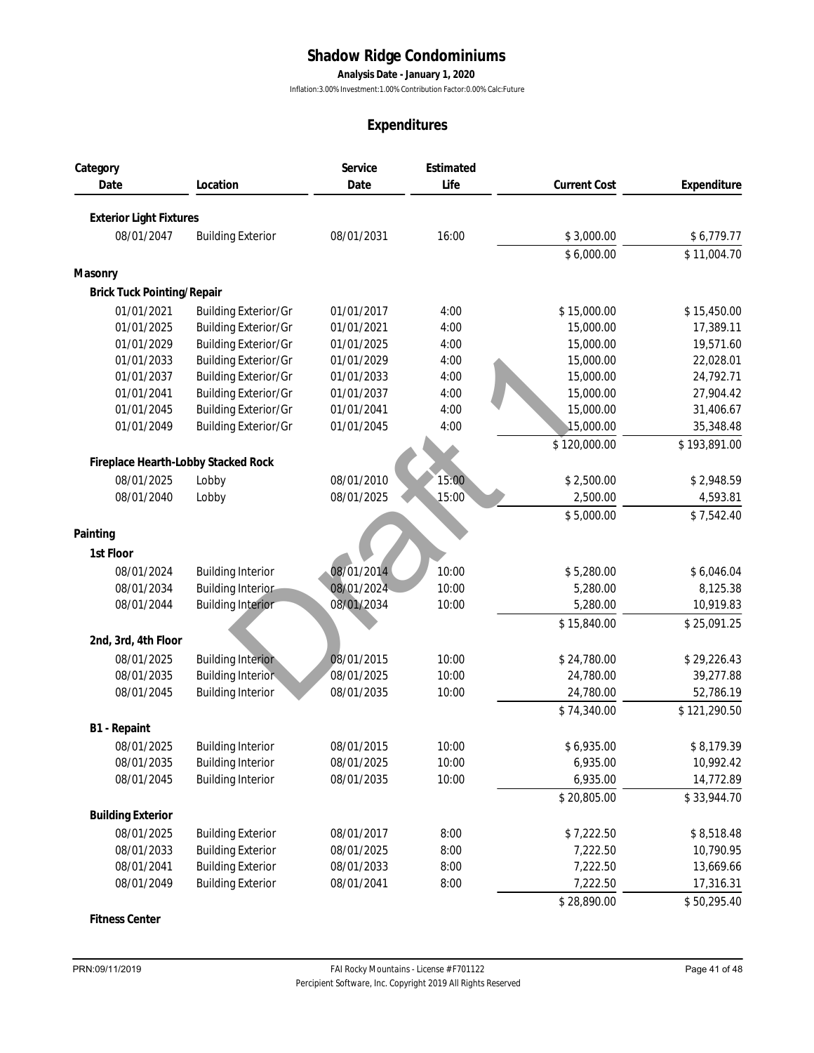# Shadow Ridge Condominiums

**Analysis Date - January 1, 2020**

Inflation:3.00% Investment:1.00% Contribution Factor:0.00% Calc:Future

## Expenditures

| Category Date | Location | Service Date | Estimated Life | Current Cost | Expenditure |
|---|---|---|---|---|---|
| **Exterior Light Fixtures** | | | | | |
| 08/01/2047 | Building Exterior | 08/01/2031 | 16:00 | $ 3,000.00 | $ 6,779.77 |
| | | | | $ 6,000.00 | $ 11,004.70 |
| **Masonry** | | | | | |
| **Brick Tuck Pointing/Repair** | | | | | |
| 01/01/2021 | Building Exterior/Gr | 01/01/2017 | 4:00 | $ 15,000.00 | $ 15,450.00 |
| 01/01/2025 | Building Exterior/Gr | 01/01/2021 | 4:00 | 15,000.00 | 17,389.11 |
| 01/01/2029 | Building Exterior/Gr | 01/01/2025 | 4:00 | 15,000.00 | 19,571.60 |
| 01/01/2033 | Building Exterior/Gr | 01/01/2029 | 4:00 | 15,000.00 | 22,028.01 |
| 01/01/2037 | Building Exterior/Gr | 01/01/2033 | 4:00 | 15,000.00 | 24,792.71 |
| 01/01/2041 | Building Exterior/Gr | 01/01/2037 | 4:00 | 15,000.00 | 27,904.42 |
| 01/01/2045 | Building Exterior/Gr | 01/01/2041 | 4:00 | 15,000.00 | 31,406.67 |
| 01/01/2049 | Building Exterior/Gr | 01/01/2045 | 4:00 | 15,000.00 | 35,348.48 |
| | | | | $ 120,000.00 | $ 193,891.00 |
| **Fireplace Hearth-Lobby Stacked Rock** | | | | | |
| 08/01/2025 | Lobby | 08/01/2010 | 15:00 | $ 2,500.00 | $ 2,948.59 |
| 08/01/2040 | Lobby | 08/01/2025 | 15:00 | 2,500.00 | 4,593.81 |
| | | | | $ 5,000.00 | $ 7,542.40 |
| **Painting** | | | | | |
| **1st Floor** | | | | | |
| 08/01/2024 | Building Interior | 08/01/2014 | 10:00 | $ 5,280.00 | $ 6,046.04 |
| 08/01/2034 | Building Interior | 08/01/2024 | 10:00 | 5,280.00 | 8,125.38 |
| 08/01/2044 | Building Interior | 08/01/2034 | 10:00 | 5,280.00 | 10,919.83 |
| | | | | $ 15,840.00 | $ 25,091.25 |
| **2nd, 3rd, 4th Floor** | | | | | |
| 08/01/2025 | Building Interior | 08/01/2015 | 10:00 | $ 24,780.00 | $ 29,226.43 |
| 08/01/2035 | Building Interior | 08/01/2025 | 10:00 | 24,780.00 | 39,277.88 |
| 08/01/2045 | Building Interior | 08/01/2035 | 10:00 | 24,780.00 | 52,786.19 |
| | | | | $ 74,340.00 | $ 121,290.50 |
| **B1 - Repaint** | | | | | |
| 08/01/2025 | Building Interior | 08/01/2015 | 10:00 | $ 6,935.00 | $ 8,179.39 |
| 08/01/2035 | Building Interior | 08/01/2025 | 10:00 | 6,935.00 | 10,992.42 |
| 08/01/2045 | Building Interior | 08/01/2035 | 10:00 | 6,935.00 | 14,772.89 |
| | | | | $ 20,805.00 | $ 33,944.70 |
| **Building Exterior** | | | | | |
| 08/01/2025 | Building Exterior | 08/01/2017 | 8:00 | $ 7,222.50 | $ 8,518.48 |
| 08/01/2033 | Building Exterior | 08/01/2025 | 8:00 | 7,222.50 | 10,790.95 |
| 08/01/2041 | Building Exterior | 08/01/2033 | 8:00 | 7,222.50 | 13,669.66 |
| 08/01/2049 | Building Exterior | 08/01/2041 | 8:00 | 7,222.50 | 17,316.31 |
| | | | | $ 28,890.00 | $ 50,295.40 |
| **Fitness Center** | | | | | |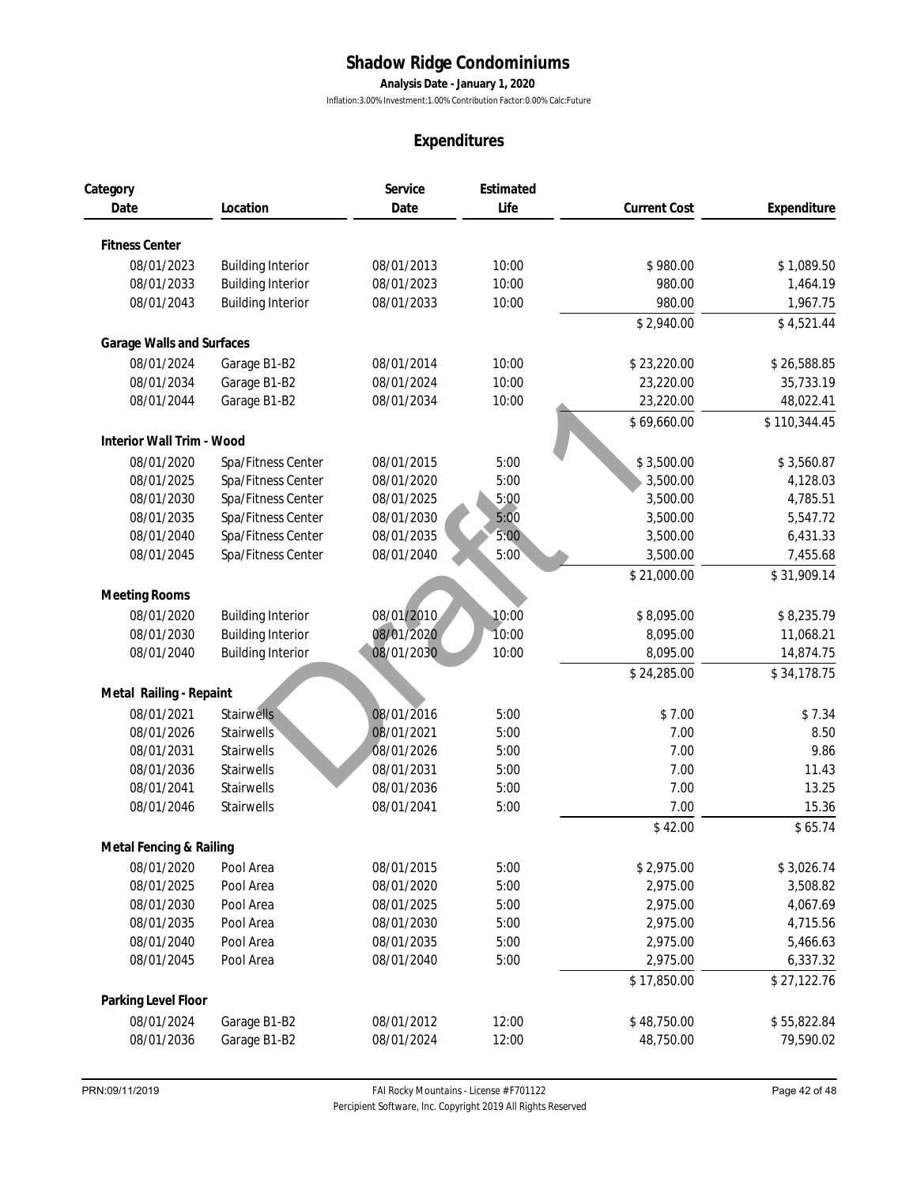# Shadow Ridge Condominiums

**Analysis Date - January 1, 2020**

Inflation:3.00% Investment:1.00% Contribution Factor:0.00% Calc:Future

## Expenditures

| Category Date | Location | Service Date | Estimated Life | Current Cost | Expenditure |
|---|---|---|---|---|---|
| **Fitness Center** | | | | | |
| 08/01/2023 | Building Interior | 08/01/2013 | 10:00 | $ 980.00 | $ 1,089.50 |
| 08/01/2033 | Building Interior | 08/01/2023 | 10:00 | 980.00 | 1,464.19 |
| 08/01/2043 | Building Interior | 08/01/2033 | 10:00 | 980.00 | 1,967.75 |
| | | | | $ 2,940.00 | $ 4,521.44 |
| **Garage Walls and Surfaces** | | | | | |
| 08/01/2024 | Garage B1-B2 | 08/01/2014 | 10:00 | $ 23,220.00 | $ 26,588.85 |
| 08/01/2034 | Garage B1-B2 | 08/01/2024 | 10:00 | 23,220.00 | 35,733.19 |
| 08/01/2044 | Garage B1-B2 | 08/01/2034 | 10:00 | 23,220.00 | 48,022.41 |
| | | | | $ 69,660.00 | $ 110,344.45 |
| **Interior Wall Trim - Wood** | | | | | |
| 08/01/2020 | Spa/Fitness Center | 08/01/2015 | 5:00 | $ 3,500.00 | $ 3,560.87 |
| 08/01/2025 | Spa/Fitness Center | 08/01/2020 | 5:00 | 3,500.00 | 4,128.03 |
| 08/01/2030 | Spa/Fitness Center | 08/01/2025 | 5:00 | 3,500.00 | 4,785.51 |
| 08/01/2035 | Spa/Fitness Center | 08/01/2030 | 5:00 | 3,500.00 | 5,547.72 |
| 08/01/2040 | Spa/Fitness Center | 08/01/2035 | 5:00 | 3,500.00 | 6,431.33 |
| 08/01/2045 | Spa/Fitness Center | 08/01/2040 | 5:00 | 3,500.00 | 7,455.68 |
| | | | | $ 21,000.00 | $ 31,909.14 |
| **Meeting Rooms** | | | | | |
| 08/01/2020 | Building Interior | 08/01/2010 | 10:00 | $ 8,095.00 | $ 8,235.79 |
| 08/01/2030 | Building Interior | 08/01/2020 | 10:00 | 8,095.00 | 11,068.21 |
| 08/01/2040 | Building Interior | 08/01/2030 | 10:00 | 8,095.00 | 14,874.75 |
| | | | | $ 24,285.00 | $ 34,178.75 |
| **Metal Railing - Repaint** | | | | | |
| 08/01/2021 | Stairwells | 08/01/2016 | 5:00 | $ 7.00 | $ 7.34 |
| 08/01/2026 | Stairwells | 08/01/2021 | 5:00 | 7.00 | 8.50 |
| 08/01/2031 | Stairwells | 08/01/2026 | 5:00 | 7.00 | 9.86 |
| 08/01/2036 | Stairwells | 08/01/2031 | 5:00 | 7.00 | 11.43 |
| 08/01/2041 | Stairwells | 08/01/2036 | 5:00 | 7.00 | 13.25 |
| 08/01/2046 | Stairwells | 08/01/2041 | 5:00 | 7.00 | 15.36 |
| | | | | $ 42.00 | $ 65.74 |
| **Metal Fencing & Railing** | | | | | |
| 08/01/2020 | Pool Area | 08/01/2015 | 5:00 | $ 2,975.00 | $ 3,026.74 |
| 08/01/2025 | Pool Area | 08/01/2020 | 5:00 | 2,975.00 | 3,508.82 |
| 08/01/2030 | Pool Area | 08/01/2025 | 5:00 | 2,975.00 | 4,067.69 |
| 08/01/2035 | Pool Area | 08/01/2030 | 5:00 | 2,975.00 | 4,715.56 |
| 08/01/2040 | Pool Area | 08/01/2035 | 5:00 | 2,975.00 | 5,466.63 |
| 08/01/2045 | Pool Area | 08/01/2040 | 5:00 | 2,975.00 | 6,337.32 |
| | | | | $ 17,850.00 | $ 27,122.76 |
| **Parking Level Floor** | | | | | |
| 08/01/2024 | Garage B1-B2 | 08/01/2012 | 12:00 | $ 48,750.00 | $ 55,822.84 |
| 08/01/2036 | Garage B1-B2 | 08/01/2024 | 12:00 | 48,750.00 | 79,590.02 |

PRN:09/11/2019

FAI Rocky Mountains - License # F701122
Percipient Software, Inc. Copyright 2019 All Rights Reserved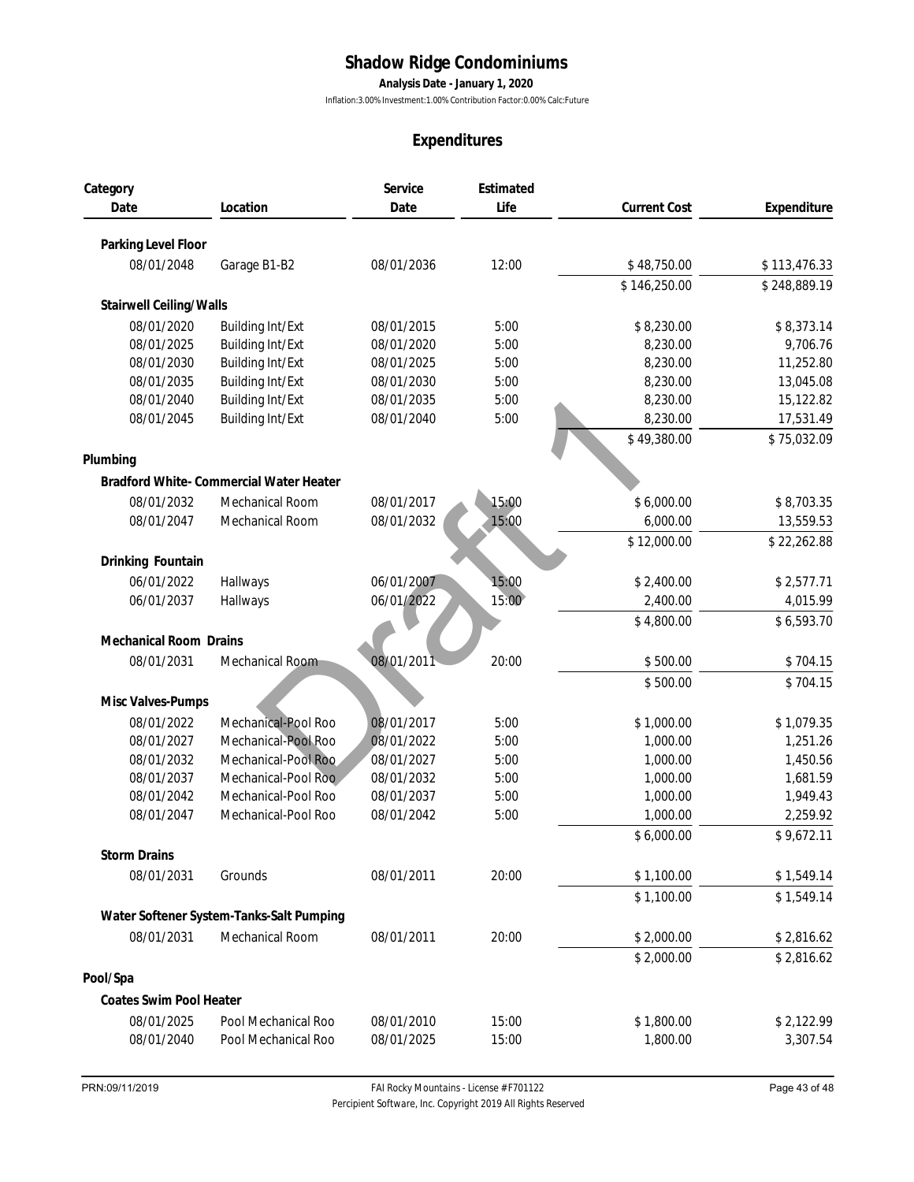# Shadow Ridge Condominiums

**Analysis Date - January 1, 2020**

Inflation:3.00% Investment:1.00% Contribution Factor:0.00% Calc:Future

## Expenditures

| Category Date | Location | Service Date | Estimated Life | Current Cost | Expenditure |
|---|---|---|---|---|---|
| **Parking Level Floor** | | | | | |
| 08/01/2048 | Garage B1-B2 | 08/01/2036 | 12:00 | $ 48,750.00 | $ 113,476.33 |
| | | | | $ 146,250.00 | $ 248,889.19 |
| **Stairwell Ceiling/Walls** | | | | | |
| 08/01/2020 | Building Int/Ext | 08/01/2015 | 5:00 | $ 8,230.00 | $ 8,373.14 |
| 08/01/2025 | Building Int/Ext | 08/01/2020 | 5:00 | 8,230.00 | 9,706.76 |
| 08/01/2030 | Building Int/Ext | 08/01/2025 | 5:00 | 8,230.00 | 11,252.80 |
| 08/01/2035 | Building Int/Ext | 08/01/2030 | 5:00 | 8,230.00 | 13,045.08 |
| 08/01/2040 | Building Int/Ext | 08/01/2035 | 5:00 | 8,230.00 | 15,122.82 |
| 08/01/2045 | Building Int/Ext | 08/01/2040 | 5:00 | 8,230.00 | 17,531.49 |
| | | | | $ 49,380.00 | $ 75,032.09 |
| **Plumbing** | | | | | |
| **Bradford White- Commercial Water Heater** | | | | | |
| 08/01/2032 | Mechanical Room | 08/01/2017 | 15:00 | $ 6,000.00 | $ 8,703.35 |
| 08/01/2047 | Mechanical Room | 08/01/2032 | 15:00 | 6,000.00 | 13,559.53 |
| | | | | $ 12,000.00 | $ 22,262.88 |
| **Drinking Fountain** | | | | | |
| 06/01/2022 | Hallways | 06/01/2007 | 15:00 | $ 2,400.00 | $ 2,577.71 |
| 06/01/2037 | Hallways | 06/01/2022 | 15:00 | 2,400.00 | 4,015.99 |
| | | | | $ 4,800.00 | $ 6,593.70 |
| **Mechanical Room Drains** | | | | | |
| 08/01/2031 | Mechanical Room | 08/01/2011 | 20:00 | $ 500.00 | $ 704.15 |
| | | | | $ 500.00 | $ 704.15 |
| **Misc Valves-Pumps** | | | | | |
| 08/01/2022 | Mechanical-Pool Roo | 08/01/2017 | 5:00 | $ 1,000.00 | $ 1,079.35 |
| 08/01/2027 | Mechanical-Pool Roo | 08/01/2022 | 5:00 | 1,000.00 | 1,251.26 |
| 08/01/2032 | Mechanical-Pool Roo | 08/01/2027 | 5:00 | 1,000.00 | 1,450.56 |
| 08/01/2037 | Mechanical-Pool Roo | 08/01/2032 | 5:00 | 1,000.00 | 1,681.59 |
| 08/01/2042 | Mechanical-Pool Roo | 08/01/2037 | 5:00 | 1,000.00 | 1,949.43 |
| 08/01/2047 | Mechanical-Pool Roo | 08/01/2042 | 5:00 | 1,000.00 | 2,259.92 |
| | | | | $ 6,000.00 | $ 9,672.11 |
| **Storm Drains** | | | | | |
| 08/01/2031 | Grounds | 08/01/2011 | 20:00 | $ 1,100.00 | $ 1,549.14 |
| | | | | $ 1,100.00 | $ 1,549.14 |
| **Water Softener System-Tanks-Salt Pumping** | | | | | |
| 08/01/2031 | Mechanical Room | 08/01/2011 | 20:00 | $ 2,000.00 | $ 2,816.62 |
| | | | | $ 2,000.00 | $ 2,816.62 |
| **Pool/Spa** | | | | | |
| **Coates Swim Pool Heater** | | | | | |
| 08/01/2025 | Pool Mechanical Roo | 08/01/2010 | 15:00 | $ 1,800.00 | $ 2,122.99 |
| 08/01/2040 | Pool Mechanical Roo | 08/01/2025 | 15:00 | 1,800.00 | 3,307.54 |

PRN:09/11/2019 FAI Rocky Mountains - License # F701122

Percipient Software, Inc. Copyright 2019 All Rights Reserved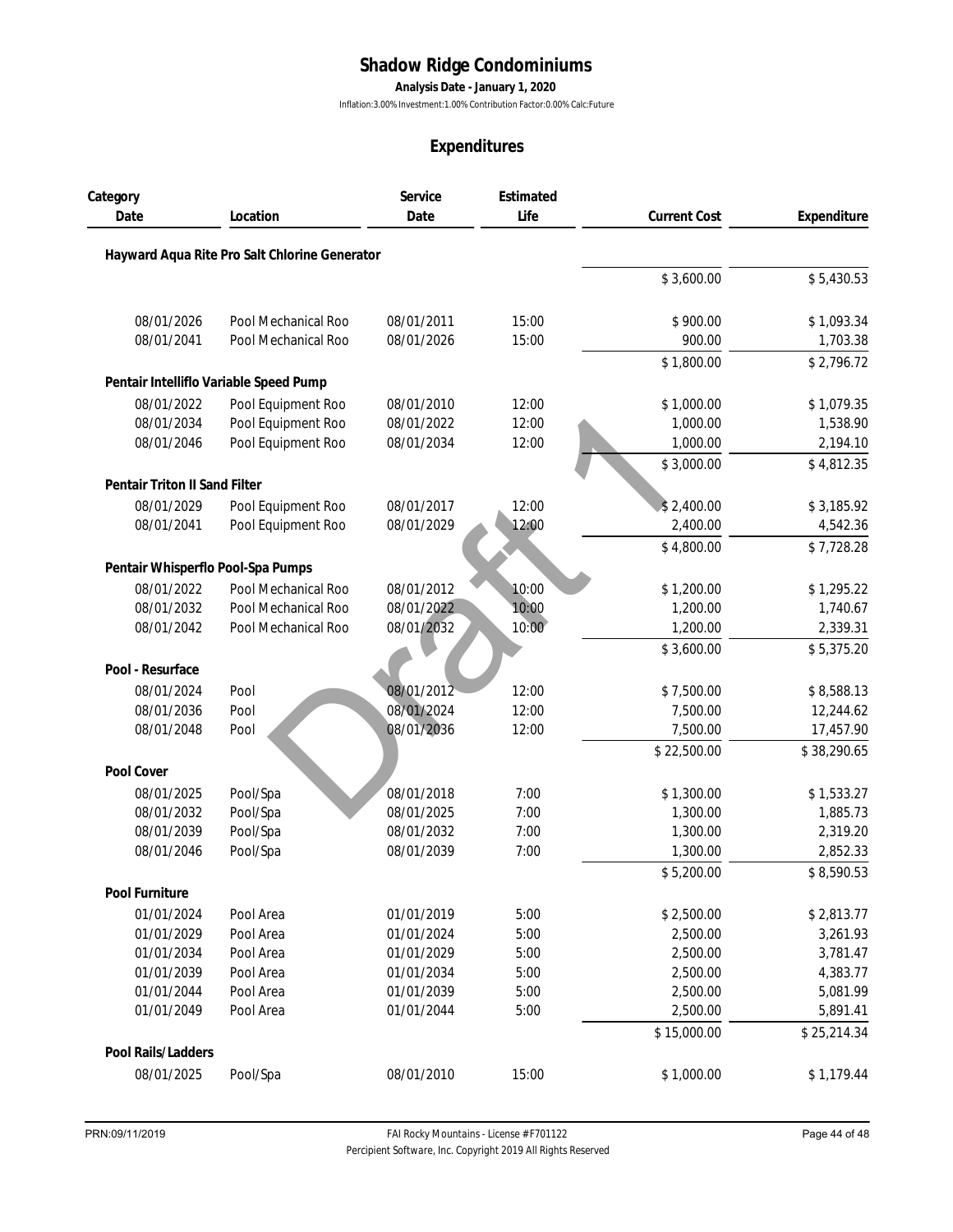# Shadow Ridge Condominiums

**Analysis Date - January 1, 2020**

Inflation:3.00% Investment:1.00% Contribution Factor:0.00% Calc:Future

## Expenditures

| Category Date | Location | Service Date | Estimated Life | Current Cost | Expenditure |
|---|---|---|---|---|---|
| **Hayward Aqua Rite Pro Salt Chlorine Generator** | | | | | |
| | | | | $ 3,600.00 | $ 5,430.53 |
| 08/01/2026 | Pool Mechanical Roo | 08/01/2011 | 15:00 | $ 900.00 | $ 1,093.34 |
| 08/01/2041 | Pool Mechanical Roo | 08/01/2026 | 15:00 | 900.00 | 1,703.38 |
| | | | | $ 1,800.00 | $ 2,796.72 |
| **Pentair Intelliflo Variable Speed Pump** | | | | | |
| 08/01/2022 | Pool Equipment Roo | 08/01/2010 | 12:00 | $ 1,000.00 | $ 1,079.35 |
| 08/01/2034 | Pool Equipment Roo | 08/01/2022 | 12:00 | 1,000.00 | 1,538.90 |
| 08/01/2046 | Pool Equipment Roo | 08/01/2034 | 12:00 | 1,000.00 | 2,194.10 |
| | | | | $ 3,000.00 | $ 4,812.35 |
| **Pentair Triton II Sand Filter** | | | | | |
| 08/01/2029 | Pool Equipment Roo | 08/01/2017 | 12:00 | $ 2,400.00 | $ 3,185.92 |
| 08/01/2041 | Pool Equipment Roo | 08/01/2029 | 12:00 | 2,400.00 | 4,542.36 |
| | | | | $ 4,800.00 | $ 7,728.28 |
| **Pentair Whisperflo Pool-Spa Pumps** | | | | | |
| 08/01/2022 | Pool Mechanical Roo | 08/01/2012 | 10:00 | $ 1,200.00 | $ 1,295.22 |
| 08/01/2032 | Pool Mechanical Roo | 08/01/2022 | 10:00 | 1,200.00 | 1,740.67 |
| 08/01/2042 | Pool Mechanical Roo | 08/01/2032 | 10:00 | 1,200.00 | 2,339.31 |
| | | | | $ 3,600.00 | $ 5,375.20 |
| **Pool - Resurface** | | | | | |
| 08/01/2024 | Pool | 08/01/2012 | 12:00 | $ 7,500.00 | $ 8,588.13 |
| 08/01/2036 | Pool | 08/01/2024 | 12:00 | 7,500.00 | 12,244.62 |
| 08/01/2048 | Pool | 08/01/2036 | 12:00 | 7,500.00 | 17,457.90 |
| | | | | $ 22,500.00 | $ 38,290.65 |
| **Pool Cover** | | | | | |
| 08/01/2025 | Pool/Spa | 08/01/2018 | 7:00 | $ 1,300.00 | $ 1,533.27 |
| 08/01/2032 | Pool/Spa | 08/01/2025 | 7:00 | 1,300.00 | 1,885.73 |
| 08/01/2039 | Pool/Spa | 08/01/2032 | 7:00 | 1,300.00 | 2,319.20 |
| 08/01/2046 | Pool/Spa | 08/01/2039 | 7:00 | 1,300.00 | 2,852.33 |
| | | | | $ 5,200.00 | $ 8,590.53 |
| **Pool Furniture** | | | | | |
| 01/01/2024 | Pool Area | 01/01/2019 | 5:00 | $ 2,500.00 | $ 2,813.77 |
| 01/01/2029 | Pool Area | 01/01/2024 | 5:00 | 2,500.00 | 3,261.93 |
| 01/01/2034 | Pool Area | 01/01/2029 | 5:00 | 2,500.00 | 3,781.47 |
| 01/01/2039 | Pool Area | 01/01/2034 | 5:00 | 2,500.00 | 4,383.77 |
| 01/01/2044 | Pool Area | 01/01/2039 | 5:00 | 2,500.00 | 5,081.99 |
| 01/01/2049 | Pool Area | 01/01/2044 | 5:00 | 2,500.00 | 5,891.41 |
| | | | | $ 15,000.00 | $ 25,214.34 |
| **Pool Rails/Ladders** | | | | | |
| 08/01/2025 | Pool/Spa | 08/01/2010 | 15:00 | $ 1,000.00 | $ 1,179.44 |

PRN:09/11/2019

FAI Rocky Mountains - License # F701122

Percipient Software, Inc. Copyright 2019 All Rights Reserved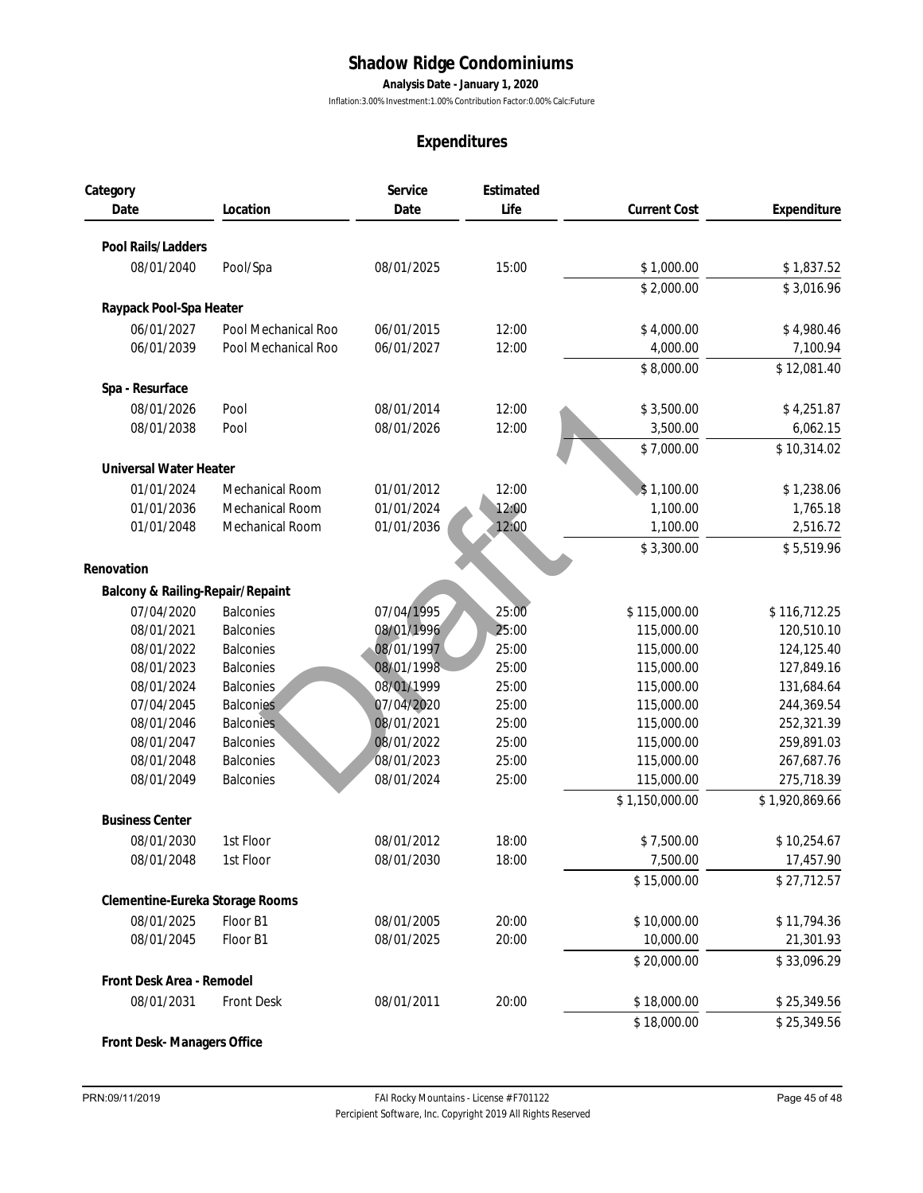# Shadow Ridge Condominiums

**Analysis Date - January 1, 2020**

Inflation:3.00% Investment:1.00% Contribution Factor:0.00% Calc:Future

## Expenditures

| Category Date | Location | Service Date | Estimated Life | Current Cost | Expenditure |
|---|---|---|---|---|---|
| **Pool Rails/Ladders** | | | | | |
| 08/01/2040 | Pool/Spa | 08/01/2025 | 15:00 | $ 1,000.00 | $ 1,837.52 |
| | | | | $ 2,000.00 | $ 3,016.96 |
| **Raypack Pool-Spa Heater** | | | | | |
| 06/01/2027 | Pool Mechanical Roo | 06/01/2015 | 12:00 | $ 4,000.00 | $ 4,980.46 |
| 06/01/2039 | Pool Mechanical Roo | 06/01/2027 | 12:00 | 4,000.00 | 7,100.94 |
| | | | | $ 8,000.00 | $ 12,081.40 |
| **Spa - Resurface** | | | | | |
| 08/01/2026 | Pool | 08/01/2014 | 12:00 | $ 3,500.00 | $ 4,251.87 |
| 08/01/2038 | Pool | 08/01/2026 | 12:00 | 3,500.00 | 6,062.15 |
| | | | | $ 7,000.00 | $ 10,314.02 |
| **Universal Water Heater** | | | | | |
| 01/01/2024 | Mechanical Room | 01/01/2012 | 12:00 | $ 1,100.00 | $ 1,238.06 |
| 01/01/2036 | Mechanical Room | 01/01/2024 | 12:00 | 1,100.00 | 1,765.18 |
| 01/01/2048 | Mechanical Room | 01/01/2036 | 12:00 | 1,100.00 | 2,516.72 |
| | | | | $ 3,300.00 | $ 5,519.96 |
| **Renovation** | | | | | |
| **Balcony & Railing-Repair/Repaint** | | | | | |
| 07/04/2020 | Balconies | 07/04/1995 | 25:00 | $ 115,000.00 | $ 116,712.25 |
| 08/01/2021 | Balconies | 08/01/1996 | 25:00 | 115,000.00 | 120,510.10 |
| 08/01/2022 | Balconies | 08/01/1997 | 25:00 | 115,000.00 | 124,125.40 |
| 08/01/2023 | Balconies | 08/01/1998 | 25:00 | 115,000.00 | 127,849.16 |
| 08/01/2024 | Balconies | 08/01/1999 | 25:00 | 115,000.00 | 131,684.64 |
| 07/04/2045 | Balconies | 07/04/2020 | 25:00 | 115,000.00 | 244,369.54 |
| 08/01/2046 | Balconies | 08/01/2021 | 25:00 | 115,000.00 | 252,321.39 |
| 08/01/2047 | Balconies | 08/01/2022 | 25:00 | 115,000.00 | 259,891.03 |
| 08/01/2048 | Balconies | 08/01/2023 | 25:00 | 115,000.00 | 267,687.76 |
| 08/01/2049 | Balconies | 08/01/2024 | 25:00 | 115,000.00 | 275,718.39 |
| | | | | $ 1,150,000.00 | $ 1,920,869.66 |
| **Business Center** | | | | | |
| 08/01/2030 | 1st Floor | 08/01/2012 | 18:00 | $ 7,500.00 | $ 10,254.67 |
| 08/01/2048 | 1st Floor | 08/01/2030 | 18:00 | 7,500.00 | 17,457.90 |
| | | | | $ 15,000.00 | $ 27,712.57 |
| **Clementine-Eureka Storage Rooms** | | | | | |
| 08/01/2025 | Floor B1 | 08/01/2005 | 20:00 | $ 10,000.00 | $ 11,794.36 |
| 08/01/2045 | Floor B1 | 08/01/2025 | 20:00 | 10,000.00 | 21,301.93 |
| | | | | $ 20,000.00 | $ 33,096.29 |
| **Front Desk Area - Remodel** | | | | | |
| 08/01/2031 | Front Desk | 08/01/2011 | 20:00 | $ 18,000.00 | $ 25,349.56 |
| | | | | $ 18,000.00 | $ 25,349.56 |
| **Front Desk- Managers Office** | | | | | |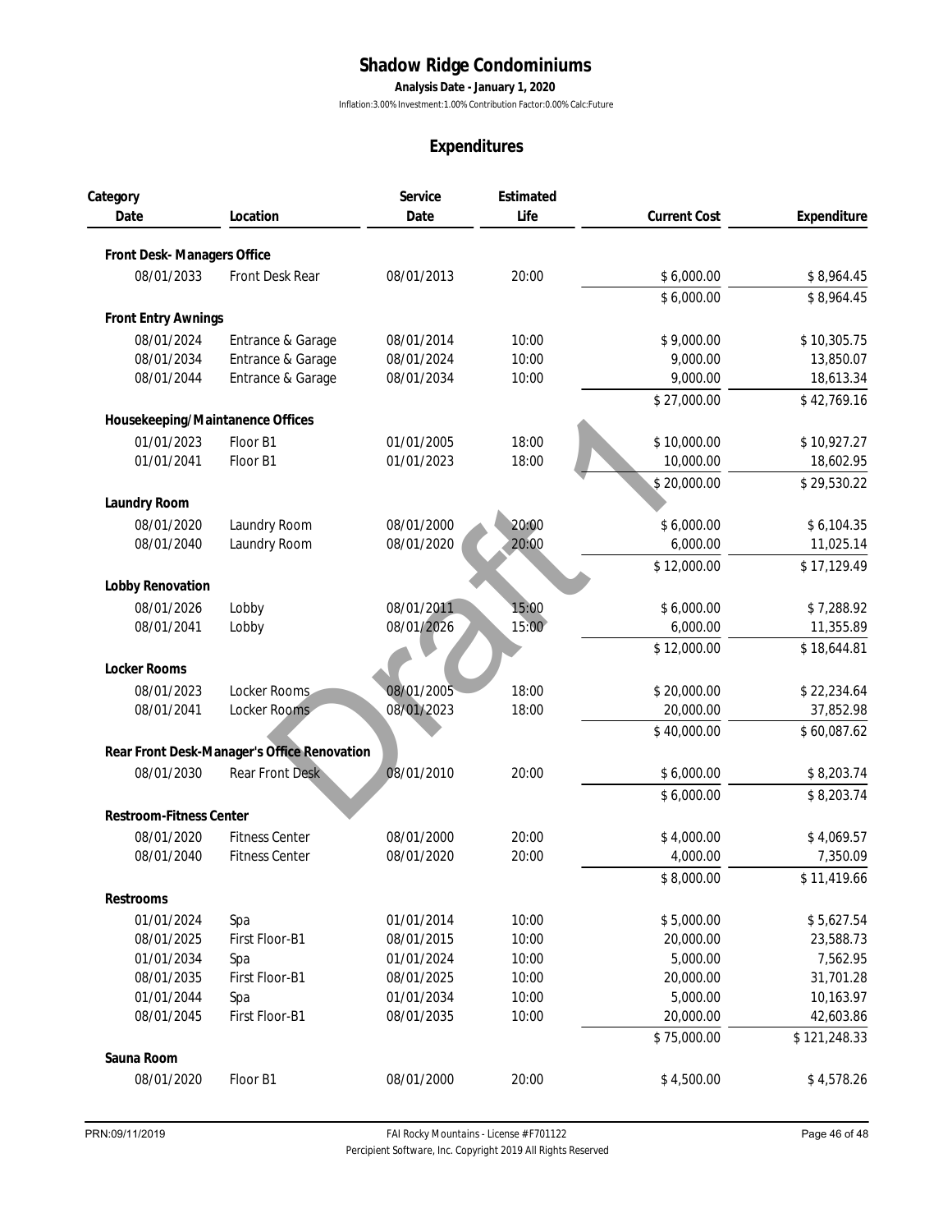# Shadow Ridge Condominiums

**Analysis Date - January 1, 2020**

Inflation:3.00% Investment:1.00% Contribution Factor:0.00% Calc:Future

## Expenditures

| Category Date | Location | Service Date | Estimated Life | Current Cost | Expenditure |
|---|---|---|---|---|---|
| **Front Desk- Managers Office** | | | | | |
| 08/01/2033 | Front Desk Rear | 08/01/2013 | 20:00 | $ 6,000.00 | $ 8,964.45 |
| | | | | $ 6,000.00 | $ 8,964.45 |
| **Front Entry Awnings** | | | | | |
| 08/01/2024 | Entrance & Garage | 08/01/2014 | 10:00 | $ 9,000.00 | $ 10,305.75 |
| 08/01/2034 | Entrance & Garage | 08/01/2024 | 10:00 | 9,000.00 | 13,850.07 |
| 08/01/2044 | Entrance & Garage | 08/01/2034 | 10:00 | 9,000.00 | 18,613.34 |
| | | | | $ 27,000.00 | $ 42,769.16 |
| **Housekeeping/Maintanence Offices** | | | | | |
| 01/01/2023 | Floor B1 | 01/01/2005 | 18:00 | $ 10,000.00 | $ 10,927.27 |
| 01/01/2041 | Floor B1 | 01/01/2023 | 18:00 | 10,000.00 | 18,602.95 |
| | | | | $ 20,000.00 | $ 29,530.22 |
| **Laundry Room** | | | | | |
| 08/01/2020 | Laundry Room | 08/01/2000 | 20:00 | $ 6,000.00 | $ 6,104.35 |
| 08/01/2040 | Laundry Room | 08/01/2020 | 20:00 | 6,000.00 | 11,025.14 |
| | | | | $ 12,000.00 | $ 17,129.49 |
| **Lobby Renovation** | | | | | |
| 08/01/2026 | Lobby | 08/01/2011 | 15:00 | $ 6,000.00 | $ 7,288.92 |
| 08/01/2041 | Lobby | 08/01/2026 | 15:00 | 6,000.00 | 11,355.89 |
| | | | | $ 12,000.00 | $ 18,644.81 |
| **Locker Rooms** | | | | | |
| 08/01/2023 | Locker Rooms | 08/01/2005 | 18:00 | $ 20,000.00 | $ 22,234.64 |
| 08/01/2041 | Locker Rooms | 08/01/2023 | 18:00 | 20,000.00 | 37,852.98 |
| | | | | $ 40,000.00 | $ 60,087.62 |
| **Rear Front Desk-Manager's Office Renovation** | | | | | |
| 08/01/2030 | Rear Front Desk | 08/01/2010 | 20:00 | $ 6,000.00 | $ 8,203.74 |
| | | | | $ 6,000.00 | $ 8,203.74 |
| **Restroom-Fitness Center** | | | | | |
| 08/01/2020 | Fitness Center | 08/01/2000 | 20:00 | $ 4,000.00 | $ 4,069.57 |
| 08/01/2040 | Fitness Center | 08/01/2020 | 20:00 | 4,000.00 | 7,350.09 |
| | | | | $ 8,000.00 | $ 11,419.66 |
| **Restrooms** | | | | | |
| 01/01/2024 | Spa | 01/01/2014 | 10:00 | $ 5,000.00 | $ 5,627.54 |
| 08/01/2025 | First Floor-B1 | 08/01/2015 | 10:00 | 20,000.00 | 23,588.73 |
| 01/01/2034 | Spa | 01/01/2024 | 10:00 | 5,000.00 | 7,562.95 |
| 08/01/2035 | First Floor-B1 | 08/01/2025 | 10:00 | 20,000.00 | 31,701.28 |
| 01/01/2044 | Spa | 01/01/2034 | 10:00 | 5,000.00 | 10,163.97 |
| 08/01/2045 | First Floor-B1 | 08/01/2035 | 10:00 | 20,000.00 | 42,603.86 |
| | | | | $ 75,000.00 | $ 121,248.33 |
| **Sauna Room** | | | | | |
| 08/01/2020 | Floor B1 | 08/01/2000 | 20:00 | $ 4,500.00 | $ 4,578.26 |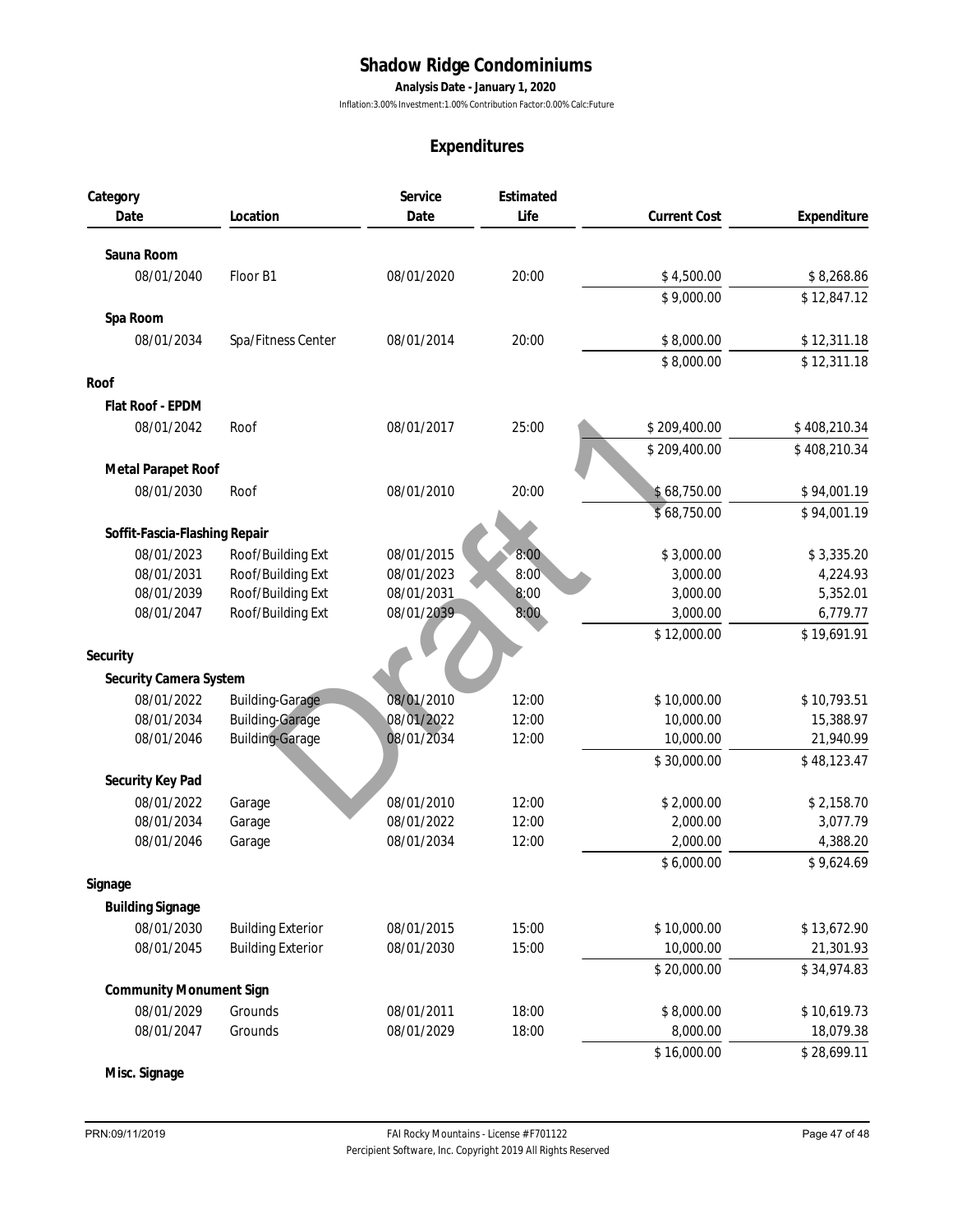# Shadow Ridge Condominiums

**Analysis Date - January 1, 2020**

Inflation:3.00% Investment:1.00% Contribution Factor:0.00% Calc:Future

## Expenditures

| Category<br>Date | Location | Service Date | Estimated Life | Current Cost | Expenditure |
|---|---|---|---|---|---|
| **Sauna Room** | | | | | |
| 08/01/2040 | Floor B1 | 08/01/2020 | 20:00 | $ 4,500.00 | $ 8,268.86 |
| | | | | $ 9,000.00 | $ 12,847.12 |
| **Spa Room** | | | | | |
| 08/01/2034 | Spa/Fitness Center | 08/01/2014 | 20:00 | $ 8,000.00 | $ 12,311.18 |
| | | | | $ 8,000.00 | $ 12,311.18 |
| **Roof** | | | | | |
| **Flat Roof - EPDM** | | | | | |
| 08/01/2042 | Roof | 08/01/2017 | 25:00 | $ 209,400.00 | $ 408,210.34 |
| | | | | $ 209,400.00 | $ 408,210.34 |
| **Metal Parapet Roof** | | | | | |
| 08/01/2030 | Roof | 08/01/2010 | 20:00 | $ 68,750.00 | $ 94,001.19 |
| | | | | $ 68,750.00 | $ 94,001.19 |
| **Soffit-Fascia-Flashing Repair** | | | | | |
| 08/01/2023 | Roof/Building Ext | 08/01/2015 | 8:00 | $ 3,000.00 | $ 3,335.20 |
| 08/01/2031 | Roof/Building Ext | 08/01/2023 | 8:00 | 3,000.00 | 4,224.93 |
| 08/01/2039 | Roof/Building Ext | 08/01/2031 | 8:00 | 3,000.00 | 5,352.01 |
| 08/01/2047 | Roof/Building Ext | 08/01/2039 | 8:00 | 3,000.00 | 6,779.77 |
| | | | | $ 12,000.00 | $ 19,691.91 |
| **Security** | | | | | |
| **Security Camera System** | | | | | |
| 08/01/2022 | Building-Garage | 08/01/2010 | 12:00 | $ 10,000.00 | $ 10,793.51 |
| 08/01/2034 | Building-Garage | 08/01/2022 | 12:00 | 10,000.00 | 15,388.97 |
| 08/01/2046 | Building-Garage | 08/01/2034 | 12:00 | 10,000.00 | 21,940.99 |
| | | | | $ 30,000.00 | $ 48,123.47 |
| **Security Key Pad** | | | | | |
| 08/01/2022 | Garage | 08/01/2010 | 12:00 | $ 2,000.00 | $ 2,158.70 |
| 08/01/2034 | Garage | 08/01/2022 | 12:00 | 2,000.00 | 3,077.79 |
| 08/01/2046 | Garage | 08/01/2034 | 12:00 | 2,000.00 | 4,388.20 |
| | | | | $ 6,000.00 | $ 9,624.69 |
| **Signage** | | | | | |
| **Building Signage** | | | | | |
| 08/01/2030 | Building Exterior | 08/01/2015 | 15:00 | $ 10,000.00 | $ 13,672.90 |
| 08/01/2045 | Building Exterior | 08/01/2030 | 15:00 | 10,000.00 | 21,301.93 |
| | | | | $ 20,000.00 | $ 34,974.83 |
| **Community Monument Sign** | | | | | |
| 08/01/2029 | Grounds | 08/01/2011 | 18:00 | $ 8,000.00 | $ 10,619.73 |
| 08/01/2047 | Grounds | 08/01/2029 | 18:00 | 8,000.00 | 18,079.38 |
| | | | | $ 16,000.00 | $ 28,699.11 |
| **Misc. Signage** | | | | | |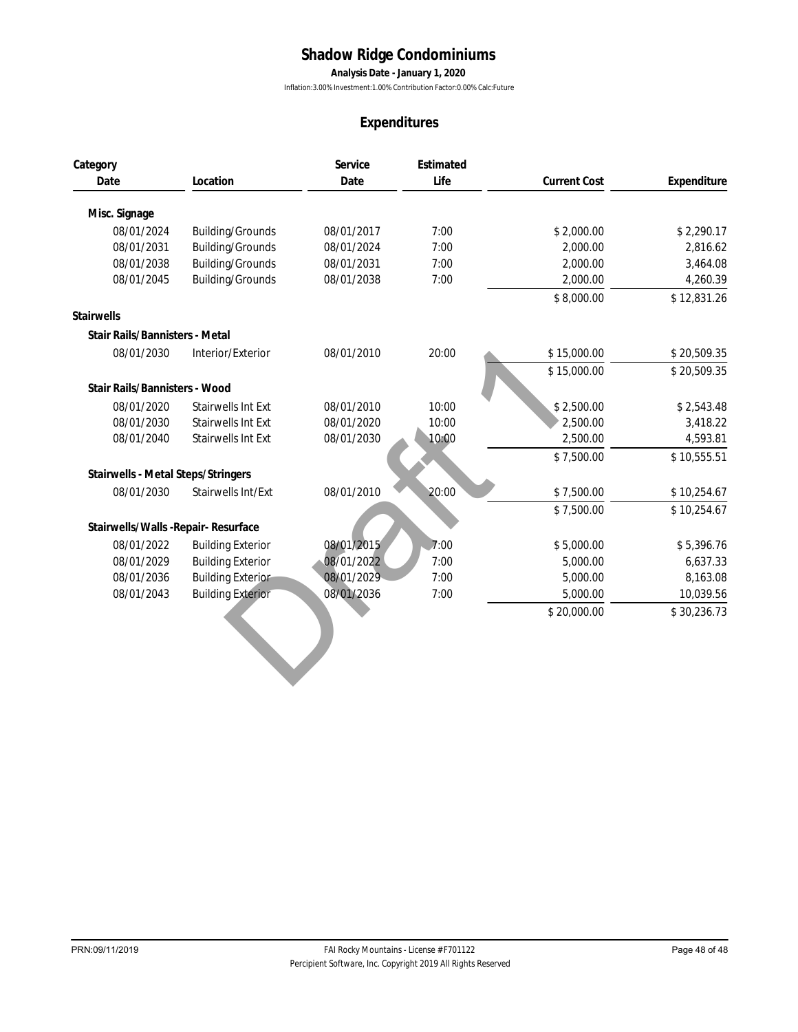# Shadow Ridge Condominiums

**Analysis Date - January 1, 2020**

Inflation:3.00% Investment:1.00% Contribution Factor:0.00% Calc:Future

## Expenditures

| Category Date | Location | Service Date | Estimated Life | Current Cost | Expenditure |
|---|---|---|---|---|---|
| **Misc. Signage** | | | | | |
| 08/01/2024 | Building/Grounds | 08/01/2017 | 7:00 | $ 2,000.00 | $ 2,290.17 |
| 08/01/2031 | Building/Grounds | 08/01/2024 | 7:00 | 2,000.00 | 2,816.62 |
| 08/01/2038 | Building/Grounds | 08/01/2031 | 7:00 | 2,000.00 | 3,464.08 |
| 08/01/2045 | Building/Grounds | 08/01/2038 | 7:00 | 2,000.00 | 4,260.39 |
| | | | | $ 8,000.00 | $ 12,831.26 |
| **Stairwells** | | | | | |
| **Stair Rails/Bannisters - Metal** | | | | | |
| 08/01/2030 | Interior/Exterior | 08/01/2010 | 20:00 | $ 15,000.00 | $ 20,509.35 |
| | | | | $ 15,000.00 | $ 20,509.35 |
| **Stair Rails/Bannisters - Wood** | | | | | |
| 08/01/2020 | Stairwells Int Ext | 08/01/2010 | 10:00 | $ 2,500.00 | $ 2,543.48 |
| 08/01/2030 | Stairwells Int Ext | 08/01/2020 | 10:00 | 2,500.00 | 3,418.22 |
| 08/01/2040 | Stairwells Int Ext | 08/01/2030 | 10:00 | 2,500.00 | 4,593.81 |
| | | | | $ 7,500.00 | $ 10,555.51 |
| **Stairwells - Metal Steps/Stringers** | | | | | |
| 08/01/2030 | Stairwells Int/Ext | 08/01/2010 | 20:00 | $ 7,500.00 | $ 10,254.67 |
| | | | | $ 7,500.00 | $ 10,254.67 |
| **Stairwells/Walls -Repair- Resurface** | | | | | |
| 08/01/2022 | Building Exterior | 08/01/2015 | 7:00 | $ 5,000.00 | $ 5,396.76 |
| 08/01/2029 | Building Exterior | 08/01/2022 | 7:00 | 5,000.00 | 6,637.33 |
| 08/01/2036 | Building Exterior | 08/01/2029 | 7:00 | 5,000.00 | 8,163.08 |
| 08/01/2043 | Building Exterior | 08/01/2036 | 7:00 | 5,000.00 | 10,039.56 |
| | | | | $ 20,000.00 | $ 30,236.73 |

Draft 1